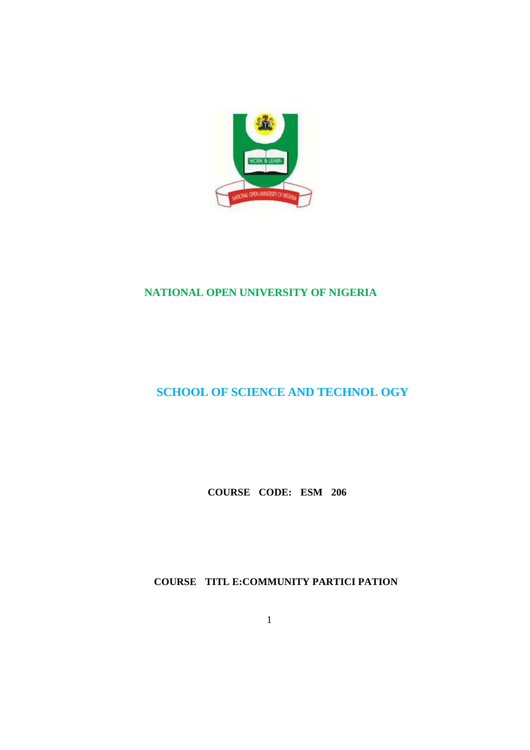# NATIONAL OPEN UNIVERSITY OF NIGERIA

## SCHOOL OF SCIENCE AND TECHNOL OGY

**COURSE CODE: ESM 206**

**COURSE TITL E:COMMUNITY PARTICI PATION**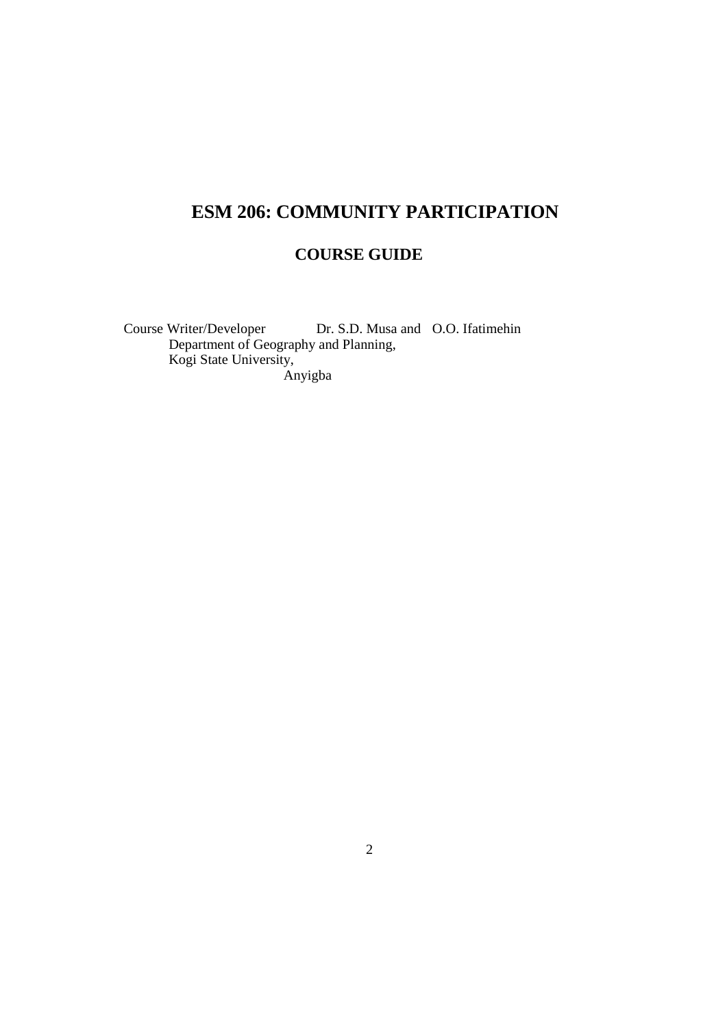# ESM 206: COMMUNITY PARTICIPATION

## COURSE GUIDE

Course Writer/Developer Dr. S.D. Musa and O.O. Ifatimehin
Department of Geography and Planning,
Kogi State University,
Anyigba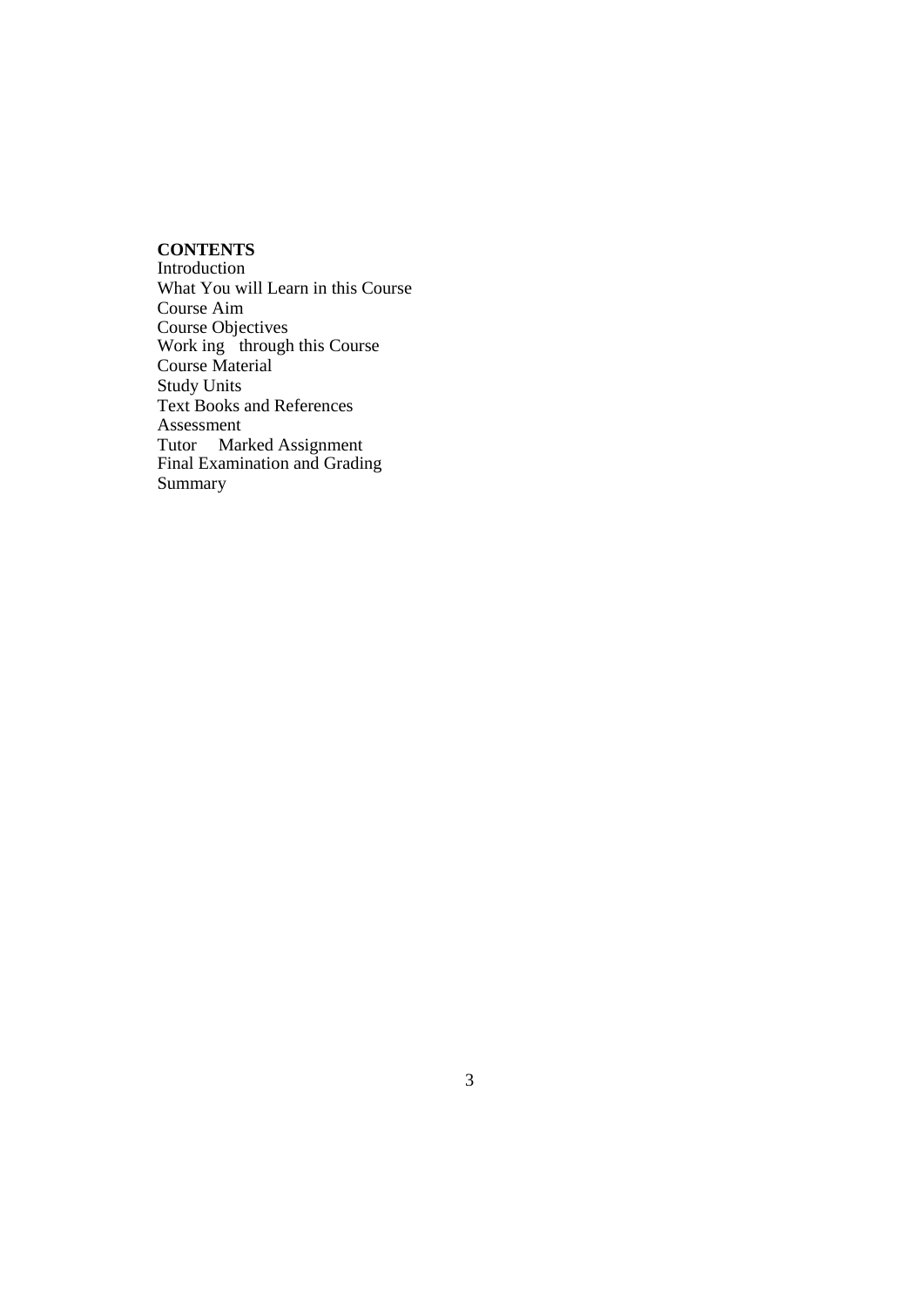**CONTENTS**

Introduction
What You will Learn in this Course
Course Aim
Course Objectives
Work ing through this Course
Course Material
Study Units
Text Books and References
Assessment
Tutor Marked Assignment
Final Examination and Grading
Summary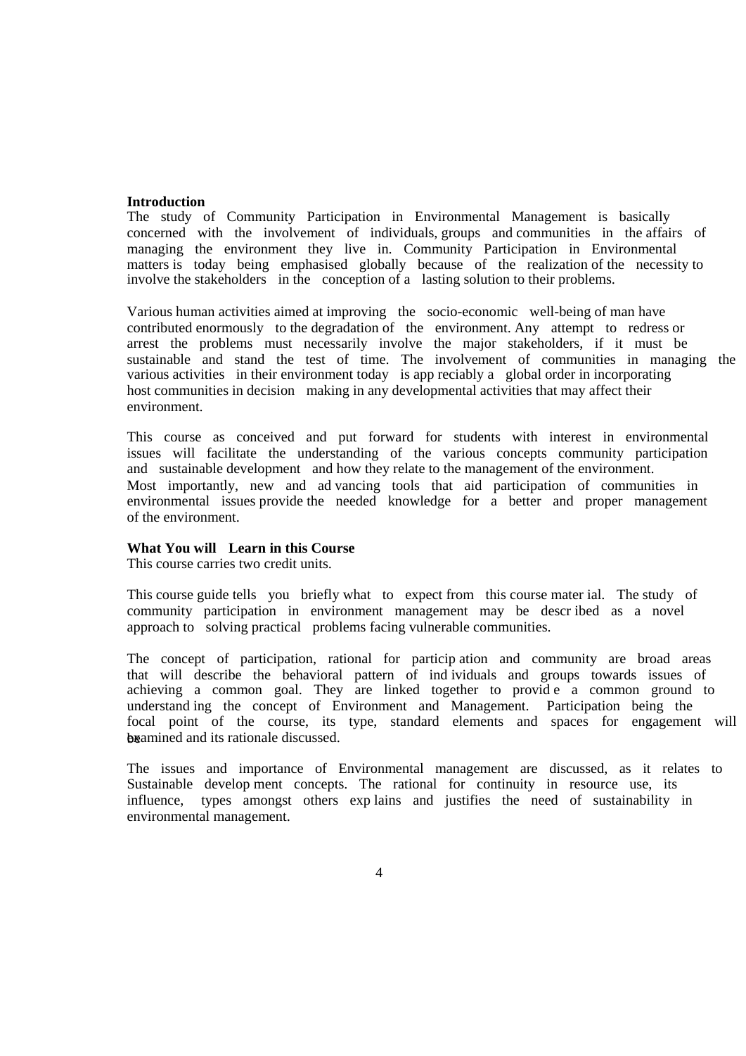**Introduction**

The study of Community Participation in Environmental Management is basically concerned with the involvement of individuals, groups and communities in the affairs of managing the environment they live in. Community Participation in Environmental matters is today being emphasised globally because of the realization of the necessity to involve the stakeholders in the conception of a lasting solution to their problems.

Various human activities aimed at improving the socio-economic well-being of man have contributed enormously to the degradation of the environment. Any attempt to redress or arrest the problems must necessarily involve the major stakeholders, if it must be sustainable and stand the test of time. The involvement of communities in managing the various activities in their environment today is app reciably a global order in incorporating host communities in decision making in any developmental activities that may affect their environment.

This course as conceived and put forward for students with interest in environmental issues will facilitate the understanding of the various concepts community participation and sustainable development and how they relate to the management of the environment. Most importantly, new and ad vancing tools that aid participation of communities in environmental issues provide the needed knowledge for a better and proper management of the environment.

**What You will Learn in this Course**

This course carries two credit units.

This course guide tells you briefly what to expect from this course mater ial. The study of community participation in environment management may be descr ibed as a novel approach to solving practical problems facing vulnerable communities.

The concept of participation, rational for particip ation and community are broad areas that will describe the behavioral pattern of ind ividuals and groups towards issues of achieving a common goal. They are linked together to provid e a common ground to understand ing the concept of Environment and Management. Participation being the focal point of the course, its type, standard elements and spaces for engagement will be examined and its rationale discussed.

The issues and importance of Environmental management are discussed, as it relates to Sustainable develop ment concepts. The rational for continuity in resource use, its influence, types amongst others exp lains and justifies the need of sustainability in environmental management.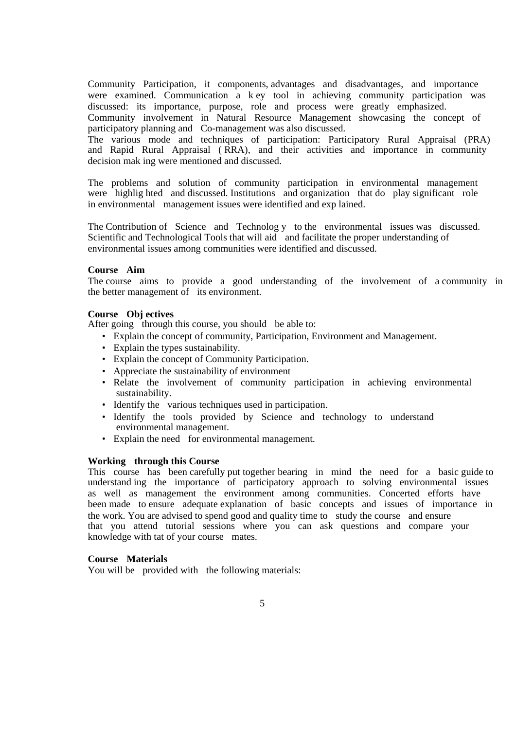Community Participation, it components, advantages and disadvantages, and importance were examined. Communication a key tool in achieving community participation was discussed: its importance, purpose, role and process were greatly emphasized. Community involvement in Natural Resource Management showcasing the concept of participatory planning and Co-management was also discussed.
The various mode and techniques of participation: Participatory Rural Appraisal (PRA) and Rapid Rural Appraisal (RRA), and their activities and importance in community decision making were mentioned and discussed.

The problems and solution of community participation in environmental management were highlighted and discussed. Institutions and organization that do play significant role in environmental management issues were identified and explained.

The Contribution of Science and Technology to the environmental issues was discussed. Scientific and Technological Tools that will aid and facilitate the proper understanding of environmental issues among communities were identified and discussed.

**Course Aim**

The course aims to provide a good understanding of the involvement of a community in the better management of its environment.

**Course Objectives**

After going through this course, you should be able to:

- Explain the concept of community, Participation, Environment and Management.
- Explain the types sustainability.
- Explain the concept of Community Participation.
- Appreciate the sustainability of environment
- Relate the involvement of community participation in achieving environmental sustainability.
- Identify the various techniques used in participation.
- Identify the tools provided by Science and technology to understand environmental management.
- Explain the need for environmental management.

**Working through this Course**

This course has been carefully put together bearing in mind the need for a basic guide to understanding the importance of participatory approach to solving environmental issues as well as management the environment among communities. Concerted efforts have been made to ensure adequate explanation of basic concepts and issues of importance in the work. You are advised to spend good and quality time to study the course and ensure that you attend tutorial sessions where you can ask questions and compare your knowledge with tat of your course mates.

**Course Materials**

You will be provided with the following materials: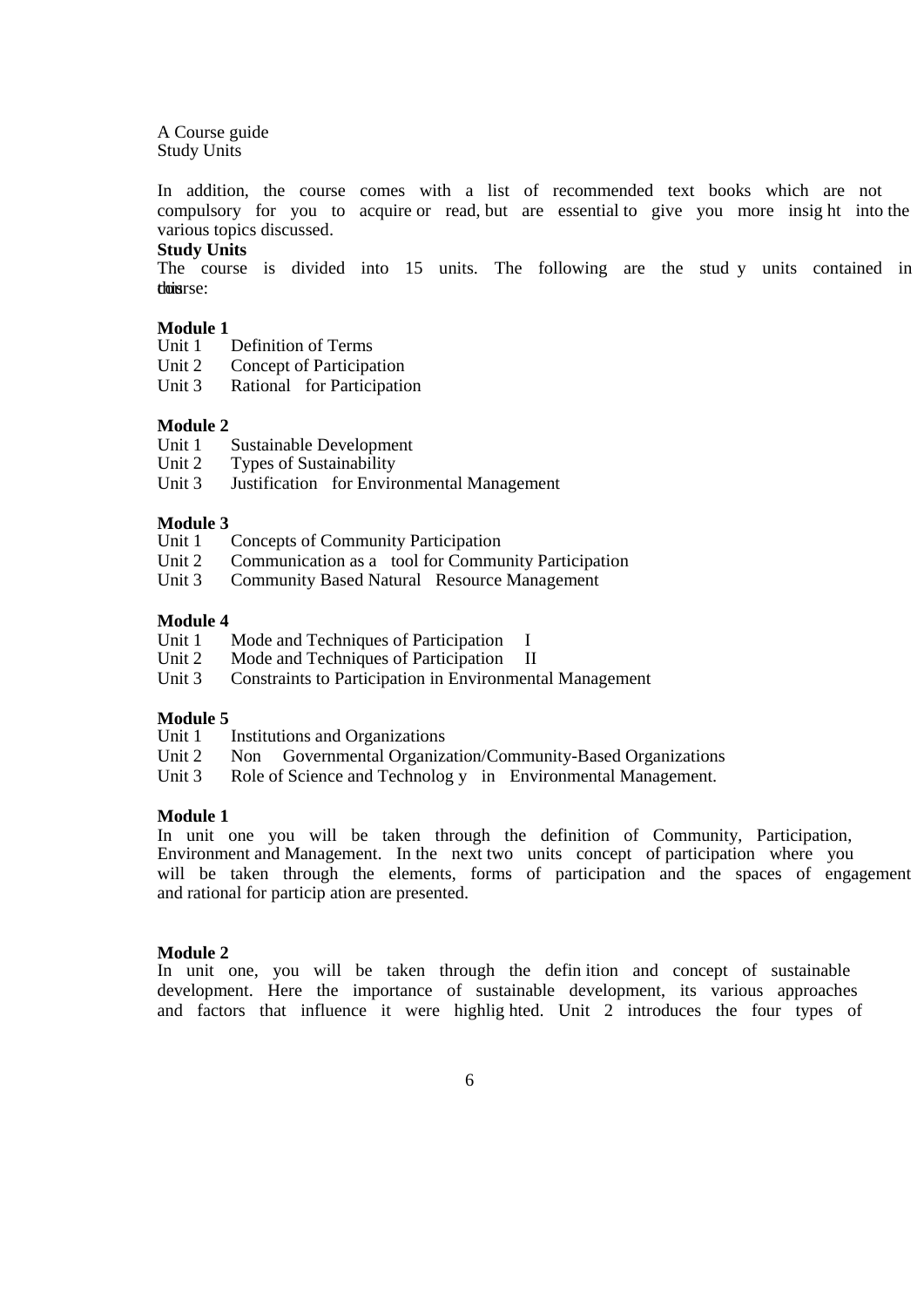A Course guide
Study Units

In addition, the course comes with a list of recommended text books which are not compulsory for you to acquire or read, but are essential to give you more insight into the various topics discussed.

**Study Units**

The course is divided into 15 units. The following are the study units contained in this course:

**Module 1**

Unit 1 Definition of Terms
Unit 2 Concept of Participation
Unit 3 Rational for Participation

**Module 2**

Unit 1 Sustainable Development
Unit 2 Types of Sustainability
Unit 3 Justification for Environmental Management

**Module 3**

Unit 1 Concepts of Community Participation
Unit 2 Communication as a tool for Community Participation
Unit 3 Community Based Natural Resource Management

**Module 4**

Unit 1 Mode and Techniques of Participation I
Unit 2 Mode and Techniques of Participation II
Unit 3 Constraints to Participation in Environmental Management

**Module 5**

Unit 1 Institutions and Organizations
Unit 2 Non Governmental Organization/Community-Based Organizations
Unit 3 Role of Science and Technology in Environmental Management.

**Module 1**

In unit one you will be taken through the definition of Community, Participation, Environment and Management. In the next two units concept of participation where you will be taken through the elements, forms of participation and the spaces of engagement and rational for participation are presented.

**Module 2**

In unit one, you will be taken through the definition and concept of sustainable development. Here the importance of sustainable development, its various approaches and factors that influence it were highlighted. Unit 2 introduces the four types of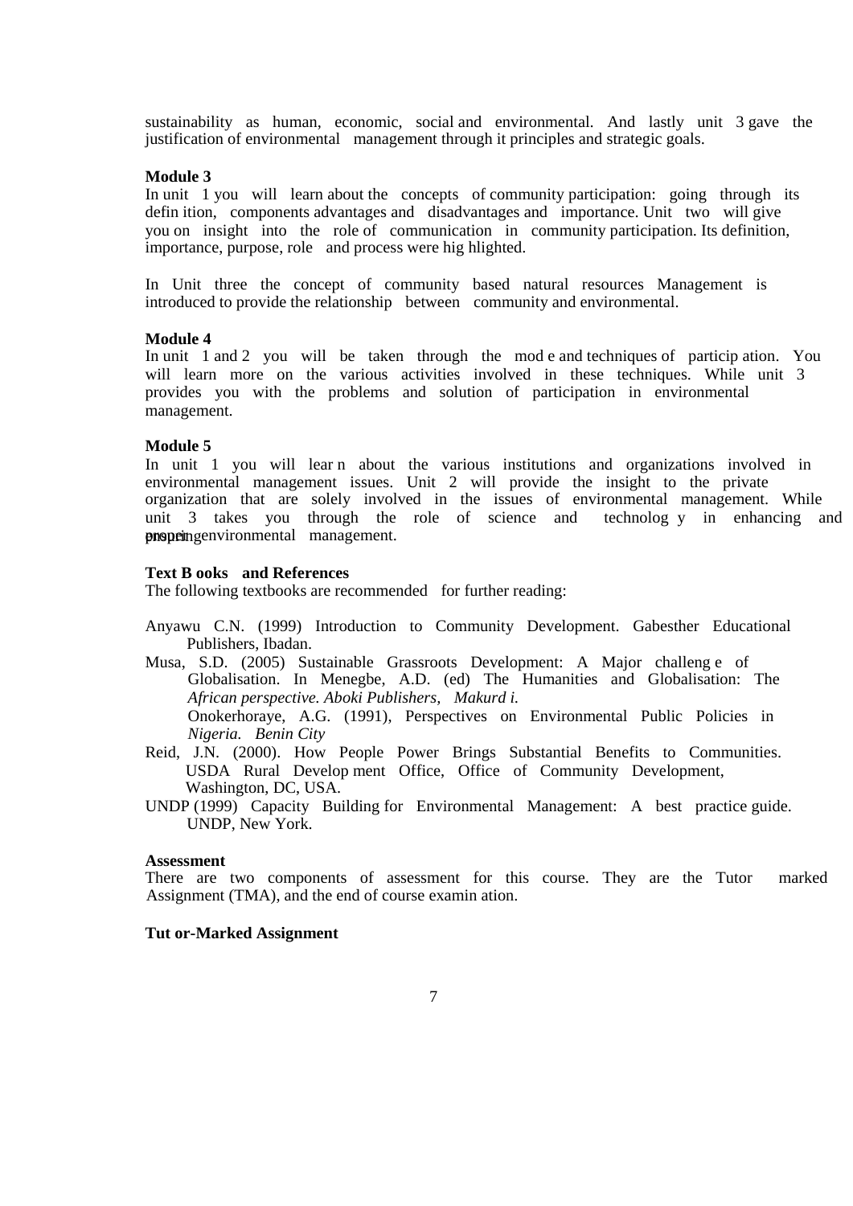sustainability as human, economic, social and environmental. And lastly unit 3 gave the justification of environmental management through it principles and strategic goals.

**Module 3**

In unit 1 you will learn about the concepts of community participation: going through its definition, components advantages and disadvantages and importance. Unit two will give you on insight into the role of communication in community participation. Its definition, importance, purpose, role and process were highlighted.

In Unit three the concept of community based natural resources Management is introduced to provide the relationship between community and environmental.

**Module 4**

In unit 1 and 2 you will be taken through the mode and techniques of participation. You will learn more on the various activities involved in these techniques. While unit 3 provides you with the problems and solution of participation in environmental management.

**Module 5**

In unit 1 you will learn about the various institutions and organizations involved in environmental management issues. Unit 2 will provide the insight to the private organization that are solely involved in the issues of environmental management. While unit 3 takes you through the role of science and technology in enhancing and ensuring proper environmental management.

**Text Books and References**

The following textbooks are recommended for further reading:

Anyawu C.N. (1999) Introduction to Community Development. Gabesther Educational Publishers, Ibadan.

Musa, S.D. (2005) Sustainable Grassroots Development: A Major challenge of Globalisation. In Menegbe, A.D. (ed) The Humanities and Globalisation: The *African perspective. Aboki Publishers, Makurd i.*

Onokerhoraye, A.G. (1991), Perspectives on Environmental Public Policies in *Nigeria. Benin City*

Reid, J.N. (2000). How People Power Brings Substantial Benefits to Communities. USDA Rural Development Office, Office of Community Development, Washington, DC, USA.

UNDP (1999) Capacity Building for Environmental Management: A best practice guide. UNDP, New York.

**Assessment**

There are two components of assessment for this course. They are the Tutor marked Assignment (TMA), and the end of course examination.

**Tutor-Marked Assignment**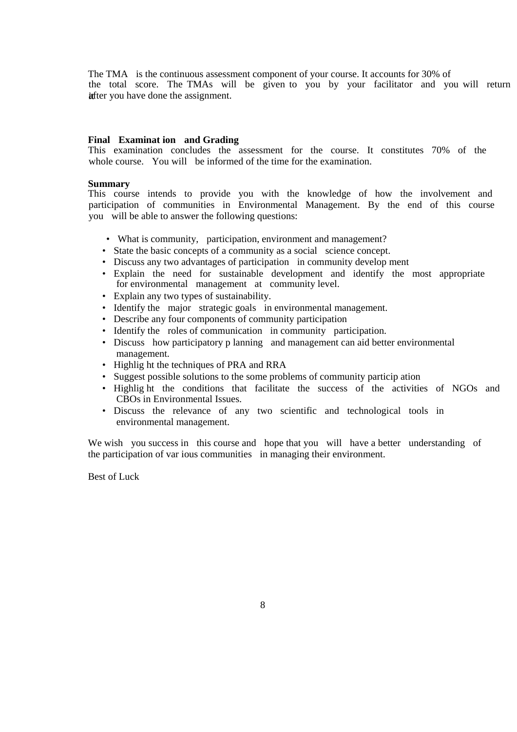The TMA is the continuous assessment component of your course. It accounts for 30% of the total score. The TMAs will be given to you by your facilitator and you will return it after you have done the assignment.

**Final Examination and Grading**

This examination concludes the assessment for the course. It constitutes 70% of the whole course. You will be informed of the time for the examination.

**Summary**

This course intends to provide you with the knowledge of how the involvement and participation of communities in Environmental Management. By the end of this course you will be able to answer the following questions:

- What is community, participation, environment and management?
- State the basic concepts of a community as a social science concept.
- Discuss any two advantages of participation in community development
- Explain the need for sustainable development and identify the most appropriate for environmental management at community level.
- Explain any two types of sustainability.
- Identify the major strategic goals in environmental management.
- Describe any four components of community participation
- Identify the roles of communication in community participation.
- Discuss how participatory planning and management can aid better environmental management.
- Highlight the techniques of PRA and RRA
- Suggest possible solutions to the some problems of community participation
- Highlight the conditions that facilitate the success of the activities of NGOs and CBOs in Environmental Issues.
- Discuss the relevance of any two scientific and technological tools in environmental management.

We wish you success in this course and hope that you will have a better understanding of the participation of various communities in managing their environment.

Best of Luck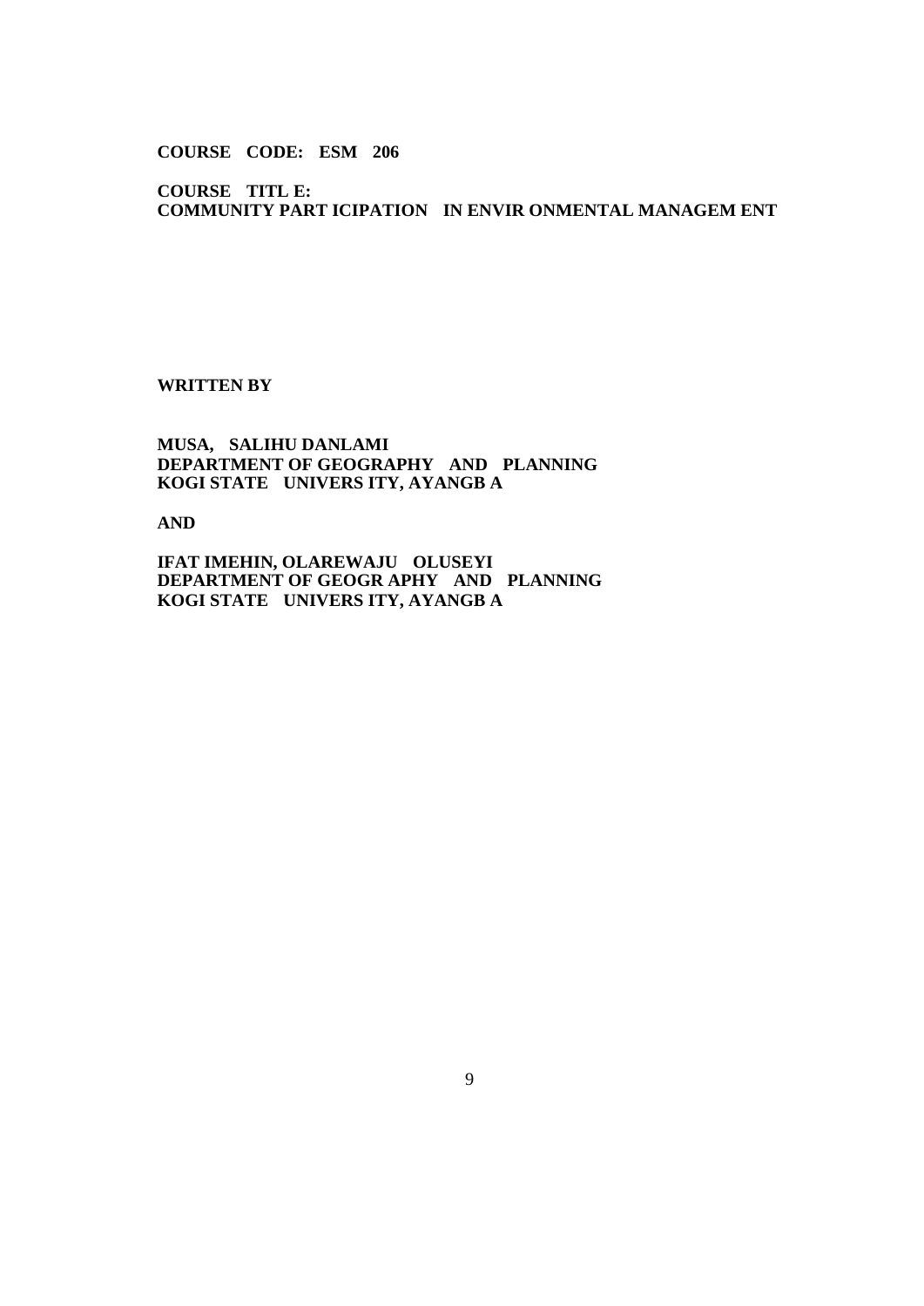**COURSE CODE: ESM 206**

**COURSE TITL E:**
**COMMUNITY PART ICIPATION IN ENVIR ONMENTAL MANAGEM ENT**

**WRITTEN BY**

**MUSA, SALIHU DANLAMI**
**DEPARTMENT OF GEOGRAPHY AND PLANNING**
**KOGI STATE UNIVERS ITY, AYANGB A**

**AND**

**IFAT IMEHIN, OLAREWAJU OLUSEYI**
**DEPARTMENT OF GEOGR APHY AND PLANNING**
**KOGI STATE UNIVERS ITY, AYANGB A**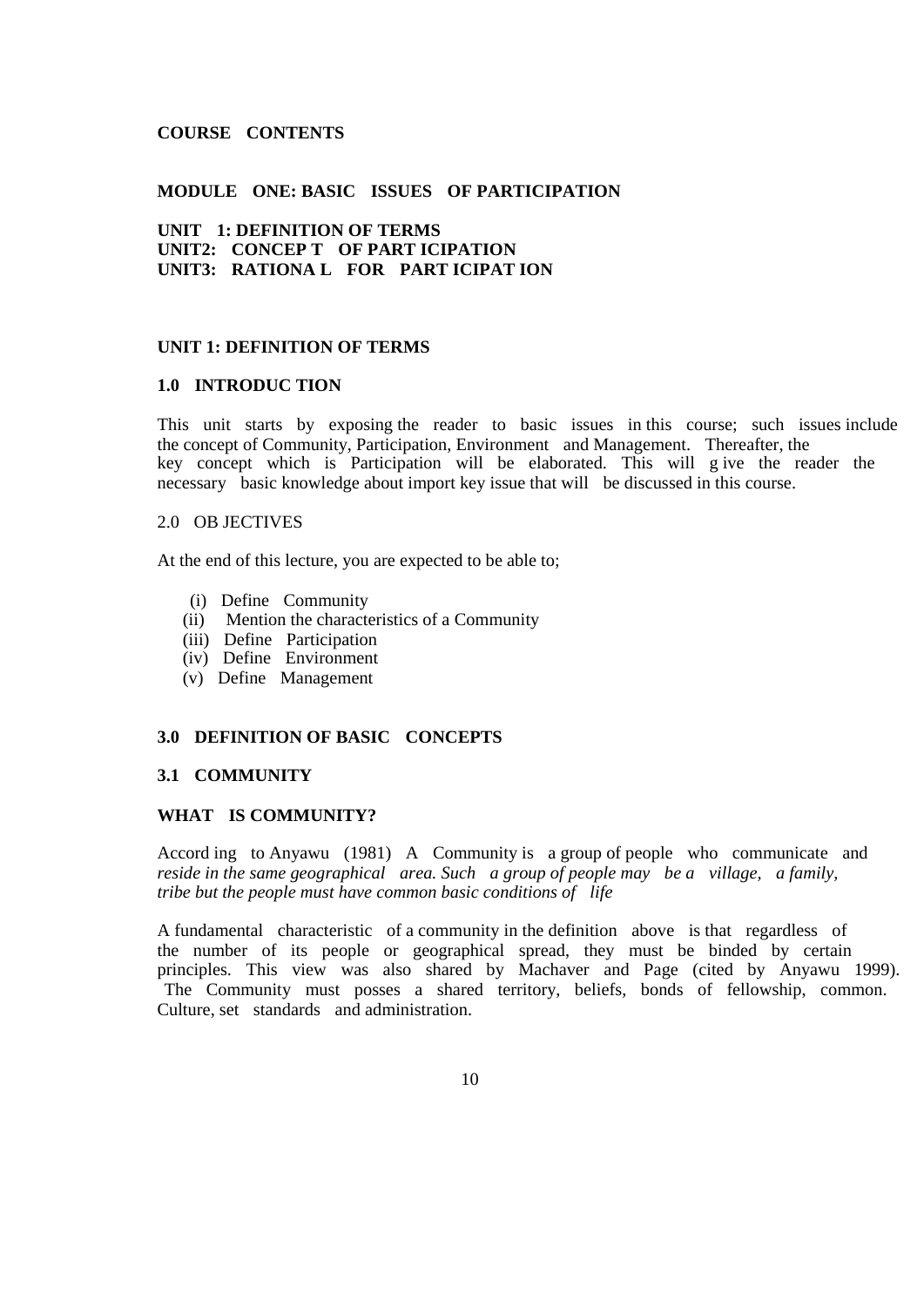**COURSE CONTENTS**

**MODULE ONE: BASIC ISSUES OF PARTICIPATION**

**UNIT 1: DEFINITION OF TERMS**
**UNIT2: CONCEP T OF PART ICIPATION**
**UNIT3: RATIONA L FOR PART ICIPAT ION**

## UNIT 1: DEFINITION OF TERMS

### 1.0 INTRODUC TION

This unit starts by exposing the reader to basic issues in this course; such issues include the concept of Community, Participation, Environment and Management. Thereafter, the key concept which is Participation will be elaborated. This will g ive the reader the necessary basic knowledge about import key issue that will be discussed in this course.

### 2.0 OB JECTIVES

At the end of this lecture, you are expected to be able to;

(i) Define Community
(ii) Mention the characteristics of a Community
(iii) Define Participation
(iv) Define Environment
(v) Define Management

### 3.0 DEFINITION OF BASIC CONCEPTS

### 3.1 COMMUNITY

**WHAT IS COMMUNITY?**

Accord ing to Anyawu (1981) A Community is a group of people who communicate and *reside in the same geographical area. Such a group of people may be a village, a family, tribe but the people must have common basic conditions of life*

A fundamental characteristic of a community in the definition above is that regardless of the number of its people or geographical spread, they must be binded by certain principles. This view was also shared by Machaver and Page (cited by Anyawu 1999). The Community must posses a shared territory, beliefs, bonds of fellowship, common. Culture, set standards and administration.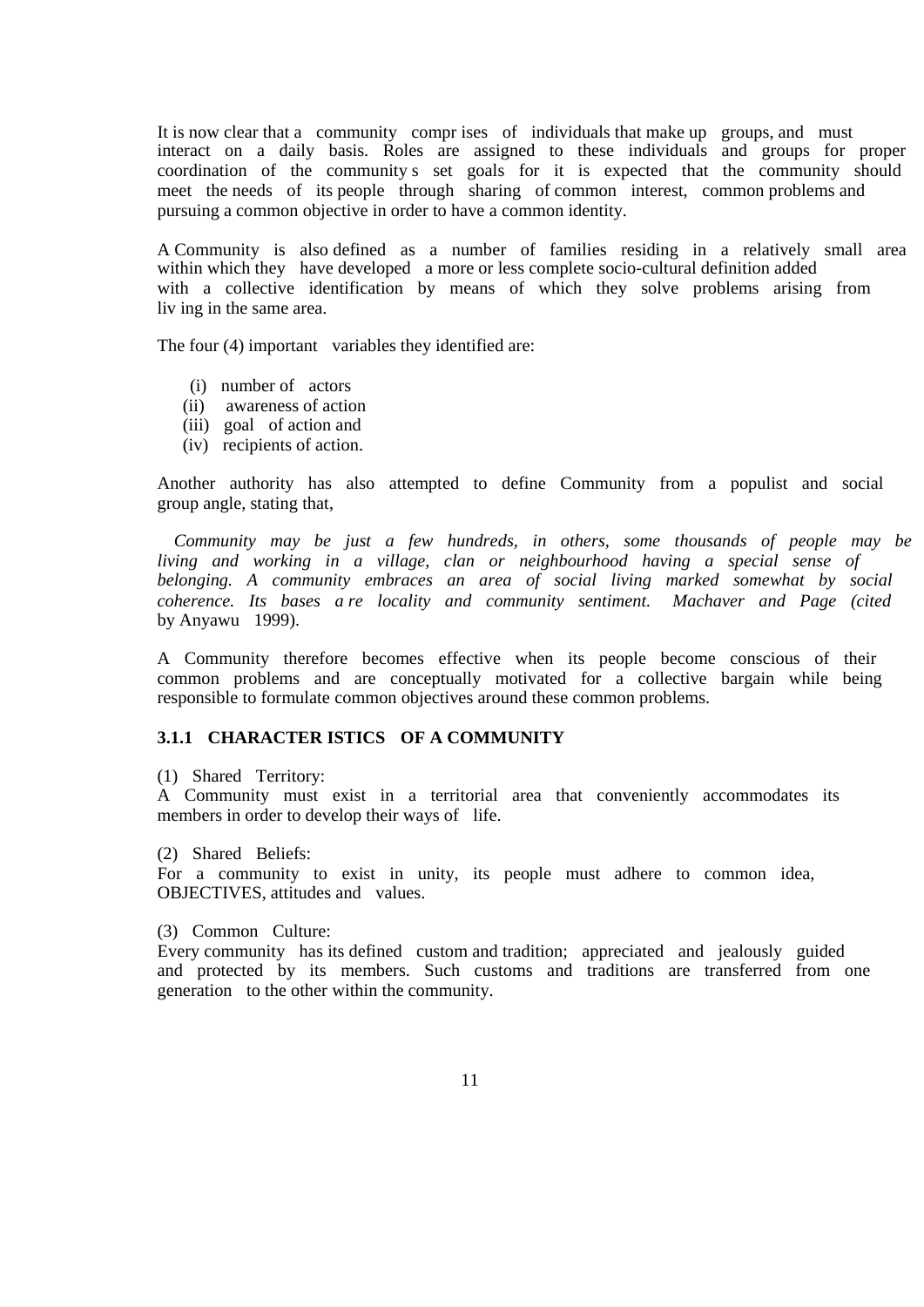It is now clear that a community comprises of individuals that make up groups, and must interact on a daily basis. Roles are assigned to these individuals and groups for proper coordination of the community s set goals for it is expected that the community should meet the needs of its people through sharing of common interest, common problems and pursuing a common objective in order to have a common identity.

A Community is also defined as a number of families residing in a relatively small area within which they have developed a more or less complete socio-cultural definition added with a collective identification by means of which they solve problems arising from living in the same area.

The four (4) important variables they identified are:

(i) number of actors
(ii) awareness of action
(iii) goal of action and
(iv) recipients of action.

Another authority has also attempted to define Community from a populist and social group angle, stating that,

*Community may be just a few hundreds, in others, some thousands of people may be living and working in a village, clan or neighbourhood having a special sense of belonging. A community embraces an area of social living marked somewhat by social coherence. Its bases are locality and community sentiment. Machaver and Page (cited* by Anyawu 1999).

A Community therefore becomes effective when its people become conscious of their common problems and are conceptually motivated for a collective bargain while being responsible to formulate common objectives around these common problems.

### 3.1.1 CHARACTERISTICS OF A COMMUNITY

(1) Shared Territory:
A Community must exist in a territorial area that conveniently accommodates its members in order to develop their ways of life.

(2) Shared Beliefs:
For a community to exist in unity, its people must adhere to common idea, OBJECTIVES, attitudes and values.

(3) Common Culture:
Every community has its defined custom and tradition; appreciated and jealously guided and protected by its members. Such customs and traditions are transferred from one generation to the other within the community.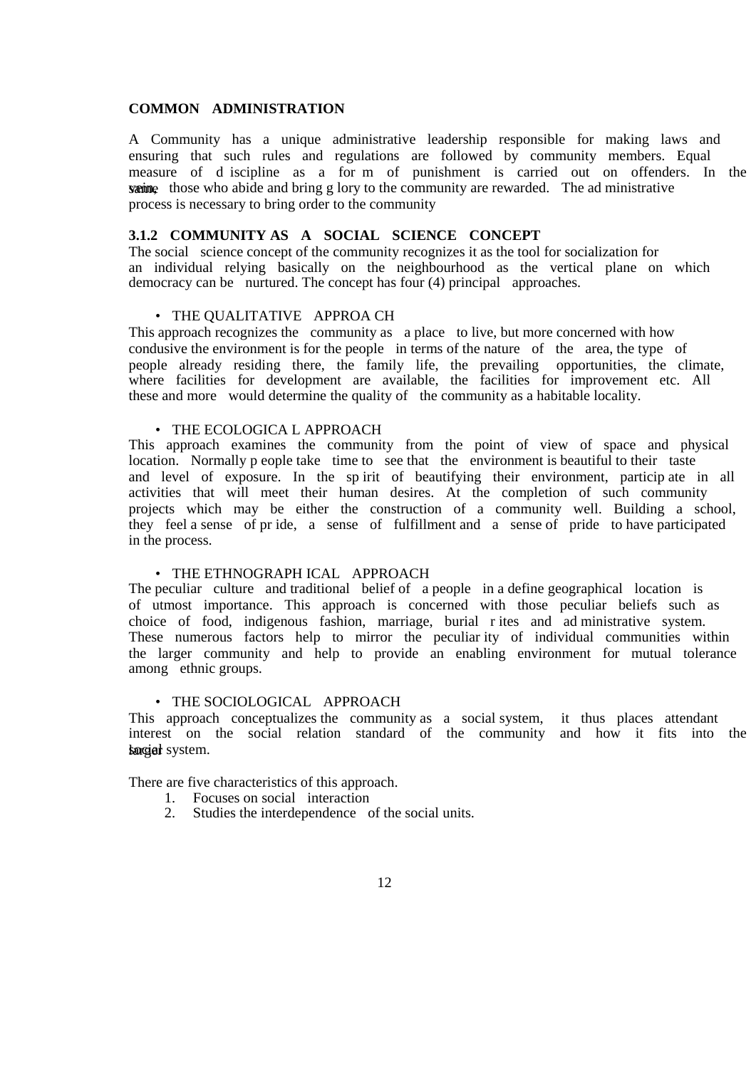**COMMON ADMINISTRATION**

A Community has a unique administrative leadership responsible for making laws and ensuring that such rules and regulations are followed by community members. Equal measure of discipline as a form of punishment is carried out on offenders. In the same vein, those who abide and bring glory to the community are rewarded. The administrative process is necessary to bring order to the community

### 3.1.2 COMMUNITY AS A SOCIAL SCIENCE CONCEPT

The social science concept of the community recognizes it as the tool for socialization for an individual relying basically on the neighbourhood as the vertical plane on which democracy can be nurtured. The concept has four (4) principal approaches.

- THE QUALITATIVE APPROACH

This approach recognizes the community as a place to live, but more concerned with how condusive the environment is for the people in terms of the nature of the area, the type of people already residing there, the family life, the prevailing opportunities, the climate, where facilities for development are available, the facilities for improvement etc. All these and more would determine the quality of the community as a habitable locality.

- THE ECOLOGICAL APPROACH

This approach examines the community from the point of view of space and physical location. Normally people take time to see that the environment is beautiful to their taste and level of exposure. In the spirit of beautifying their environment, participate in all activities that will meet their human desires. At the completion of such community projects which may be either the construction of a community well. Building a school, they feel a sense of pride, a sense of fulfillment and a sense of pride to have participated in the process.

- THE ETHNOGRAPHICAL APPROACH

The peculiar culture and traditional belief of a people in a define geographical location is of utmost importance. This approach is concerned with those peculiar beliefs such as choice of food, indigenous fashion, marriage, burial rites and administrative system. These numerous factors help to mirror the peculiarity of individual communities within the larger community and help to provide an enabling environment for mutual tolerance among ethnic groups.

- THE SOCIOLOGICAL APPROACH

This approach conceptualizes the community as a social system, it thus places attendant interest on the social relation standard of the community and how it fits into the larger social system.

There are five characteristics of this approach.

1. Focuses on social interaction
2. Studies the interdependence of the social units.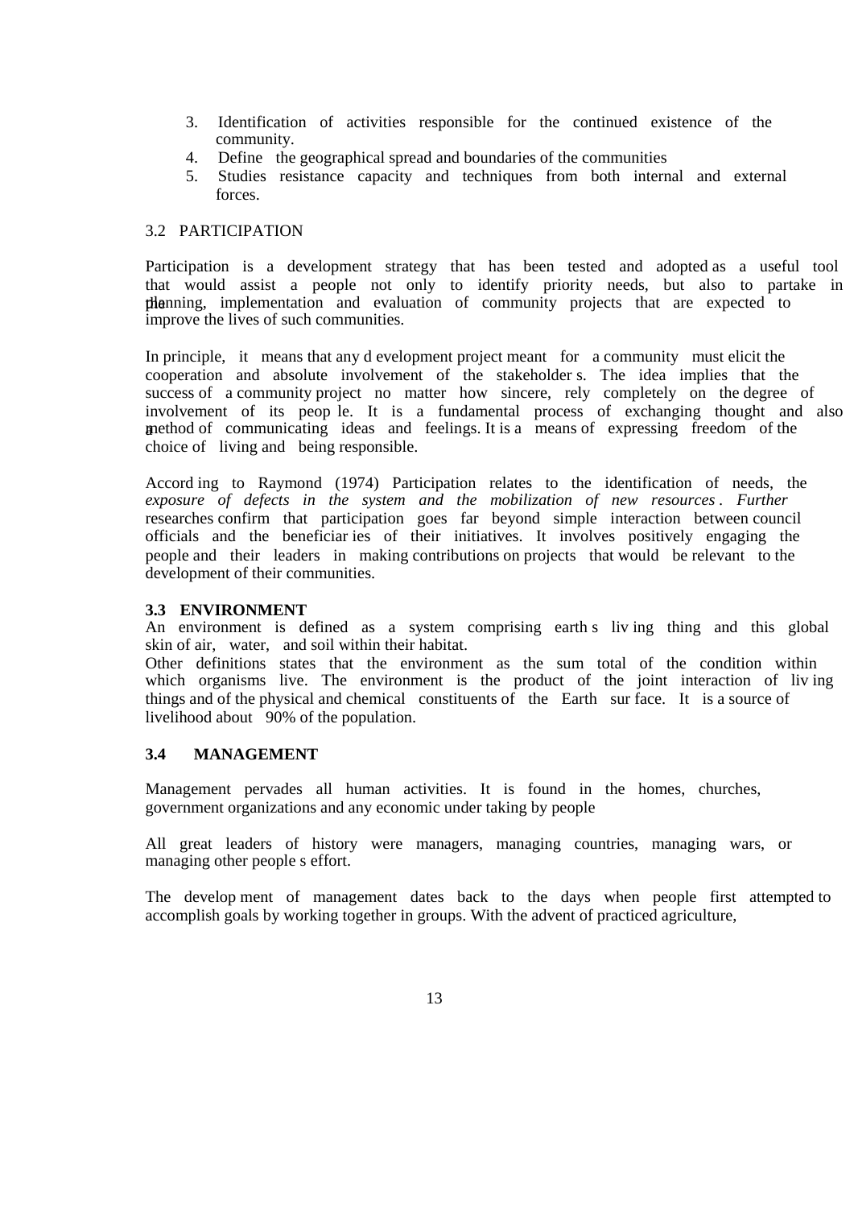3. Identification of activities responsible for the continued existence of the community.
4. Define the geographical spread and boundaries of the communities
5. Studies resistance capacity and techniques from both internal and external forces.

## 3.2 PARTICIPATION

Participation is a development strategy that has been tested and adopted as a useful tool that would assist a people not only to identify priority needs, but also to partake in the planning, implementation and evaluation of community projects that are expected to improve the lives of such communities.

In principle, it means that any development project meant for a community must elicit the cooperation and absolute involvement of the stakeholders. The idea implies that the success of a community project no matter how sincere, rely completely on the degree of involvement of its people. It is a fundamental process of exchanging thought and also a method of communicating ideas and feelings. It is a means of expressing freedom of the choice of living and being responsible.

According to Raymond (1974) Participation relates to the identification of needs, the *exposure of defects in the system and the mobilization of new resources. Further* researches confirm that participation goes far beyond simple interaction between council officials and the beneficiaries of their initiatives. It involves positively engaging the people and their leaders in making contributions on projects that would be relevant to the development of their communities.

## 3.3 ENVIRONMENT

An environment is defined as a system comprising earth s living thing and this global skin of air, water, and soil within their habitat.

Other definitions states that the environment as the sum total of the condition within which organisms live. The environment is the product of the joint interaction of living things and of the physical and chemical constituents of the Earth surface. It is a source of livelihood about 90% of the population.

## 3.4 MANAGEMENT

Management pervades all human activities. It is found in the homes, churches, government organizations and any economic under taking by people

All great leaders of history were managers, managing countries, managing wars, or managing other people s effort.

The development of management dates back to the days when people first attempted to accomplish goals by working together in groups. With the advent of practiced agriculture,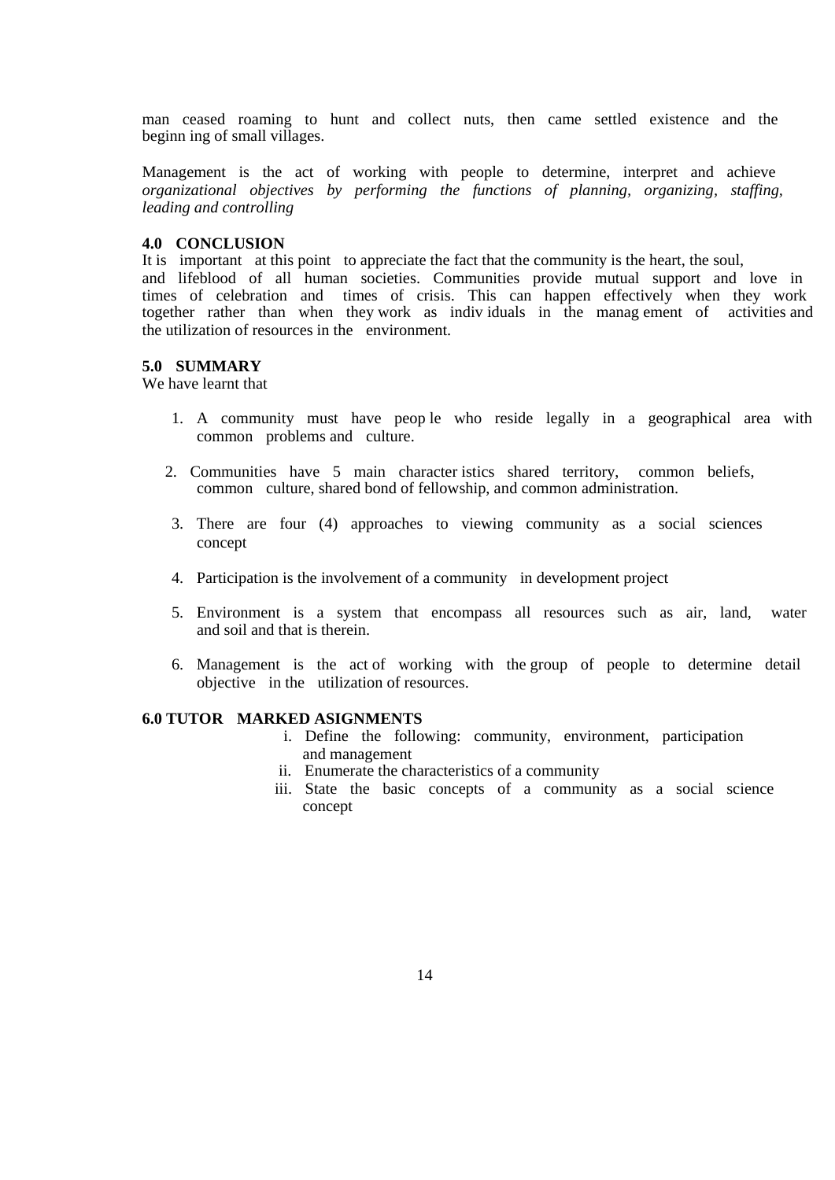man ceased roaming to hunt and collect nuts, then came settled existence and the beginn ing of small villages.

Management is the act of working with people to determine, interpret and achieve *organizational objectives by performing the functions of planning, organizing, staffing, leading and controlling*

## 4.0 CONCLUSION

It is important at this point to appreciate the fact that the community is the heart, the soul, and lifeblood of all human societies. Communities provide mutual support and love in times of celebration and times of crisis. This can happen effectively when they work together rather than when they work as indiv iduals in the manag ement of activities and the utilization of resources in the environment.

## 5.0 SUMMARY

We have learnt that

1. A community must have peop le who reside legally in a geographical area with common problems and culture.
2. Communities have 5 main character istics shared territory, common beliefs, common culture, shared bond of fellowship, and common administration.
3. There are four (4) approaches to viewing community as a social sciences concept
4. Participation is the involvement of a community in development project
5. Environment is a system that encompass all resources such as air, land, water and soil and that is therein.
6. Management is the act of working with the group of people to determine detail objective in the utilization of resources.

## 6.0 TUTOR MARKED ASIGNMENTS

i. Define the following: community, environment, participation and management
ii. Enumerate the characteristics of a community
iii. State the basic concepts of a community as a social science concept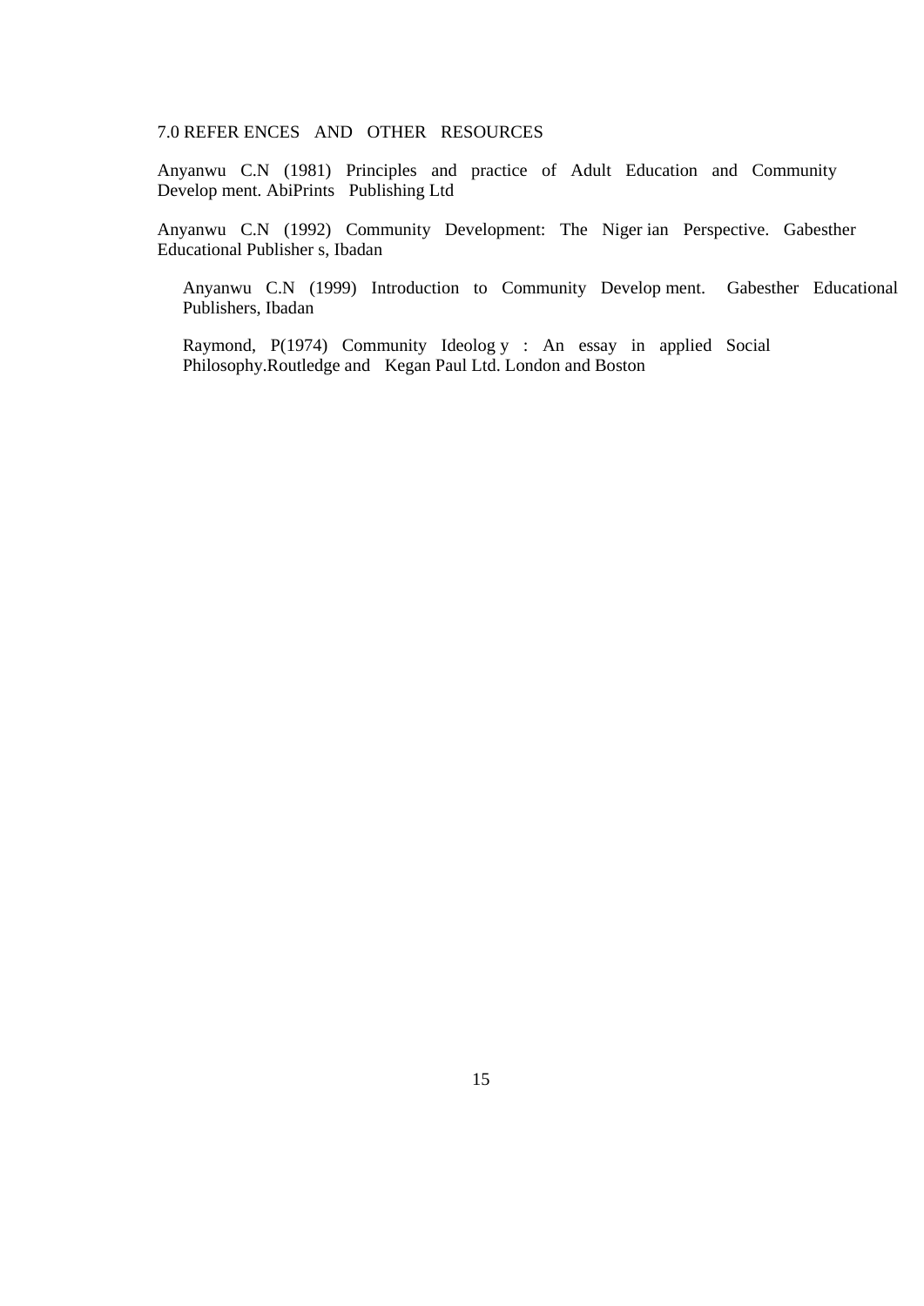## 7.0 REFERENCES AND OTHER RESOURCES

Anyanwu C.N (1981) Principles and practice of Adult Education and Community Development. AbiPrints Publishing Ltd

Anyanwu C.N (1992) Community Development: The Nigerian Perspective. Gabesther Educational Publishers, Ibadan

Anyanwu C.N (1999) Introduction to Community Development. Gabesther Educational Publishers, Ibadan

Raymond, P(1974) Community Ideology : An essay in applied Social Philosophy.Routledge and Kegan Paul Ltd. London and Boston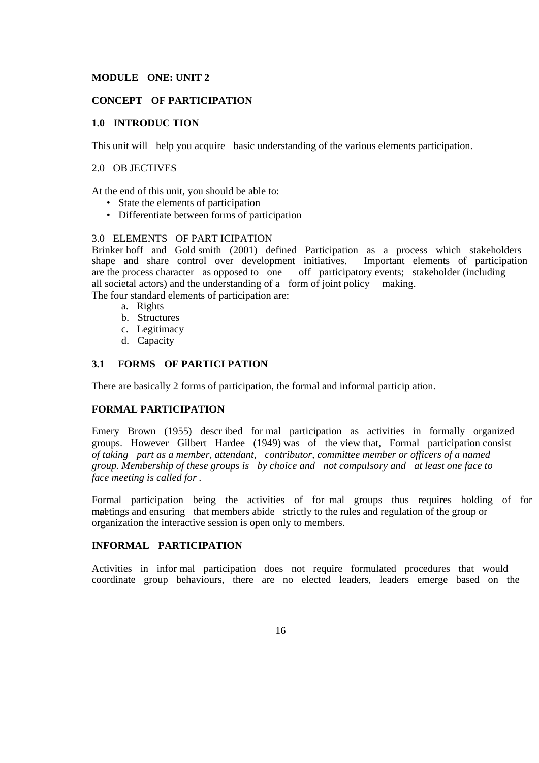**MODULE ONE: UNIT 2**

**CONCEPT OF PARTICIPATION**

**1.0 INTRODUCTION**

This unit will help you acquire basic understanding of the various elements participation.

2.0 OBJECTIVES

At the end of this unit, you should be able to:

- State the elements of participation
- Differentiate between forms of participation

3.0 ELEMENTS OF PARTICIPATION

Brinkerhoff and Goldsmith (2001) defined Participation as a process which stakeholders shape and share control over development initiatives. Important elements of participation are the process character as opposed to one off participatory events; stakeholder (including all societal actors) and the understanding of a form of joint policy making.

The four standard elements of participation are:

a. Rights
b. Structures
c. Legitimacy
d. Capacity

**3.1 FORMS OF PARTICIPATION**

There are basically 2 forms of participation, the formal and informal participation.

**FORMAL PARTICIPATION**

Emery Brown (1955) described formal participation as activities in formally organized groups. However Gilbert Hardee (1949) was of the view that, Formal participation consist *of taking part as a member, attendant, contributor, committee member or officers of a named group. Membership of these groups is by choice and not compulsory and at least one face to face meeting is called for* .

Formal participation being the activities of formal groups thus requires holding of formal meetings and ensuring that members abide strictly to the rules and regulation of the group or organization the interactive session is open only to members.

**INFORMAL PARTICIPATION**

Activities in informal participation does not require formulated procedures that would coordinate group behaviours, there are no elected leaders, leaders emerge based on the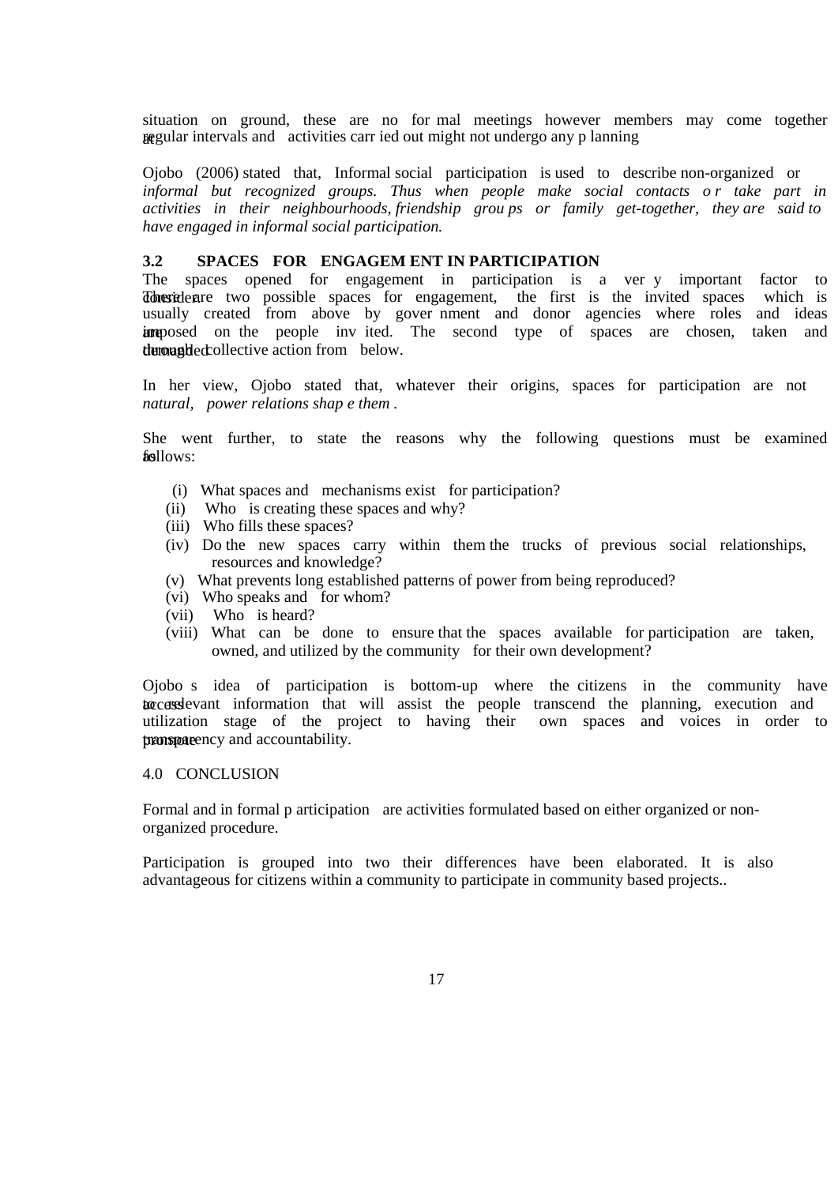situation on ground, these are no formal meetings however members may come together at regular intervals and activities carried out might not undergo any planning

Ojobo (2006) stated that, Informal social participation is used to describe non-organized or *informal but recognized groups. Thus when people make social contacts or take part in activities in their neighbourhoods, friendship groups or family get-together, they are said to have engaged in informal social participation.*

### 3.2 SPACES FOR ENGAGEMENT IN PARTICIPATION

The spaces opened for engagement in participation is a very important factor to consider. There are two possible spaces for engagement, the first is the invited spaces which is usually created from above by government and donor agencies where roles and ideas are imposed on the people invited. The second type of spaces are chosen, taken and demanded through collective action from below.

In her view, Ojobo stated that, whatever their origins, spaces for participation are not *natural, power relations shape them*.

She went further, to state the reasons why the following questions must be examined as follows:

(i) What spaces and mechanisms exist for participation?
(ii) Who is creating these spaces and why?
(iii) Who fills these spaces?
(iv) Do the new spaces carry within them the trucks of previous social relationships, resources and knowledge?
(v) What prevents long established patterns of power from being reproduced?
(vi) Who speaks and for whom?
(vii) Who is heard?
(viii) What can be done to ensure that the spaces available for participation are taken, owned, and utilized by the community for their own development?

Ojobo s idea of participation is bottom-up where the citizens in the community have access to relevant information that will assist the people transcend the planning, execution and utilization stage of the project to having their own spaces and voices in order to promote transparency and accountability.

## 4.0 CONCLUSION

Formal and informal participation are activities formulated based on either organized or non-organized procedure.

Participation is grouped into two their differences have been elaborated. It is also advantageous for citizens within a community to participate in community based projects..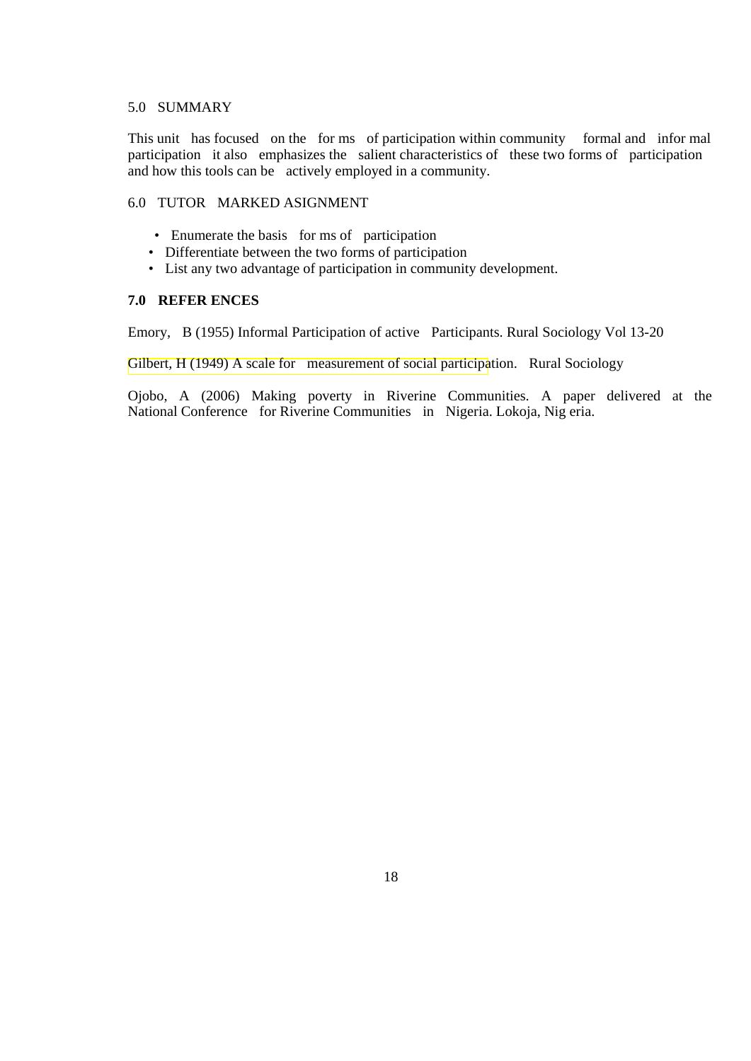## 5.0 SUMMARY

This unit has focused on the for ms of participation within community formal and infor mal participation it also emphasizes the salient characteristics of these two forms of participation and how this tools can be actively employed in a community.

## 6.0 TUTOR MARKED ASIGNMENT

- Enumerate the basis for ms of participation
- Differentiate between the two forms of participation
- List any two advantage of participation in community development.

## 7.0 REFER ENCES

Emory, B (1955) Informal Participation of active Participants. Rural Sociology Vol 13-20

Gilbert, H (1949) A scale for measurement of social participation. Rural Sociology

Ojobo, A (2006) Making poverty in Riverine Communities. A paper delivered at the National Conference for Riverine Communities in Nigeria. Lokoja, Nig eria.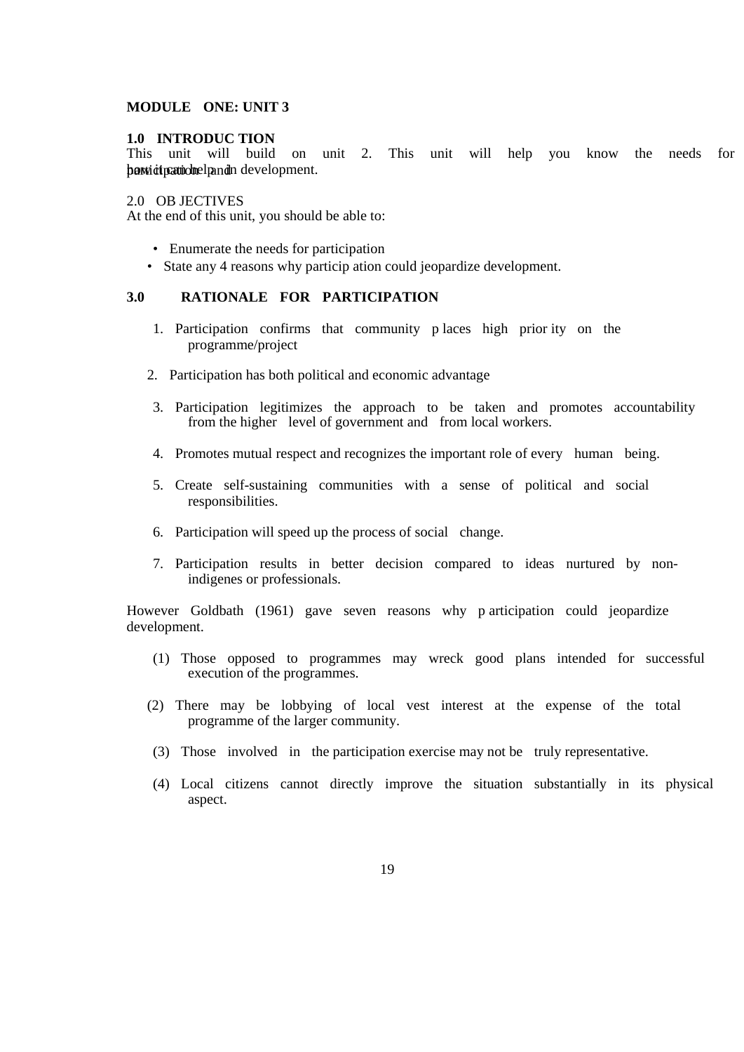**MODULE ONE: UNIT 3**

**1.0 INTRODUCTION**

This unit will build on unit 2. This unit will help you know the needs for participation and how it can help in development.

2.0 OBJECTIVES

At the end of this unit, you should be able to:

- Enumerate the needs for participation
- State any 4 reasons why participation could jeopardize development.

**3.0 RATIONALE FOR PARTICIPATION**

1. Participation confirms that community places high priority on the programme/project
2. Participation has both political and economic advantage
3. Participation legitimizes the approach to be taken and promotes accountability from the higher level of government and from local workers.
4. Promotes mutual respect and recognizes the important role of every human being.
5. Create self-sustaining communities with a sense of political and social responsibilities.
6. Participation will speed up the process of social change.
7. Participation results in better decision compared to ideas nurtured by non-indigenes or professionals.

However Goldbath (1961) gave seven reasons why participation could jeopardize development.

(1) Those opposed to programmes may wreck good plans intended for successful execution of the programmes.

(2) There may be lobbying of local vest interest at the expense of the total programme of the larger community.

(3) Those involved in the participation exercise may not be truly representative.

(4) Local citizens cannot directly improve the situation substantially in its physical aspect.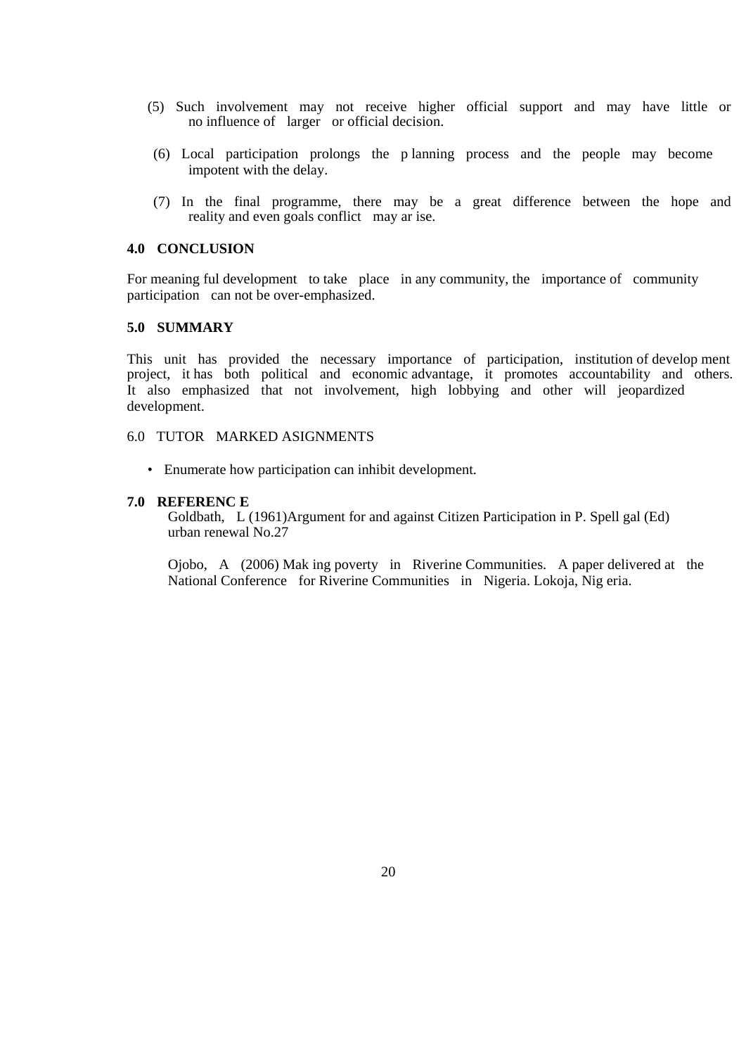(5) Such involvement may not receive higher official support and may have little or no influence of larger or official decision.

(6) Local participation prolongs the p lanning process and the people may become impotent with the delay.

(7) In the final programme, there may be a great difference between the hope and reality and even goals conflict may ar ise.

## 4.0 CONCLUSION

For meaning ful development to take place in any community, the importance of community participation can not be over-emphasized.

## 5.0 SUMMARY

This unit has provided the necessary importance of participation, institution of develop ment project, it has both political and economic advantage, it promotes accountability and others. It also emphasized that not involvement, high lobbying and other will jeopardized development.

## 6.0 TUTOR MARKED ASIGNMENTS

- Enumerate how participation can inhibit development.

## 7.0 REFERENC E

Goldbath, L (1961)Argument for and against Citizen Participation in P. Spell gal (Ed) urban renewal No.27

Ojobo, A (2006) Mak ing poverty in Riverine Communities. A paper delivered at the National Conference for Riverine Communities in Nigeria. Lokoja, Nig eria.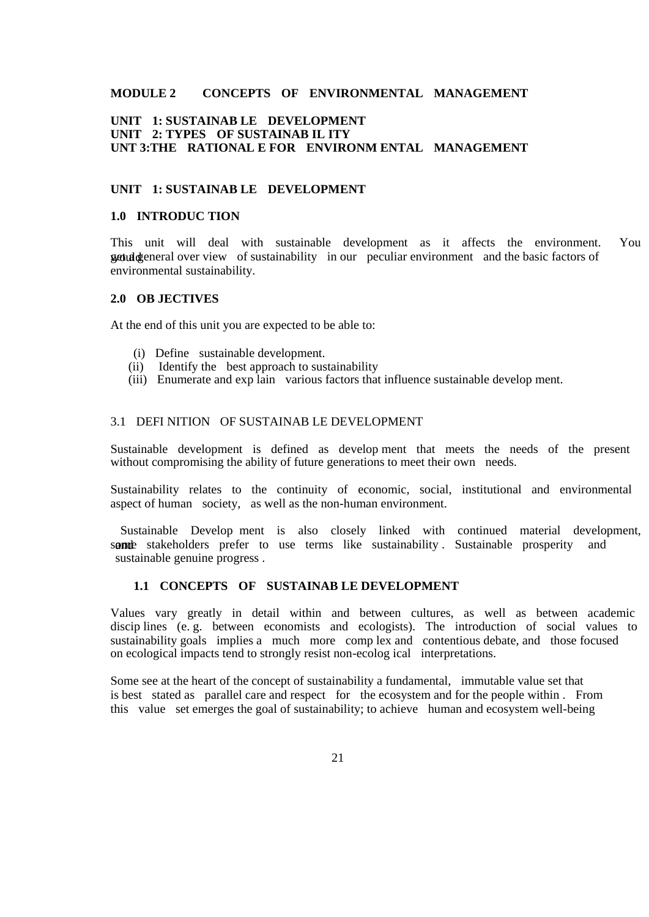**MODULE 2 CONCEPTS OF ENVIRONMENTAL MANAGEMENT**

**UNIT 1: SUSTAINABLE DEVELOPMENT**
**UNIT 2: TYPES OF SUSTAINABILITY**
**UNT 3:THE RATIONALE FOR ENVIRONMENTAL MANAGEMENT**

## UNIT 1: SUSTAINABLE DEVELOPMENT

### 1.0 INTRODUCTION

This unit will deal with sustainable development as it affects the environment. You would get a general over view of sustainability in our peculiar environment and the basic factors of environmental sustainability.

### 2.0 OBJECTIVES

At the end of this unit you are expected to be able to:

(i) Define sustainable development.
(ii) Identify the best approach to sustainability
(iii) Enumerate and explain various factors that influence sustainable development.

### 3.1 DEFINITION OF SUSTAINABLE DEVELOPMENT

Sustainable development is defined as development that meets the needs of the present without compromising the ability of future generations to meet their own needs.

Sustainability relates to the continuity of economic, social, institutional and environmental aspect of human society, as well as the non-human environment.

Sustainable Development is also closely linked with continued material development, and some stakeholders prefer to use terms like sustainability. Sustainable prosperity and sustainable genuine progress.

### 1.1 CONCEPTS OF SUSTAINABLE DEVELOPMENT

Values vary greatly in detail within and between cultures, as well as between academic disciplines (e.g. between economists and ecologists). The introduction of social values to sustainability goals implies a much more complex and contentious debate, and those focused on ecological impacts tend to strongly resist non-ecological interpretations.

Some see at the heart of the concept of sustainability a fundamental, immutable value set that is best stated as parallel care and respect for the ecosystem and for the people within. From this value set emerges the goal of sustainability; to achieve human and ecosystem well-being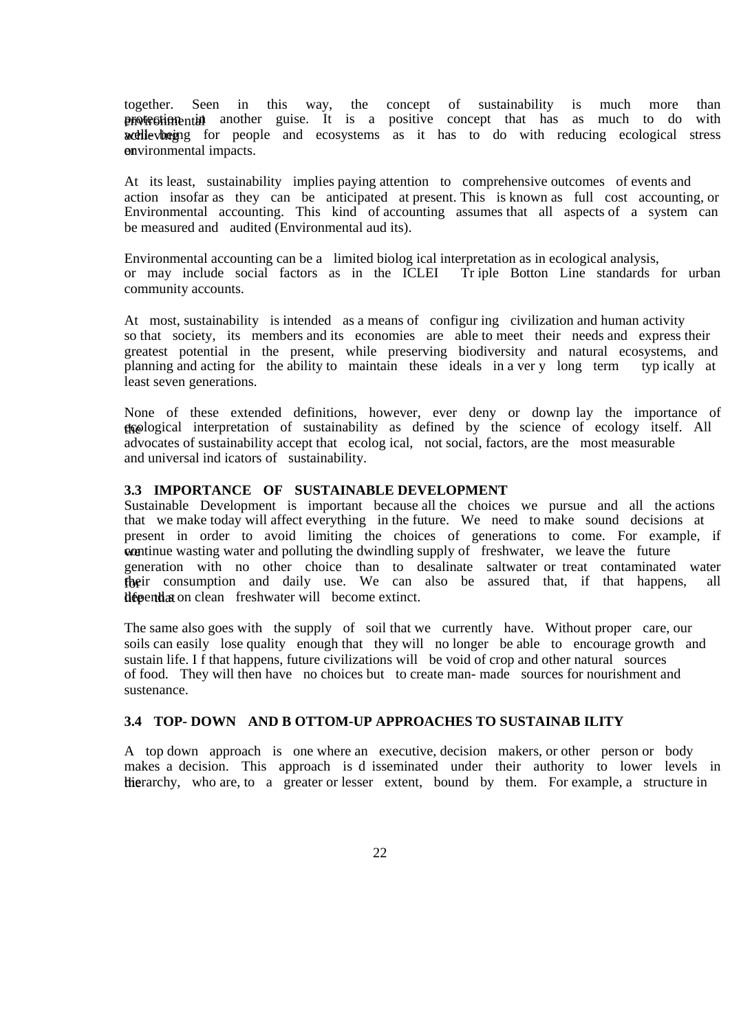together. Seen in this way, the concept of sustainability is much more than environmental protection in another guise. It is a positive concept that has as much to do with achieving well-being for people and ecosystems as it has to do with reducing ecological stress or environmental impacts.

At its least, sustainability implies paying attention to comprehensive outcomes of events and action insofar as they can be anticipated at present. This is known as full cost accounting, or Environmental accounting. This kind of accounting assumes that all aspects of a system can be measured and audited (Environmental audits).

Environmental accounting can be a limited biological interpretation as in ecological analysis, or may include social factors as in the ICLEI Triple Botton Line standards for urban community accounts.

At most, sustainability is intended as a means of configuring civilization and human activity so that society, its members and its economies are able to meet their needs and express their greatest potential in the present, while preserving biodiversity and natural ecosystems, and planning and acting for the ability to maintain these ideals in a very long term typically at least seven generations.

None of these extended definitions, however, ever deny or downplay the importance of the ecological interpretation of sustainability as defined by the science of ecology itself. All advocates of sustainability accept that ecological, not social, factors, are the most measurable and universal indicators of sustainability.

### 3.3 IMPORTANCE OF SUSTAINABLE DEVELOPMENT

Sustainable Development is important because all the choices we pursue and all the actions that we make today will affect everything in the future. We need to make sound decisions at present in order to avoid limiting the choices of generations to come. For example, if we continue wasting water and polluting the dwindling supply of freshwater, we leave the future generation with no other choice than to desalinate saltwater or treat contaminated water for their consumption and daily use. We can also be assured that, if that happens, all life that depends on clean freshwater will become extinct.

The same also goes with the supply of soil that we currently have. Without proper care, our soils can easily lose quality enough that they will no longer be able to encourage growth and sustain life. If that happens, future civilizations will be void of crop and other natural sources of food. They will then have no choices but to create man-made sources for nourishment and sustenance.

### 3.4 TOP-DOWN AND BOTTOM-UP APPROACHES TO SUSTAINABILITY

A top down approach is one where an executive, decision makers, or other person or body makes a decision. This approach is disseminated under their authority to lower levels in the hierarchy, who are, to a greater or lesser extent, bound by them. For example, a structure in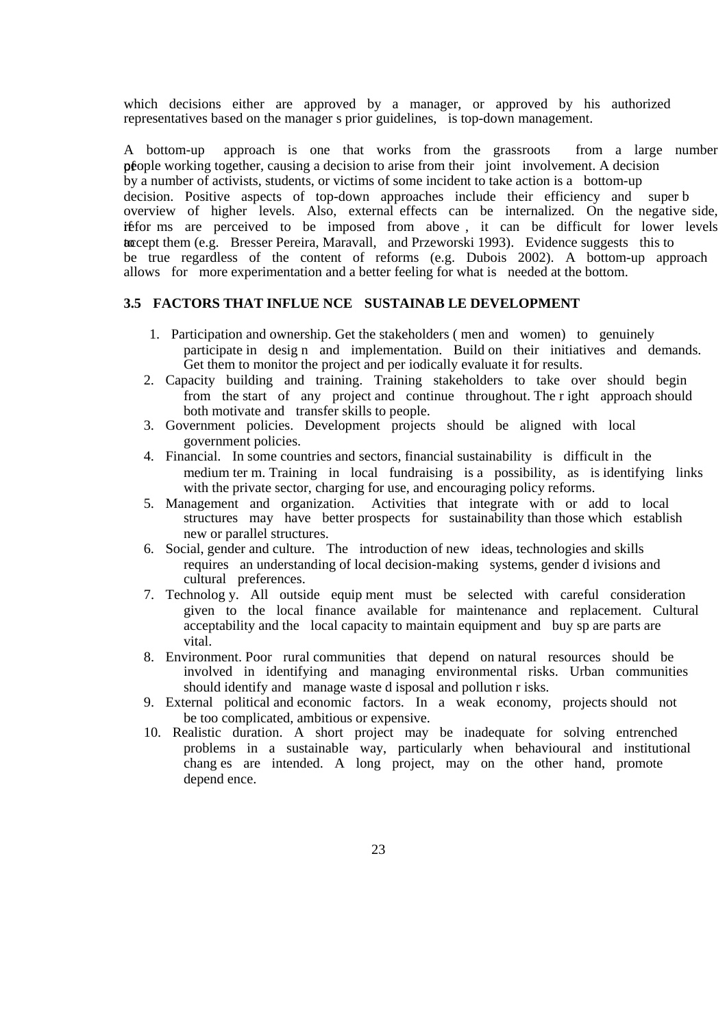which decisions either are approved by a manager, or approved by his authorized representatives based on the manager s prior guidelines, is top-down management.

A bottom-up approach is one that works from the grassroots from a large number of people working together, causing a decision to arise from their joint involvement. A decision by a number of activists, students, or victims of some incident to take action is a bottom-up decision. Positive aspects of top-down approaches include their efficiency and super b overview of higher levels. Also, external effects can be internalized. On the negative side, if reforms are perceived to be imposed from above , it can be difficult for lower levels to accept them (e.g. Bresser Pereira, Maravall, and Przeworski 1993). Evidence suggests this to be true regardless of the content of reforms (e.g. Dubois 2002). A bottom-up approach allows for more experimentation and a better feeling for what is needed at the bottom.

### 3.5 FACTORS THAT INFLUENCE SUSTAINABLE DEVELOPMENT

1. Participation and ownership. Get the stakeholders ( men and women) to genuinely participate in design and implementation. Build on their initiatives and demands. Get them to monitor the project and periodically evaluate it for results.
2. Capacity building and training. Training stakeholders to take over should begin from the start of any project and continue throughout. The right approach should both motivate and transfer skills to people.
3. Government policies. Development projects should be aligned with local government policies.
4. Financial. In some countries and sectors, financial sustainability is difficult in the medium term. Training in local fundraising is a possibility, as is identifying links with the private sector, charging for use, and encouraging policy reforms.
5. Management and organization. Activities that integrate with or add to local structures may have better prospects for sustainability than those which establish new or parallel structures.
6. Social, gender and culture. The introduction of new ideas, technologies and skills requires an understanding of local decision-making systems, gender divisions and cultural preferences.
7. Technology. All outside equipment must be selected with careful consideration given to the local finance available for maintenance and replacement. Cultural acceptability and the local capacity to maintain equipment and buy spare parts are vital.
8. Environment. Poor rural communities that depend on natural resources should be involved in identifying and managing environmental risks. Urban communities should identify and manage waste disposal and pollution risks.
9. External political and economic factors. In a weak economy, projects should not be too complicated, ambitious or expensive.
10. Realistic duration. A short project may be inadequate for solving entrenched problems in a sustainable way, particularly when behavioural and institutional changes are intended. A long project, may on the other hand, promote dependence.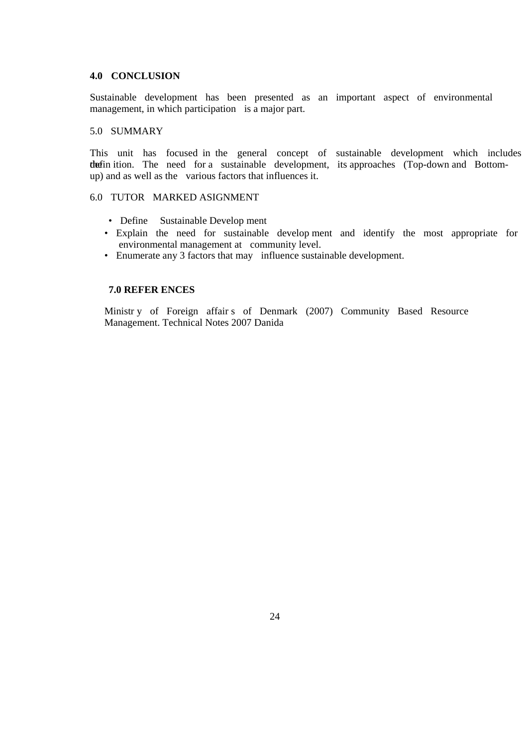## 4.0 CONCLUSION

Sustainable development has been presented as an important aspect of environmental management, in which participation is a major part.

## 5.0 SUMMARY

This unit has focused in the general concept of sustainable development which includes the definition. The need for a sustainable development, its approaches (Top-down and Bottom-up) and as well as the various factors that influences it.

## 6.0 TUTOR MARKED ASIGNMENT

- Define Sustainable Development
- Explain the need for sustainable development and identify the most appropriate for environmental management at community level.
- Enumerate any 3 factors that may influence sustainable development.

## 7.0 REFERENCES

Ministry of Foreign affairs of Denmark (2007) Community Based Resource Management. Technical Notes 2007 Danida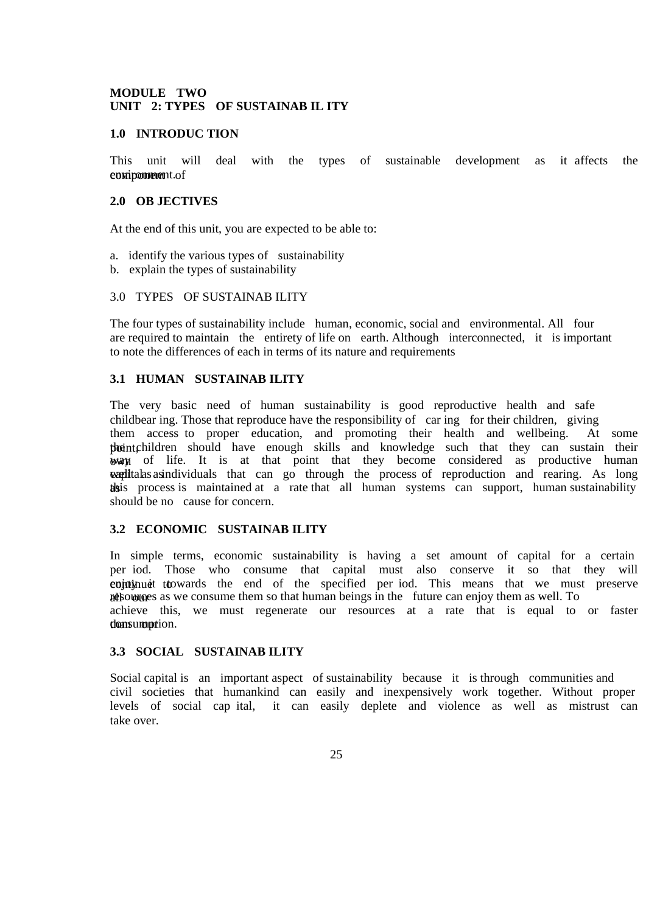**MODULE TWO**
**UNIT 2: TYPES OF SUSTAINABILITY**

## 1.0 INTRODUCTION

This unit will deal with the types of sustainable development as it affects the component of environment.

## 2.0 OBJECTIVES

At the end of this unit, you are expected to be able to:

a. identify the various types of sustainability
b. explain the types of sustainability

## 3.0 TYPES OF SUSTAINABILITY

The four types of sustainability include human, economic, social and environmental. All four are required to maintain the entirety of life on earth. Although interconnected, it is important to note the differences of each in terms of its nature and requirements

### 3.1 HUMAN SUSTAINABILITY

The very basic need of human sustainability is good reproductive health and safe childbearing. Those that reproduce have the responsibility of caring for their children, giving them access to proper education, and promoting their health and wellbeing. At some point, the children should have enough skills and knowledge such that they can sustain their own way of life. It is at that point that they become considered as productive human capital as well as individuals that can go through the process of reproduction and rearing. As long as this process is maintained at a rate that all human systems can support, human sustainability should be no cause for concern.

### 3.2 ECONOMIC SUSTAINABILITY

In simple terms, economic sustainability is having a set amount of capital for a certain period. Those who consume that capital must also conserve it so that they will continue to enjoy it towards the end of the specified period. This means that we must preserve all our resources as we consume them so that human beings in the future can enjoy them as well. To achieve this, we must regenerate our resources at a rate that is equal to or faster than our consumption.

### 3.3 SOCIAL SUSTAINABILITY

Social capital is an important aspect of sustainability because it is through communities and civil societies that humankind can easily and inexpensively work together. Without proper levels of social capital, it can easily deplete and violence as well as mistrust can take over.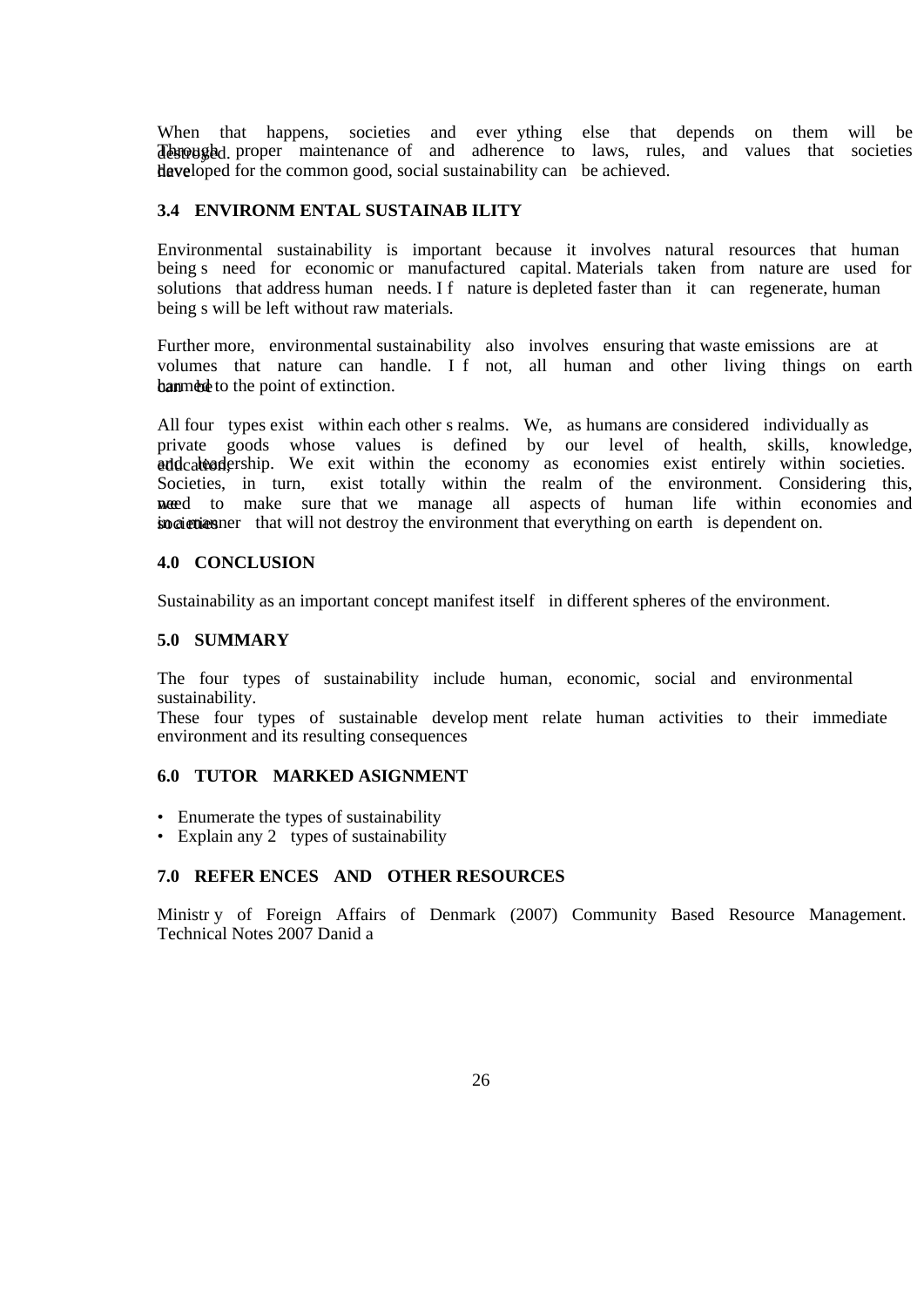When that happens, societies and everything else that depends on them will be destroyed.

Through proper maintenance of and adherence to laws, rules, and values that societies have developed for the common good, social sustainability can be achieved.

### 3.4 ENVIRONMENTAL SUSTAINABILITY

Environmental sustainability is important because it involves natural resources that human beings need for economic or manufactured capital. Materials taken from nature are used for solutions that address human needs. If nature is depleted faster than it can regenerate, human beings will be left without raw materials.

Furthermore, environmental sustainability also involves ensuring that waste emissions are at volumes that nature can handle. If not, all human and other living things on earth can be harmed to the point of extinction.

All four types exist within each other s realms. We, as humans are considered individually as private goods whose values is defined by our level of health, skills, knowledge, education, and leadership. We exit within the economy as economies exist entirely within societies. Societies, in turn, exist totally within the realm of the environment. Considering this, we need to make sure that we manage all aspects of human life within economies and societies in a manner that will not destroy the environment that everything on earth is dependent on.

## 4.0 CONCLUSION

Sustainability as an important concept manifest itself in different spheres of the environment.

## 5.0 SUMMARY

The four types of sustainability include human, economic, social and environmental sustainability.
These four types of sustainable development relate human activities to their immediate environment and its resulting consequences

## 6.0 TUTOR MARKED ASIGNMENT

- Enumerate the types of sustainability
- Explain any 2 types of sustainability

## 7.0 REFERENCES AND OTHER RESOURCES

Ministry of Foreign Affairs of Denmark (2007) Community Based Resource Management. Technical Notes 2007 Danida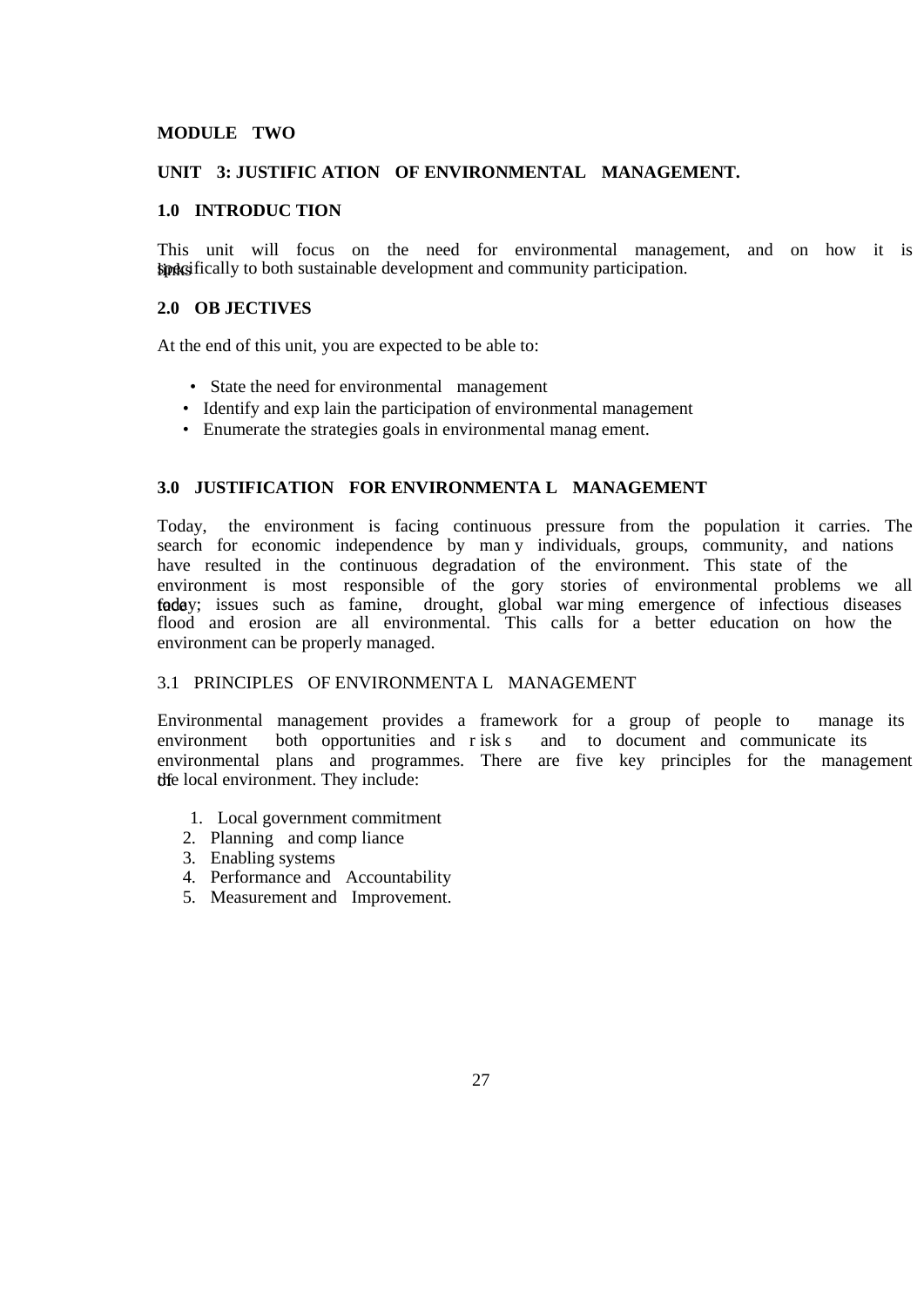**MODULE TWO**

**UNIT 3: JUSTIFICATION OF ENVIRONMENTAL MANAGEMENT.**

**1.0 INTRODUCTION**

This unit will focus on the need for environmental management, and on how it is links specifically to both sustainable development and community participation.

**2.0 OBJECTIVES**

At the end of this unit, you are expected to be able to:

- State the need for environmental management
- Identify and explain the participation of environmental management
- Enumerate the strategies goals in environmental management.

**3.0 JUSTIFICATION FOR ENVIRONMENTAL MANAGEMENT**

Today, the environment is facing continuous pressure from the population it carries. The search for economic independence by many individuals, groups, community, and nations have resulted in the continuous degradation of the environment. This state of the environment is most responsible of the gory stories of environmental problems we all face today; issues such as famine, drought, global warming emergence of infectious diseases flood and erosion are all environmental. This calls for a better education on how the environment can be properly managed.

3.1 PRINCIPLES OF ENVIRONMENTAL MANAGEMENT

Environmental management provides a framework for a group of people to manage its environment both opportunities and risks and to document and communicate its environmental plans and programmes. There are five key principles for the management of the local environment. They include:

1. Local government commitment
2. Planning and compliance
3. Enabling systems
4. Performance and Accountability
5. Measurement and Improvement.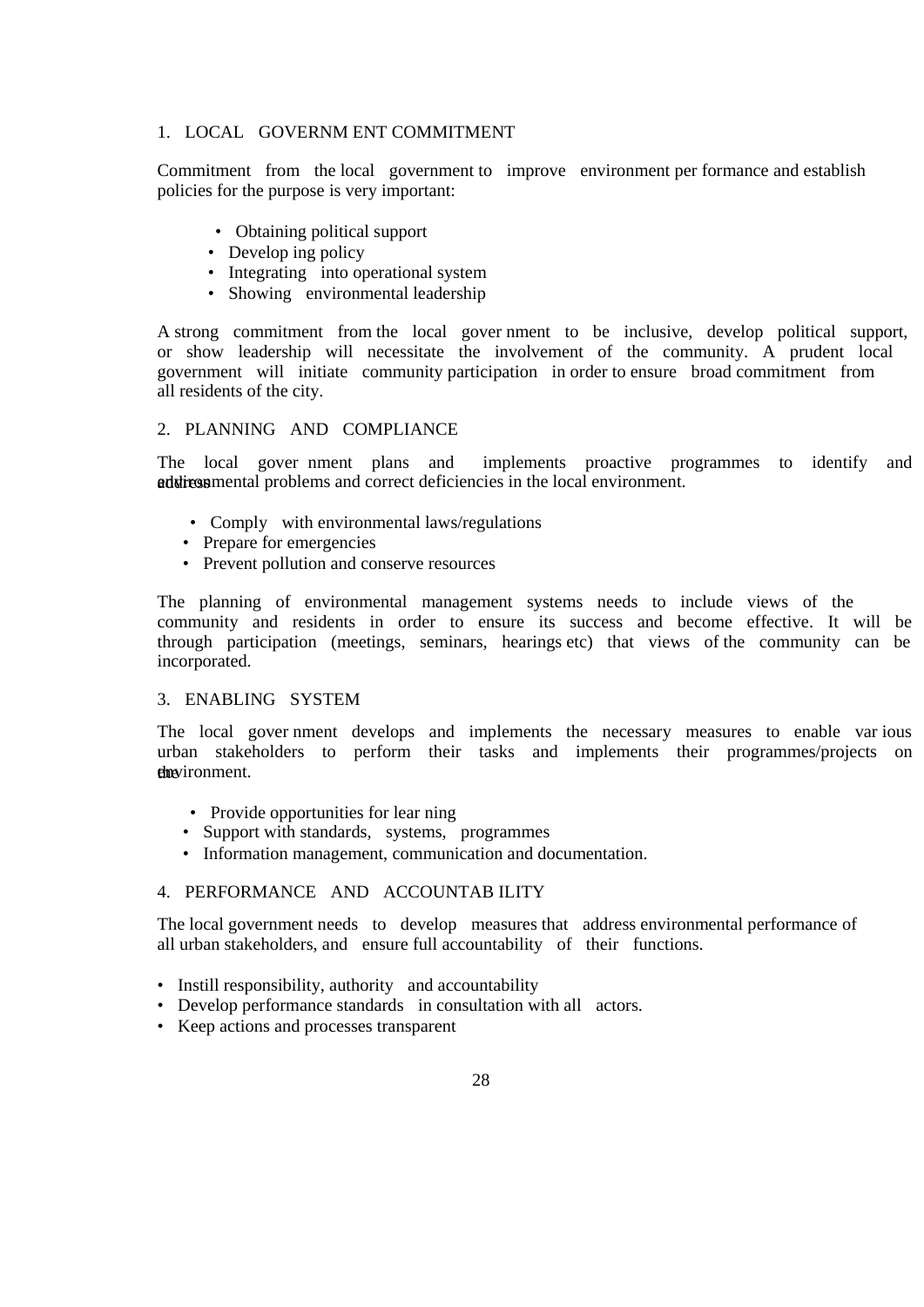## 1. LOCAL GOVERNMENT COMMITMENT

Commitment from the local government to improve environment performance and establish policies for the purpose is very important:

- Obtaining political support
- Developing policy
- Integrating into operational system
- Showing environmental leadership

A strong commitment from the local government to be inclusive, develop political support, or show leadership will necessitate the involvement of the community. A prudent local government will initiate community participation in order to ensure broad commitment from all residents of the city.

## 2. PLANNING AND COMPLIANCE

The local government plans and implements proactive programmes to identify and address environmental problems and correct deficiencies in the local environment.

- Comply with environmental laws/regulations
- Prepare for emergencies
- Prevent pollution and conserve resources

The planning of environmental management systems needs to include views of the community and residents in order to ensure its success and become effective. It will be through participation (meetings, seminars, hearings etc) that views of the community can be incorporated.

## 3. ENABLING SYSTEM

The local government develops and implements the necessary measures to enable various urban stakeholders to perform their tasks and implements their programmes/projects on the environment.

- Provide opportunities for learning
- Support with standards, systems, programmes
- Information management, communication and documentation.

## 4. PERFORMANCE AND ACCOUNTABILITY

The local government needs to develop measures that address environmental performance of all urban stakeholders, and ensure full accountability of their functions.

- Instill responsibility, authority and accountability
- Develop performance standards in consultation with all actors.
- Keep actions and processes transparent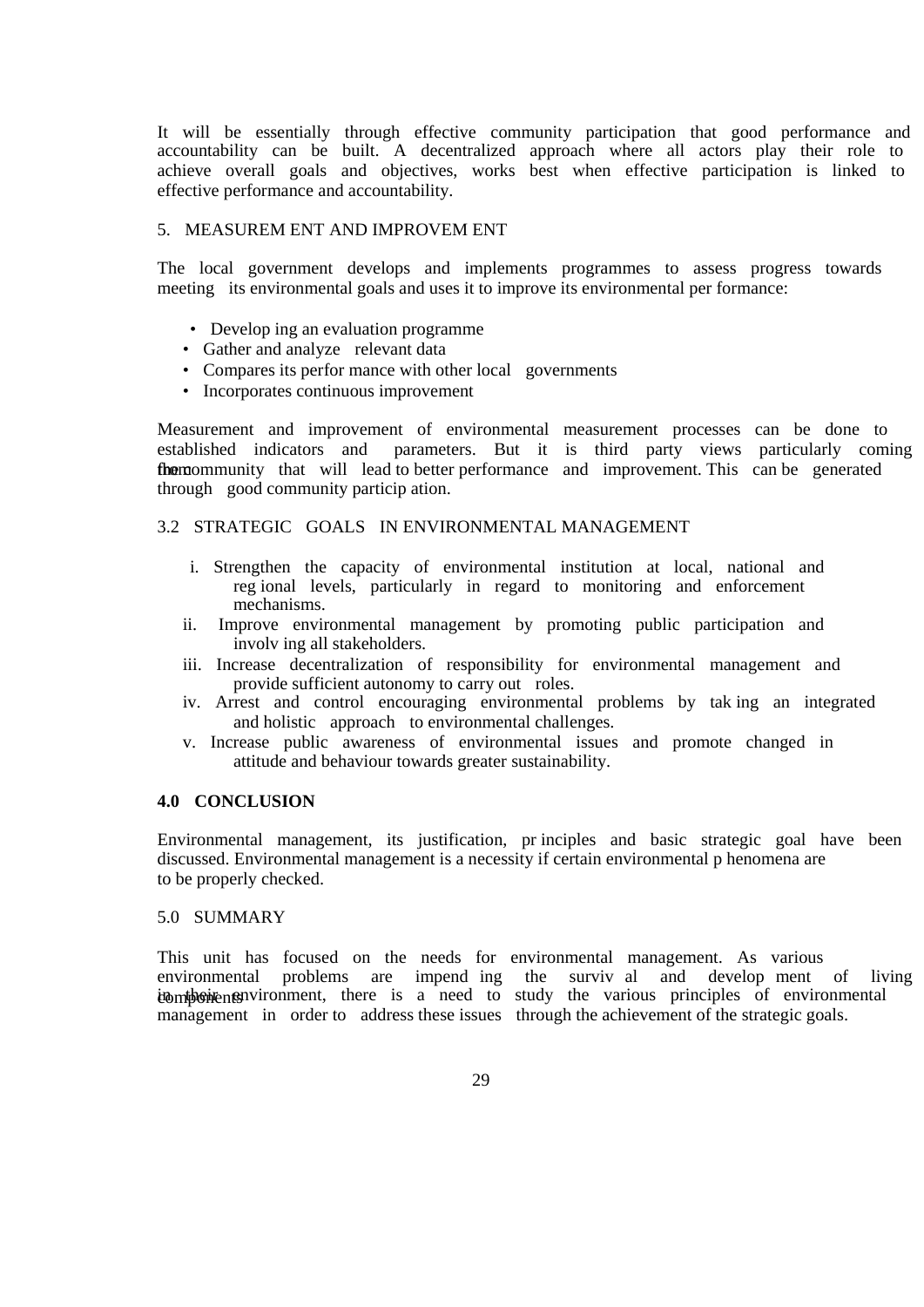It will be essentially through effective community participation that good performance and accountability can be built. A decentralized approach where all actors play their role to achieve overall goals and objectives, works best when effective participation is linked to effective performance and accountability.

5. MEASUREMENT AND IMPROVEMENT

The local government develops and implements programmes to assess progress towards meeting its environmental goals and uses it to improve its environmental performance:

- Developing an evaluation programme
- Gather and analyze relevant data
- Compares its performance with other local governments
- Incorporates continuous improvement

Measurement and improvement of environmental measurement processes can be done to established indicators and parameters. But it is third party views particularly coming from the community that will lead to better performance and improvement. This can be generated through good community participation.

3.2 STRATEGIC GOALS IN ENVIRONMENTAL MANAGEMENT

i. Strengthen the capacity of environmental institution at local, national and regional levels, particularly in regard to monitoring and enforcement mechanisms.
ii. Improve environmental management by promoting public participation and involving all stakeholders.
iii. Increase decentralization of responsibility for environmental management and provide sufficient autonomy to carry out roles.
iv. Arrest and control encouraging environmental problems by taking an integrated and holistic approach to environmental challenges.
v. Increase public awareness of environmental issues and promote changed in attitude and behaviour towards greater sustainability.

## 4.0 CONCLUSION

Environmental management, its justification, principles and basic strategic goal have been discussed. Environmental management is a necessity if certain environmental phenomena are to be properly checked.

## 5.0 SUMMARY

This unit has focused on the needs for environmental management. As various environmental problems are impending the survival and development of living components in their environment, there is a need to study the various principles of environmental management in order to address these issues through the achievement of the strategic goals.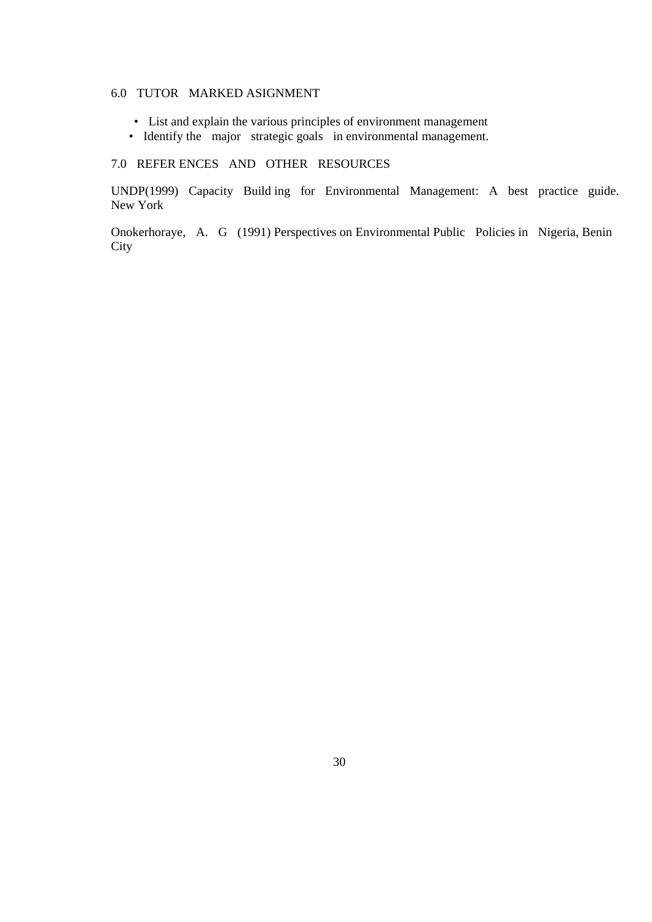## 6.0 TUTOR MARKED ASIGNMENT

- List and explain the various principles of environment management
- Identify the major strategic goals in environmental management.

## 7.0 REFER ENCES AND OTHER RESOURCES

UNDP(1999) Capacity Build ing for Environmental Management: A best practice guide. New York

Onokerhoraye, A. G (1991) Perspectives on Environmental Public Policies in Nigeria, Benin City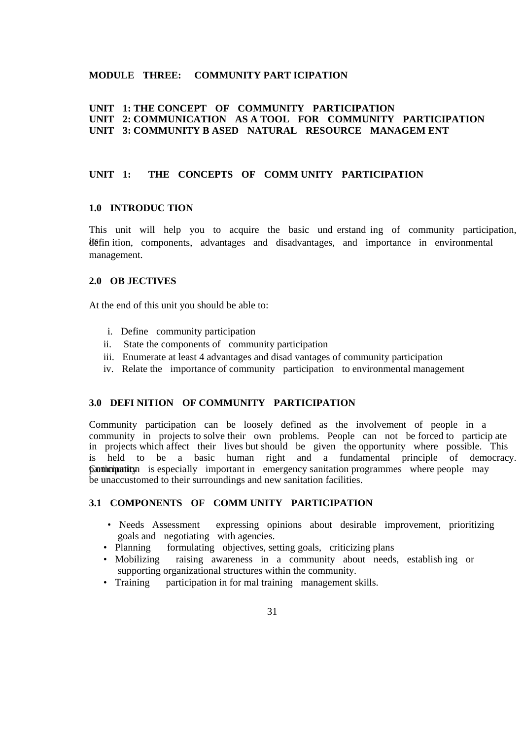**MODULE THREE: COMMUNITY PARTICIPATION**

**UNIT 1: THE CONCEPT OF COMMUNITY PARTICIPATION**
**UNIT 2: COMMUNICATION AS A TOOL FOR COMMUNITY PARTICIPATION**
**UNIT 3: COMMUNITY BASED NATURAL RESOURCE MANAGEMENT**

## UNIT 1: THE CONCEPTS OF COMMUNITY PARTICIPATION

### 1.0 INTRODUCTION

This unit will help you to acquire the basic understanding of community participation, its definition, components, advantages and disadvantages, and importance in environmental management.

### 2.0 OBJECTIVES

At the end of this unit you should be able to:

i. Define community participation
ii. State the components of community participation
iii. Enumerate at least 4 advantages and disadvantages of community participation
iv. Relate the importance of community participation to environmental management

### 3.0 DEFINITION OF COMMUNITY PARTICIPATION

Community participation can be loosely defined as the involvement of people in a community in projects to solve their own problems. People can not be forced to participate in projects which affect their lives but should be given the opportunity where possible. This is held to be a basic human right and a fundamental principle of democracy. Community participation is especially important in emergency sanitation programmes where people may be unaccustomed to their surroundings and new sanitation facilities.

### 3.1 COMPONENTS OF COMMUNITY PARTICIPATION

- Needs Assessment expressing opinions about desirable improvement, prioritizing goals and negotiating with agencies.
- Planning formulating objectives, setting goals, criticizing plans
- Mobilizing raising awareness in a community about needs, establishing or supporting organizational structures within the community.
- Training participation in formal training management skills.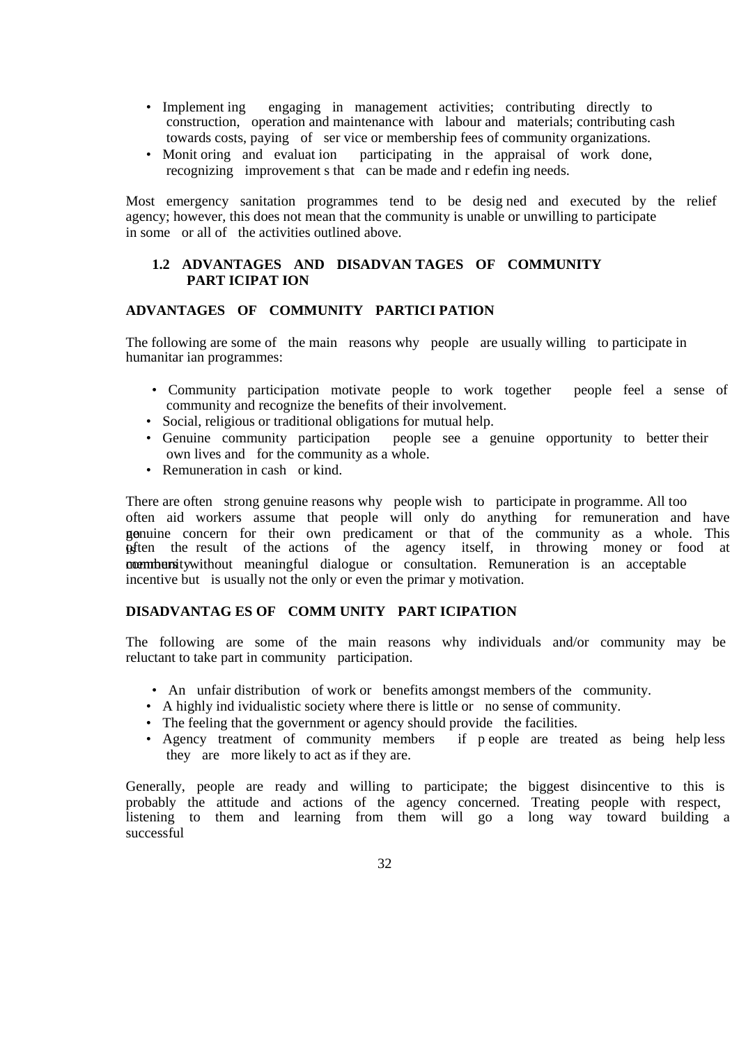- Implementing engaging in management activities; contributing directly to construction, operation and maintenance with labour and materials; contributing cash towards costs, paying of service or membership fees of community organizations.
- Monitoring and evaluation participating in the appraisal of work done, recognizing improvements that can be made and redefining needs.

Most emergency sanitation programmes tend to be designed and executed by the relief agency; however, this does not mean that the community is unable or unwilling to participate in some or all of the activities outlined above.

## 1.2 ADVANTAGES AND DISADVANTAGES OF COMMUNITY PARTICIPATION

### ADVANTAGES OF COMMUNITY PARTICIPATION

The following are some of the main reasons why people are usually willing to participate in humanitarian programmes:

- Community participation motivate people to work together people feel a sense of community and recognize the benefits of their involvement.
- Social, religious or traditional obligations for mutual help.
- Genuine community participation people see a genuine opportunity to better their own lives and for the community as a whole.
- Remuneration in cash or kind.

There are often strong genuine reasons why people wish to participate in programme. All too often aid workers assume that people will only do anything for remuneration and have no genuine concern for their own predicament or that of the community as a whole. This is often the result of the actions of the agency itself, in throwing money or food at community members without meaningful dialogue or consultation. Remuneration is an acceptable incentive but is usually not the only or even the primary motivation.

### DISADVANTAGES OF COMMUNITY PARTICIPATION

The following are some of the main reasons why individuals and/or community may be reluctant to take part in community participation.

- An unfair distribution of work or benefits amongst members of the community.
- A highly individualistic society where there is little or no sense of community.
- The feeling that the government or agency should provide the facilities.
- Agency treatment of community members if people are treated as being helpless they are more likely to act as if they are.

Generally, people are ready and willing to participate; the biggest disincentive to this is probably the attitude and actions of the agency concerned. Treating people with respect, listening to them and learning from them will go a long way toward building a successful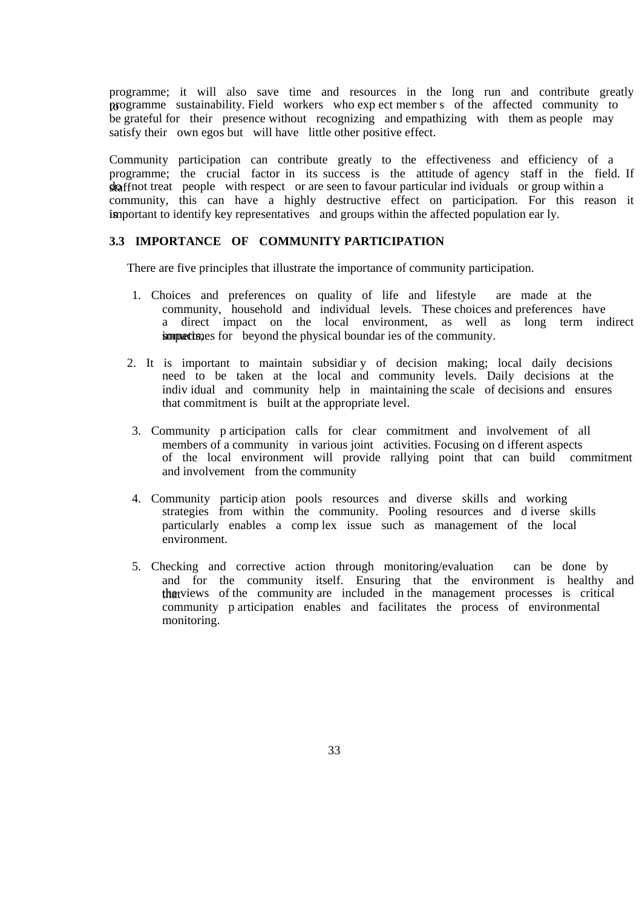programme; it will also save time and resources in the long run and contribute greatly to programme sustainability. Field workers who expect members of the affected community to be grateful for their presence without recognizing and empathizing with them as people may satisfy their own egos but will have little other positive effect.

Community participation can contribute greatly to the effectiveness and efficiency of a programme; the crucial factor in its success is the attitude of agency staff in the field. If staff do not treat people with respect or are seen to favour particular individuals or group within a community, this can have a highly destructive effect on participation. For this reason it is important to identify key representatives and groups within the affected population early.

### 3.3 IMPORTANCE OF COMMUNITY PARTICIPATION

There are five principles that illustrate the importance of community participation.

1. Choices and preferences on quality of life and lifestyle are made at the community, household and individual levels. These choices and preferences have a direct impact on the local environment, as well as long term indirect impacts, sometimes for beyond the physical boundaries of the community.

2. It is important to maintain subsidiary of decision making; local daily decisions need to be taken at the local and community levels. Daily decisions at the individual and community help in maintaining the scale of decisions and ensures that commitment is built at the appropriate level.

3. Community participation calls for clear commitment and involvement of all members of a community in various joint activities. Focusing on different aspects of the local environment will provide rallying point that can build commitment and involvement from the community

4. Community participation pools resources and diverse skills and working strategies from within the community. Pooling resources and diverse skills particularly enables a complex issue such as management of the local environment.

5. Checking and corrective action through monitoring/evaluation can be done by and for the community itself. Ensuring that the environment is healthy and that the views of the community are included in the management processes is critical community participation enables and facilitates the process of environmental monitoring.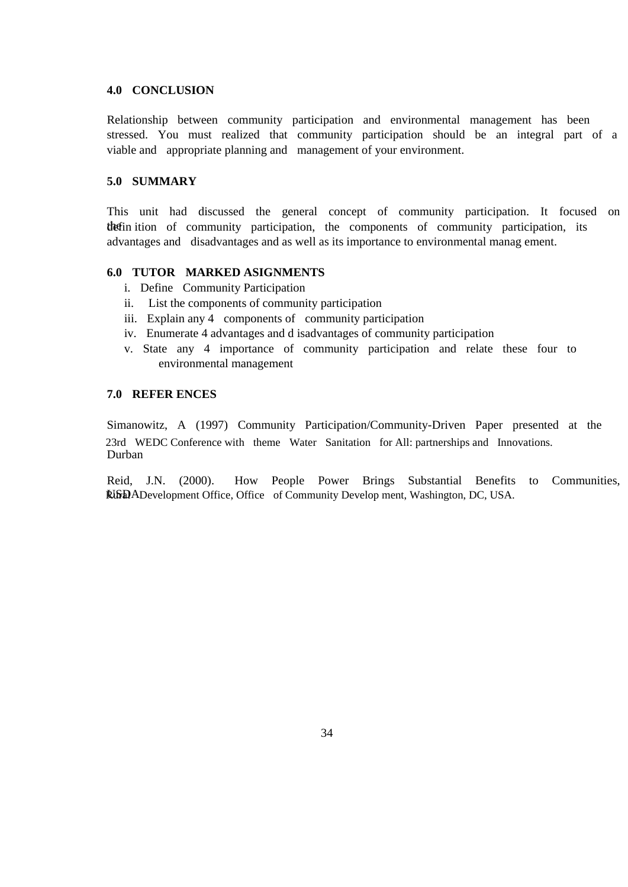## 4.0 CONCLUSION

Relationship between community participation and environmental management has been stressed. You must realized that community participation should be an integral part of a viable and appropriate planning and management of your environment.

## 5.0 SUMMARY

This unit had discussed the general concept of community participation. It focused on the definition of community participation, the components of community participation, its advantages and disadvantages and as well as its importance to environmental management.

## 6.0 TUTOR MARKED ASIGNMENTS

i. Define Community Participation
ii. List the components of community participation
iii. Explain any 4 components of community participation
iv. Enumerate 4 advantages and disadvantages of community participation
v. State any 4 importance of community participation and relate these four to environmental management

## 7.0 REFERENCES

Simanowitz, A (1997) Community Participation/Community-Driven Paper presented at the 23rd WEDC Conference with theme Water Sanitation for All: partnerships and Innovations. Durban

Reid, J.N. (2000). How People Power Brings Substantial Benefits to Communities, USDA Rural Development Office, Office of Community Development, Washington, DC, USA.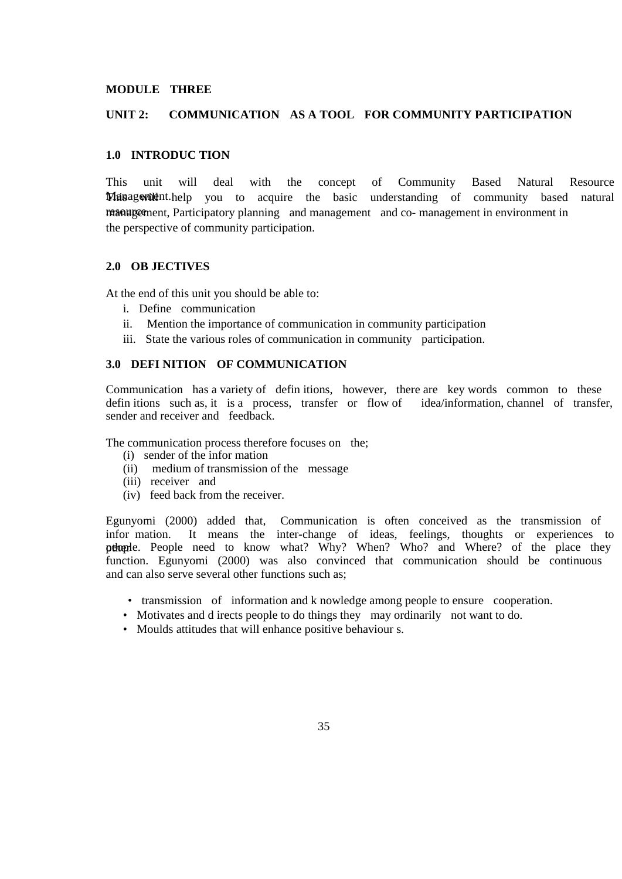**MODULE THREE**

**UNIT 2: COMMUNICATION AS A TOOL FOR COMMUNITY PARTICIPATION**

## 1.0 INTRODUC TION

This unit will deal with the concept of Community Based Natural Resource Management. This will help you to acquire the basic understanding of community based natural resource management, Participatory planning and management and co- management in environment in the perspective of community participation.

## 2.0 OB JECTIVES

At the end of this unit you should be able to:

i. Define communication
ii. Mention the importance of communication in community participation
iii. State the various roles of communication in community participation.

## 3.0 DEFI NITION OF COMMUNICATION

Communication has a variety of defin itions, however, there are key words common to these defin itions such as, it is a process, transfer or flow of idea/information, channel of transfer, sender and receiver and feedback.

The communication process therefore focuses on the;

(i) sender of the infor mation
(ii) medium of transmission of the message
(iii) receiver and
(iv) feed back from the receiver.

Egunyomi (2000) added that, Communication is often conceived as the transmission of infor mation. It means the inter-change of ideas, feelings, thoughts or experiences to other people. People need to know what? Why? When? Who? and Where? of the place they function. Egunyomi (2000) was also convinced that communication should be continuous and can also serve several other functions such as;

- transmission of information and k nowledge among people to ensure cooperation.
- Motivates and d irects people to do things they may ordinarily not want to do.
- Moulds attitudes that will enhance positive behaviour s.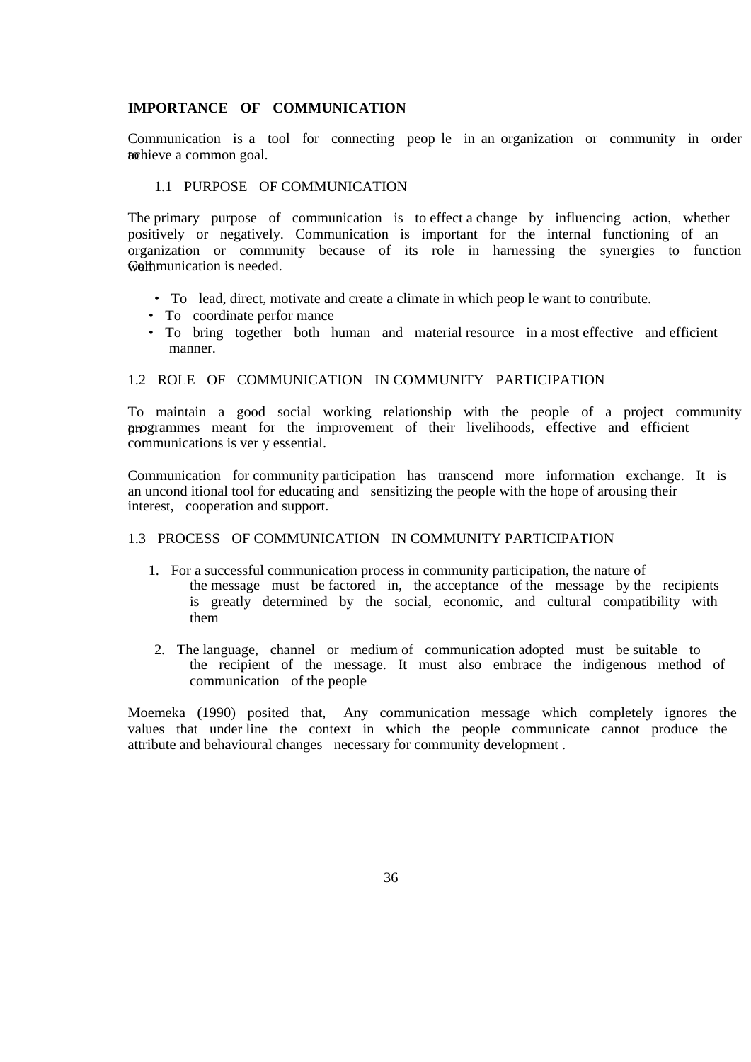**IMPORTANCE OF COMMUNICATION**

Communication is a tool for connecting people in an organization or community in order to achieve a common goal.

1.1 PURPOSE OF COMMUNICATION

The primary purpose of communication is to effect a change by influencing action, whether positively or negatively. Communication is important for the internal functioning of an organization or community because of its role in harnessing the synergies to function well. Communication is needed.

- To lead, direct, motivate and create a climate in which people want to contribute.
- To coordinate performance
- To bring together both human and material resource in a most effective and efficient manner.

1.2 ROLE OF COMMUNICATION IN COMMUNITY PARTICIPATION

To maintain a good social working relationship with the people of a project community on programmes meant for the improvement of their livelihoods, effective and efficient communications is very essential.

Communication for community participation has transcend more information exchange. It is an unconditional tool for educating and sensitizing the people with the hope of arousing their interest, cooperation and support.

1.3 PROCESS OF COMMUNICATION IN COMMUNITY PARTICIPATION

1. For a successful communication process in community participation, the nature of the message must be factored in, the acceptance of the message by the recipients is greatly determined by the social, economic, and cultural compatibility with them

2. The language, channel or medium of communication adopted must be suitable to the recipient of the message. It must also embrace the indigenous method of communication of the people

Moemeka (1990) posited that, Any communication message which completely ignores the values that underline the context in which the people communicate cannot produce the attribute and behavioural changes necessary for community development .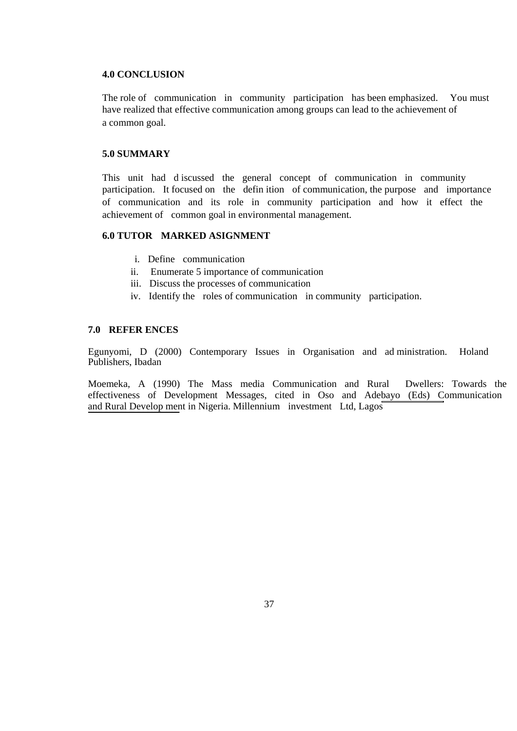## 4.0 CONCLUSION

The role of communication in community participation has been emphasized. You must have realized that effective communication among groups can lead to the achievement of a common goal.

## 5.0 SUMMARY

This unit had discussed the general concept of communication in community participation. It focused on the definition of communication, the purpose and importance of communication and its role in community participation and how it effect the achievement of common goal in environmental management.

## 6.0 TUTOR MARKED ASIGNMENT

i. Define communication
ii. Enumerate 5 importance of communication
iii. Discuss the processes of communication
iv. Identify the roles of communication in community participation.

## 7.0 REFERENCES

Egunyomi, D (2000) Contemporary Issues in Organisation and administration. Holand Publishers, Ibadan

Moemeka, A (1990) The Mass media Communication and Rural Dwellers: Towards the effectiveness of Development Messages, cited in Oso and Adebayo (Eds) Communication and Rural Development in Nigeria. Millennium investment Ltd, Lagos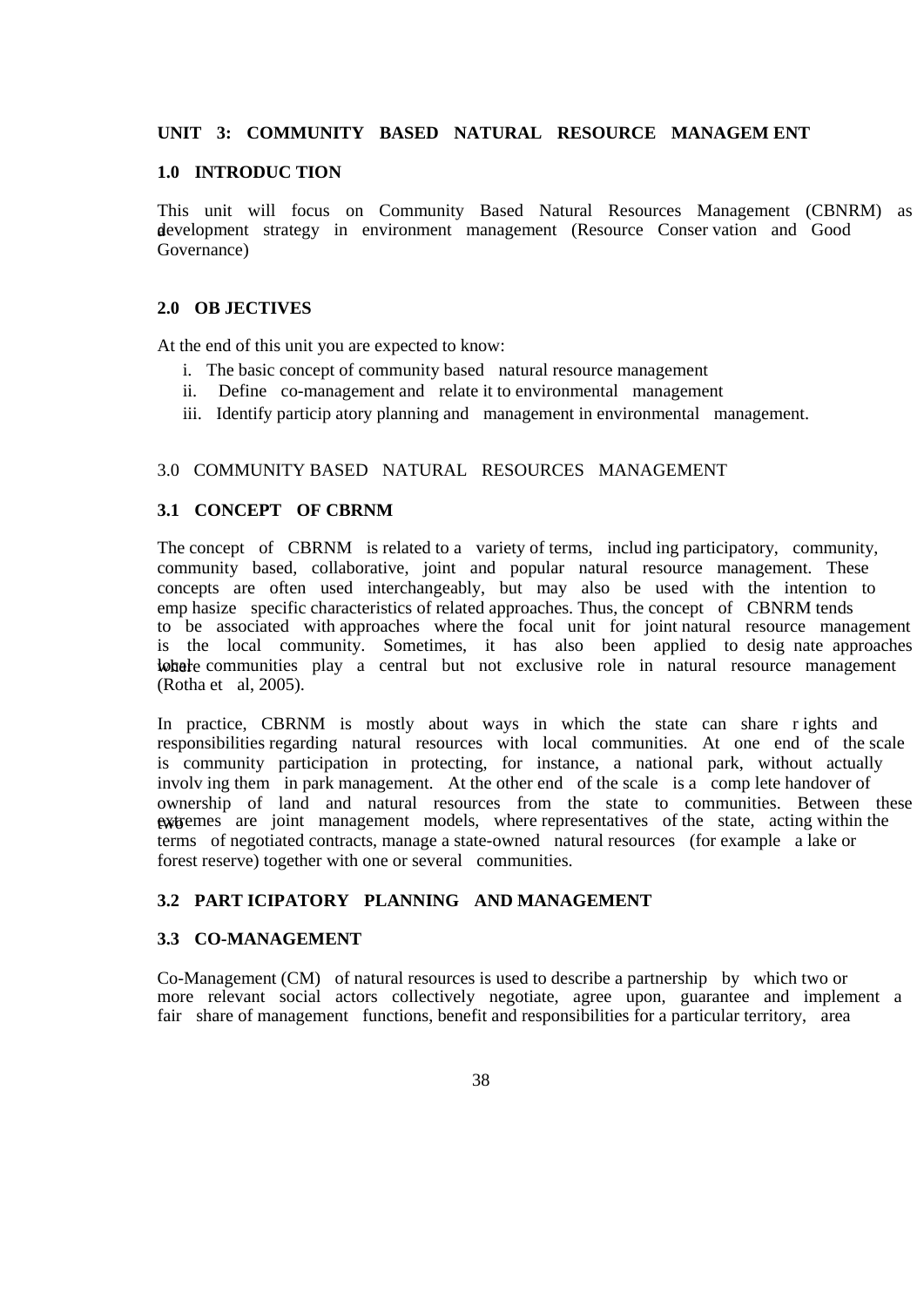**UNIT 3: COMMUNITY BASED NATURAL RESOURCE MANAGEMENT**

**1.0 INTRODUCTION**

This unit will focus on Community Based Natural Resources Management (CBNRM) as a development strategy in environment management (Resource Conservation and Good Governance)

**2.0 OBJECTIVES**

At the end of this unit you are expected to know:

i. The basic concept of community based natural resource management
ii. Define co-management and relate it to environmental management
iii. Identify participatory planning and management in environmental management.

3.0 COMMUNITY BASED NATURAL RESOURCES MANAGEMENT

**3.1 CONCEPT OF CBRNM**

The concept of CBRNM is related to a variety of terms, including participatory, community, community based, collaborative, joint and popular natural resource management. These concepts are often used interchangeably, but may also be used with the intention to emphasize specific characteristics of related approaches. Thus, the concept of CBNRM tends to be associated with approaches where the focal unit for joint natural resource management is the local community. Sometimes, it has also been applied to designate approaches where local communities play a central but not exclusive role in natural resource management (Rotha et al, 2005).

In practice, CBRNM is mostly about ways in which the state can share rights and responsibilities regarding natural resources with local communities. At one end of the scale is community participation in protecting, for instance, a national park, without actually involving them in park management. At the other end of the scale is a complete handover of ownership of land and natural resources from the state to communities. Between these two extremes are joint management models, where representatives of the state, acting within the terms of negotiated contracts, manage a state-owned natural resources (for example a lake or forest reserve) together with one or several communities.

**3.2 PARTICIPATORY PLANNING AND MANAGEMENT**

**3.3 CO-MANAGEMENT**

Co-Management (CM) of natural resources is used to describe a partnership by which two or more relevant social actors collectively negotiate, agree upon, guarantee and implement a fair share of management functions, benefit and responsibilities for a particular territory, area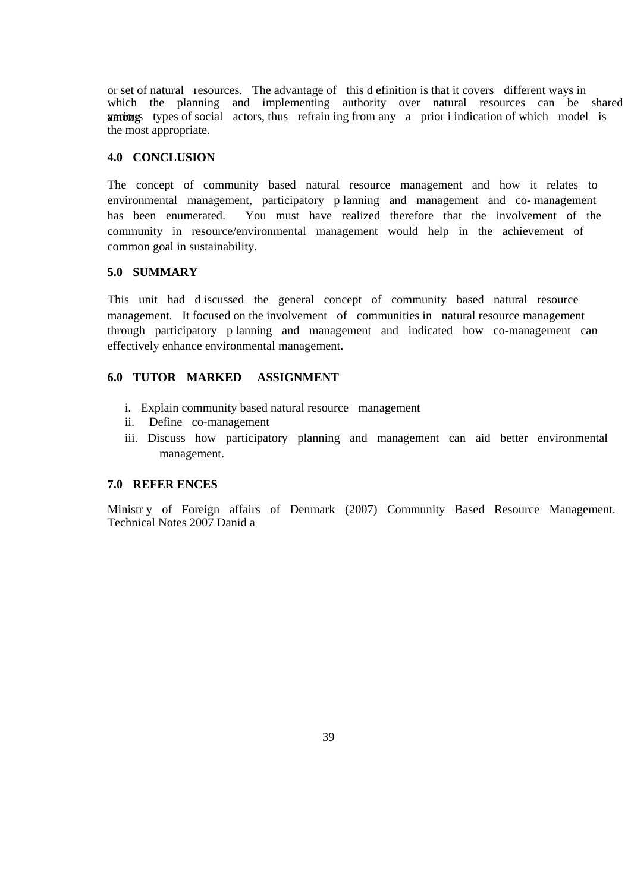or set of natural resources. The advantage of this definition is that it covers different ways in which the planning and implementing authority over natural resources can be shared among various types of social actors, thus refraining from any a priori indication of which model is the most appropriate.

## 4.0 CONCLUSION

The concept of community based natural resource management and how it relates to environmental management, participatory planning and management and co-management has been enumerated. You must have realized therefore that the involvement of the community in resource/environmental management would help in the achievement of common goal in sustainability.

## 5.0 SUMMARY

This unit had discussed the general concept of community based natural resource management. It focused on the involvement of communities in natural resource management through participatory planning and management and indicated how co-management can effectively enhance environmental management.

## 6.0 TUTOR MARKED ASSIGNMENT

i. Explain community based natural resource management
ii. Define co-management
iii. Discuss how participatory planning and management can aid better environmental management.

## 7.0 REFERENCES

Ministry of Foreign affairs of Denmark (2007) Community Based Resource Management. Technical Notes 2007 Danida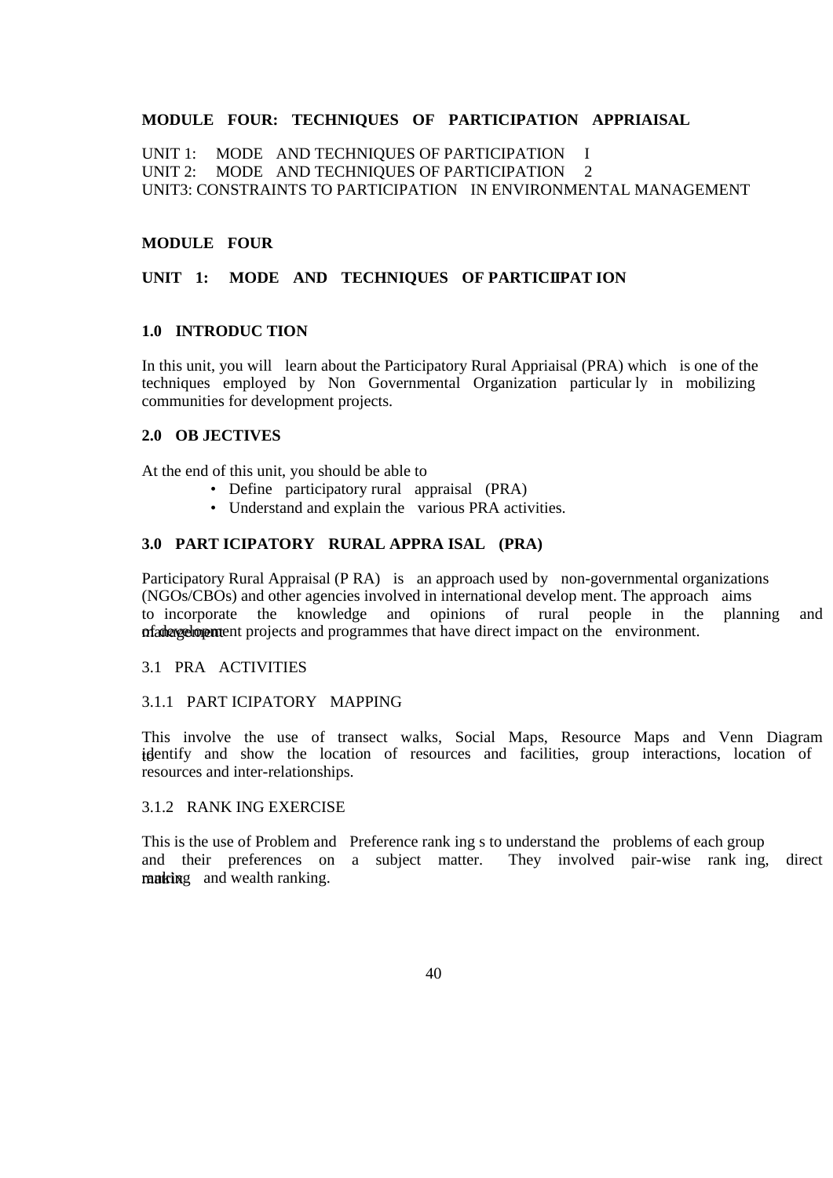**MODULE FOUR: TECHNIQUES OF PARTICIPATION APPRIAISAL**

UNIT 1: MODE AND TECHNIQUES OF PARTICIPATION I
UNIT 2: MODE AND TECHNIQUES OF PARTICIPATION 2
UNIT3: CONSTRAINTS TO PARTICIPATION IN ENVIRONMENTAL MANAGEMENT

# MODULE FOUR

## UNIT 1: MODE AND TECHNIQUES OF PARTICIIPAT ION

### 1.0 INTRODUC TION

In this unit, you will learn about the Participatory Rural Appriaisal (PRA) which is one of the techniques employed by Non Governmental Organization particular ly in mobilizing communities for development projects.

### 2.0 OB JECTIVES

At the end of this unit, you should be able to

- Define participatory rural appraisal (PRA)
- Understand and explain the various PRA activities.

### 3.0 PART ICIPATORY RURAL APPRA ISAL (PRA)

Participatory Rural Appraisal (P RA) is an approach used by non-governmental organizations (NGOs/CBOs) and other agencies involved in international develop ment. The approach aims to incorporate the knowledge and opinions of rural people in the planning and management of development projects and programmes that have direct impact on the environment.

#### 3.1 PRA ACTIVITIES

##### 3.1.1 PART ICIPATORY MAPPING

This involve the use of transect walks, Social Maps, Resource Maps and Venn Diagram to identify and show the location of resources and facilities, group interactions, location of resources and inter-relationships.

##### 3.1.2 RANK ING EXERCISE

This is the use of Problem and Preference rank ing s to understand the problems of each group and their preferences on a subject matter. They involved pair-wise rank ing, direct matrix ranking and wealth ranking.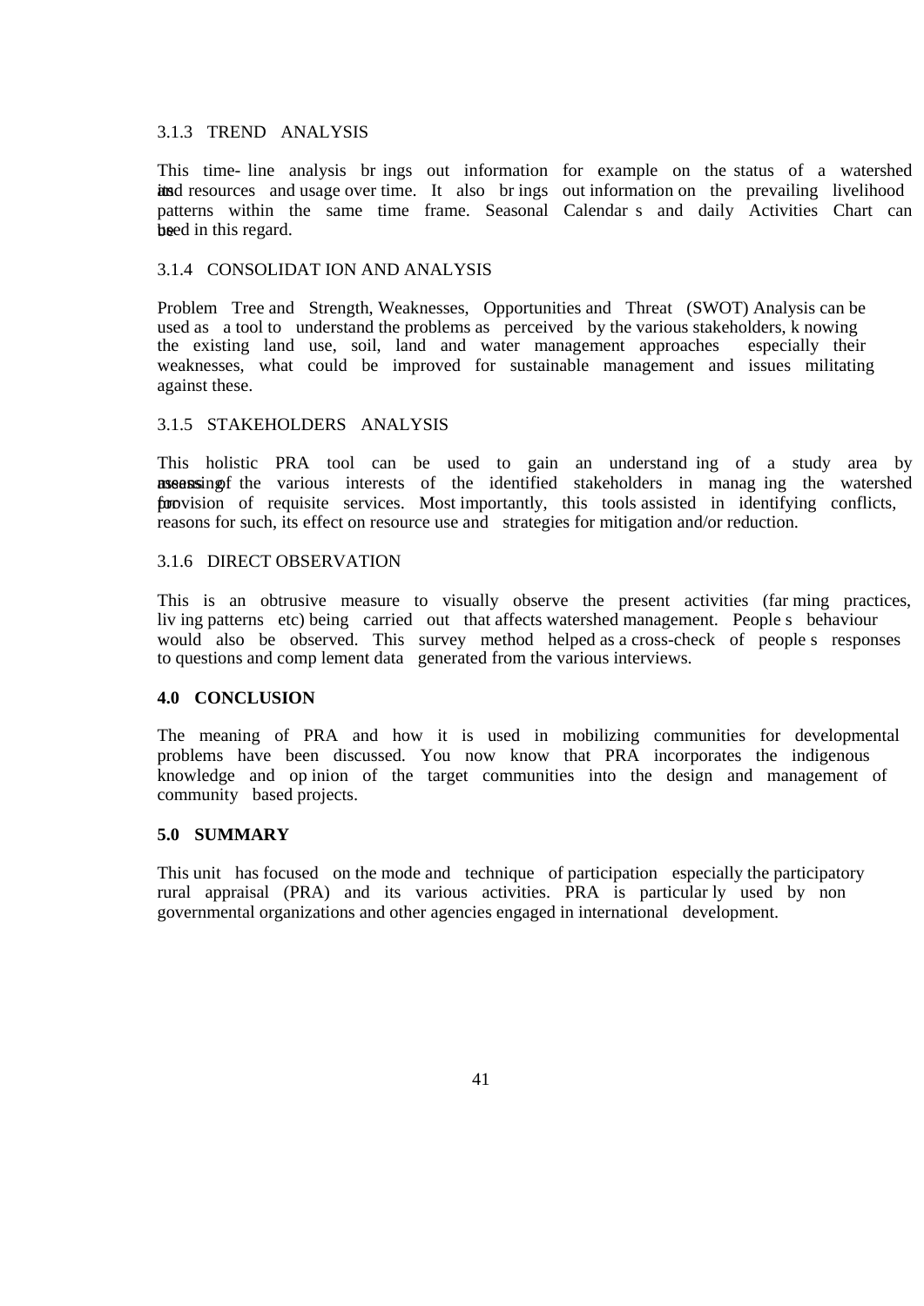### 3.1.3 TREND ANALYSIS

This time-line analysis brings out information for example on the status of a watershed and its resources and usage over time. It also brings out information on the prevailing livelihood patterns within the same time frame. Seasonal Calendars and daily Activities Chart can be used in this regard.

### 3.1.4 CONSOLIDATION AND ANALYSIS

Problem Tree and Strength, Weaknesses, Opportunities and Threat (SWOT) Analysis can be used as a tool to understand the problems as perceived by the various stakeholders, knowing the existing land use, soil, land and water management approaches especially their weaknesses, what could be improved for sustainable management and issues militating against these.

### 3.1.5 STAKEHOLDERS ANALYSIS

This holistic PRA tool can be used to gain an understanding of a study area by means of assessing the various interests of the identified stakeholders in managing the watershed for provision of requisite services. Most importantly, this tools assisted in identifying conflicts, reasons for such, its effect on resource use and strategies for mitigation and/or reduction.

### 3.1.6 DIRECT OBSERVATION

This is an obtrusive measure to visually observe the present activities (farming practices, living patterns etc) being carried out that affects watershed management. People's behaviour would also be observed. This survey method helped as a cross-check of people's responses to questions and complement data generated from the various interviews.

## 4.0 CONCLUSION

The meaning of PRA and how it is used in mobilizing communities for developmental problems have been discussed. You now know that PRA incorporates the indigenous knowledge and opinion of the target communities into the design and management of community based projects.

## 5.0 SUMMARY

This unit has focused on the mode and technique of participation especially the participatory rural appraisal (PRA) and its various activities. PRA is particularly used by non governmental organizations and other agencies engaged in international development.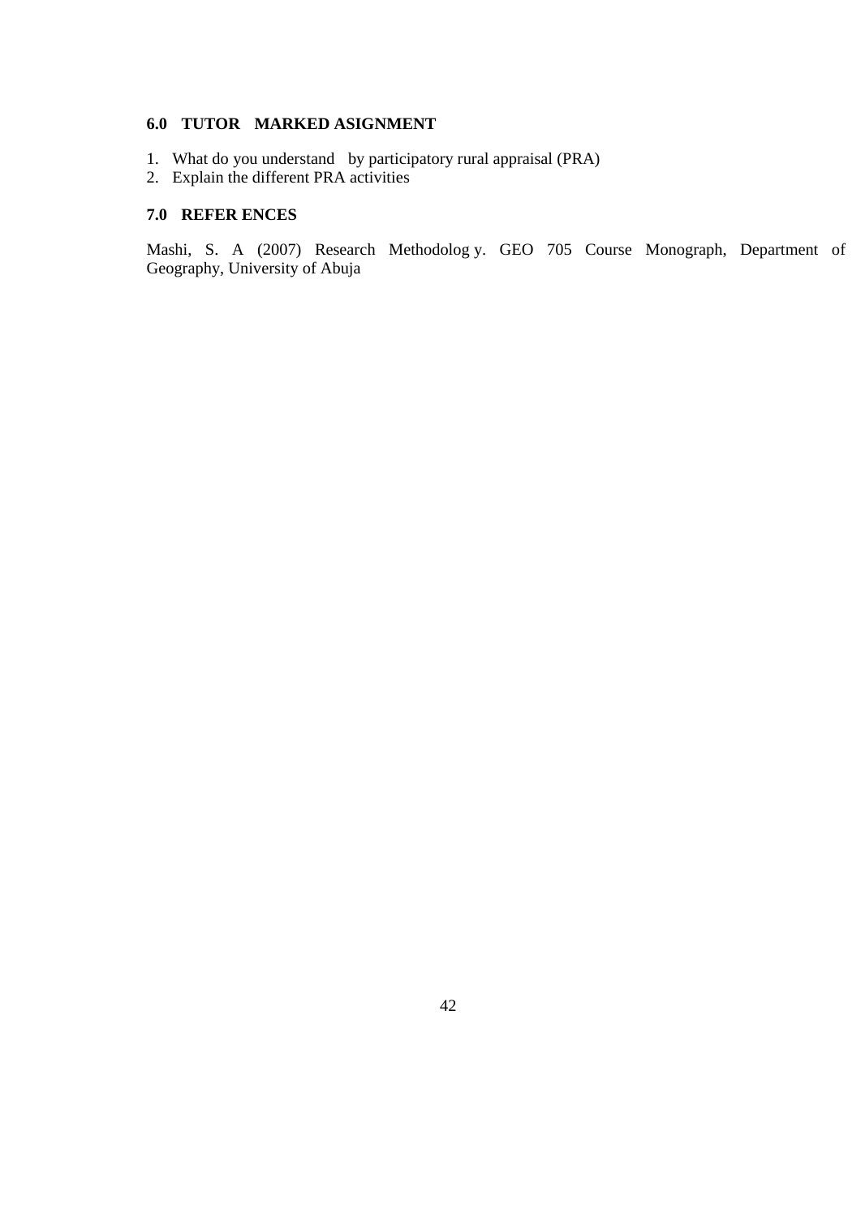## 6.0 TUTOR MARKED ASIGNMENT

1. What do you understand by participatory rural appraisal (PRA)
2. Explain the different PRA activities

## 7.0 REFER ENCES

Mashi, S. A (2007) Research Methodolog y. GEO 705 Course Monograph, Department of Geography, University of Abuja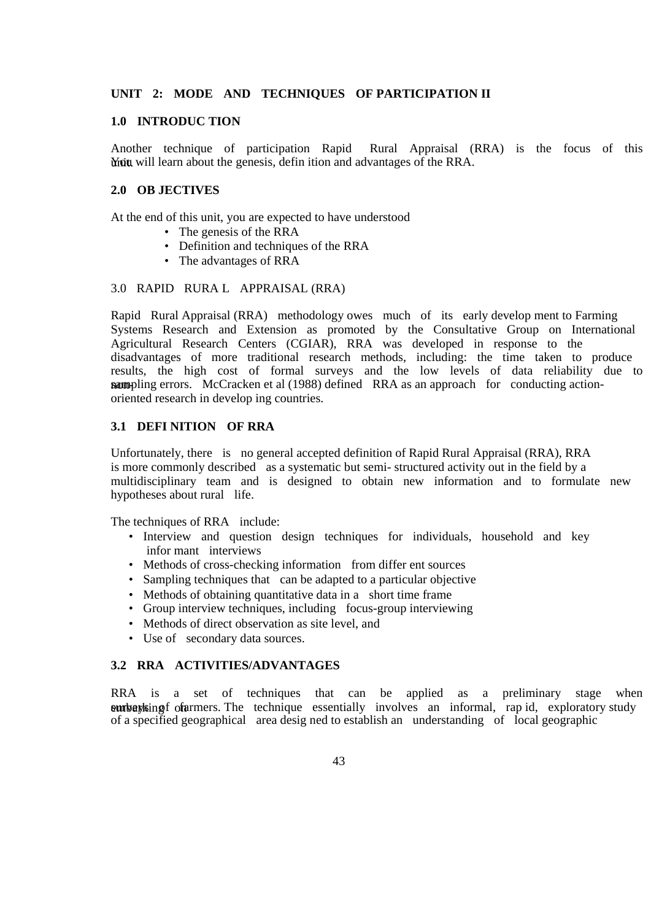**UNIT 2: MODE AND TECHNIQUES OF PARTICIPATION II**

## 1.0 INTRODUCTION

Another technique of participation Rapid Rural Appraisal (RRA) is the focus of this unit. You will learn about the genesis, definition and advantages of the RRA.

## 2.0 OBJECTIVES

At the end of this unit, you are expected to have understood

- The genesis of the RRA
- Definition and techniques of the RRA
- The advantages of RRA

## 3.0 RAPID RURAL APPRAISAL (RRA)

Rapid Rural Appraisal (RRA) methodology owes much of its early development to Farming Systems Research and Extension as promoted by the Consultative Group on International Agricultural Research Centers (CGIAR), RRA was developed in response to the disadvantages of more traditional research methods, including: the time taken to produce results, the high cost of formal surveys and the low levels of data reliability due to non-sampling errors. McCracken et al (1988) defined RRA as an approach for conducting action-oriented research in developing countries.

### 3.1 DEFINITION OF RRA

Unfortunately, there is no general accepted definition of Rapid Rural Appraisal (RRA), RRA is more commonly described as a systematic but semi- structured activity out in the field by a multidisciplinary team and is designed to obtain new information and to formulate new hypotheses about rural life.

The techniques of RRA include:

- Interview and question design techniques for individuals, household and key informant interviews
- Methods of cross-checking information from different sources
- Sampling techniques that can be adapted to a particular objective
- Methods of obtaining quantitative data in a short time frame
- Group interview techniques, including focus-group interviewing
- Methods of direct observation as site level, and
- Use of secondary data sources.

### 3.2 RRA ACTIVITIES/ADVANTAGES

RRA is a set of techniques that can be applied as a preliminary stage when embarking on surveys of farmers. The technique essentially involves an informal, rapid, exploratory study of a specified geographical area designed to establish an understanding of local geographic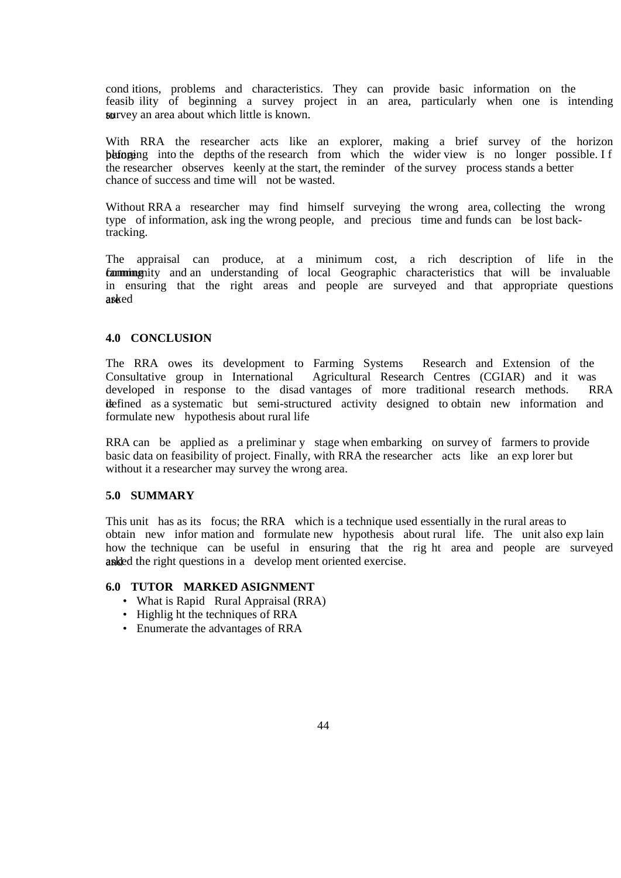conditions, problems and characteristics. They can provide basic information on the feasibility of beginning a survey project in an area, particularly when one is intending to survey an area about which little is known.

With RRA the researcher acts like an explorer, making a brief survey of the horizon before plunging into the depths of the research from which the wider view is no longer possible. If the researcher observes keenly at the start, the reminder of the survey process stands a better chance of success and time will not be wasted.

Without RRA a researcher may find himself surveying the wrong area, collecting the wrong type of information, asking the wrong people, and precious time and funds can be lost back-tracking.

The appraisal can produce, at a minimum cost, a rich description of life in the farming community and an understanding of local Geographic characteristics that will be invaluable in ensuring that the right areas and people are surveyed and that appropriate questions are asked

## 4.0 CONCLUSION

The RRA owes its development to Farming Systems Research and Extension of the Consultative group in International Agricultural Research Centres (CGIAR) and it was developed in response to the disadvantages of more traditional research methods. RRA is defined as a systematic but semi-structured activity designed to obtain new information and formulate new hypothesis about rural life

RRA can be applied as a preliminary stage when embarking on survey of farmers to provide basic data on feasibility of project. Finally, with RRA the researcher acts like an explorer but without it a researcher may survey the wrong area.

## 5.0 SUMMARY

This unit has as its focus; the RRA which is a technique used essentially in the rural areas to obtain new information and formulate new hypothesis about rural life. The unit also explain how the technique can be useful in ensuring that the right area and people are surveyed and asked the right questions in a development oriented exercise.

## 6.0 TUTOR MARKED ASIGNMENT

- What is Rapid Rural Appraisal (RRA)
- Highlight the techniques of RRA
- Enumerate the advantages of RRA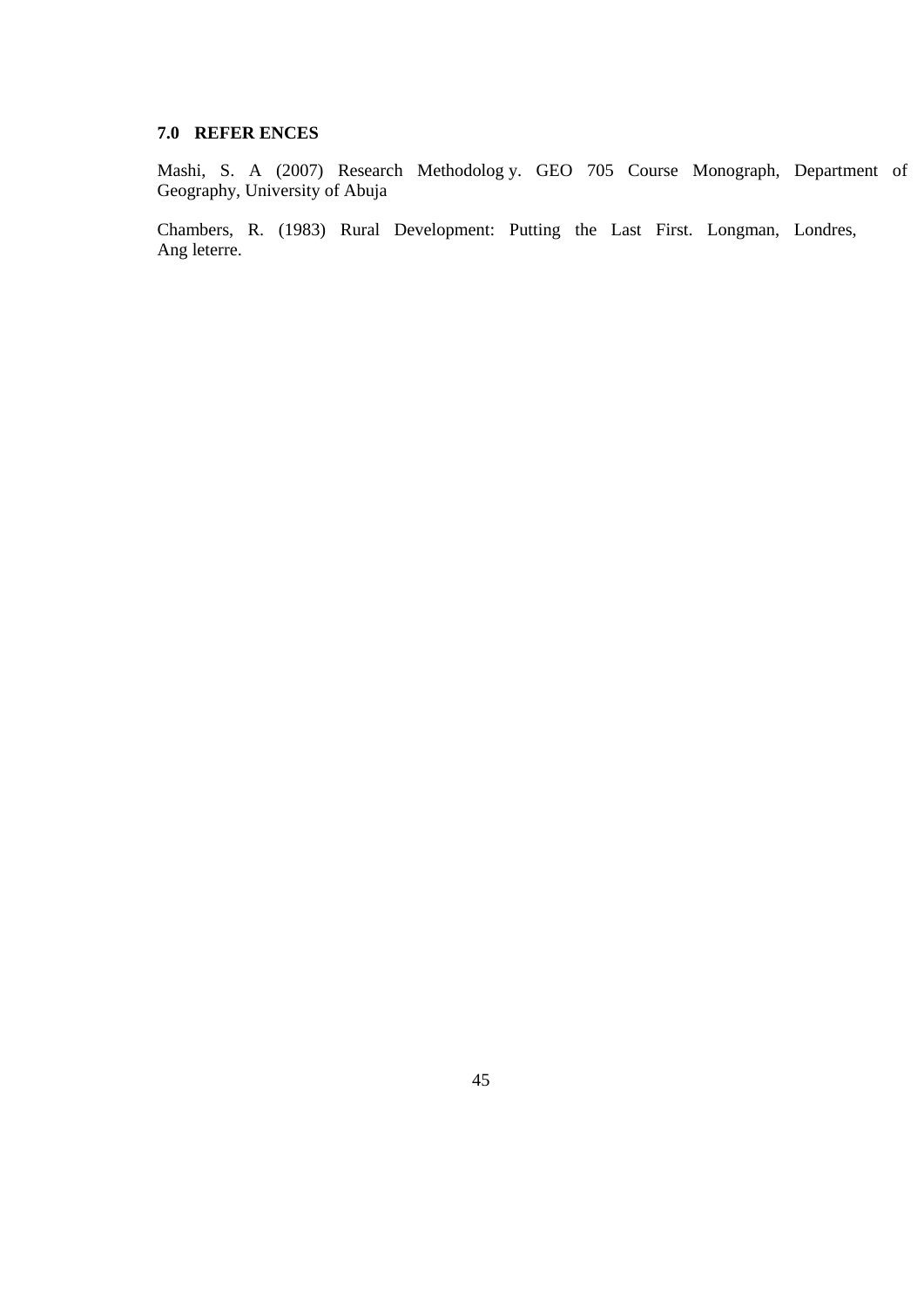## 7.0 REFER ENCES

Mashi, S. A (2007) Research Methodolog y. GEO 705 Course Monograph, Department of Geography, University of Abuja

Chambers, R. (1983) Rural Development: Putting the Last First. Longman, Londres, Ang leterre.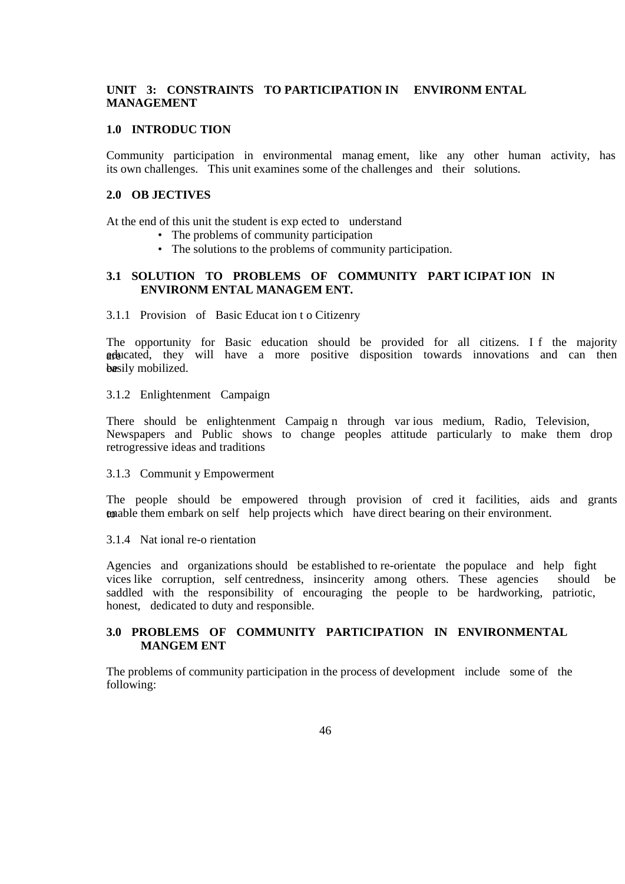# UNIT 3: CONSTRAINTS TO PARTICIPATION IN ENVIRONMENTAL MANAGEMENT

## 1.0 INTRODUCTION

Community participation in environmental management, like any other human activity, has its own challenges. This unit examines some of the challenges and their solutions.

## 2.0 OBJECTIVES

At the end of this unit the student is expected to understand

- The problems of community participation
- The solutions to the problems of community participation.

## 3.1 SOLUTION TO PROBLEMS OF COMMUNITY PARTICIPATION IN ENVIRONMENTAL MANAGEMENT.

### 3.1.1 Provision of Basic Education to Citizenry

The opportunity for Basic education should be provided for all citizens. If the majority are educated, they will have a more positive disposition towards innovations and can then be easily mobilized.

### 3.1.2 Enlightenment Campaign

There should be enlightenment Campaign through various medium, Radio, Television, Newspapers and Public shows to change peoples attitude particularly to make them drop retrogressive ideas and traditions

### 3.1.3 Community Empowerment

The people should be empowered through provision of credit facilities, aids and grants to enable them embark on self help projects which have direct bearing on their environment.

### 3.1.4 National re-orientation

Agencies and organizations should be established to re-orientate the populace and help fight vices like corruption, self centredness, insincerity among others. These agencies should be saddled with the responsibility of encouraging the people to be hardworking, patriotic, honest, dedicated to duty and responsible.

## 3.0 PROBLEMS OF COMMUNITY PARTICIPATION IN ENVIRONMENTAL MANGEMENT

The problems of community participation in the process of development include some of the following: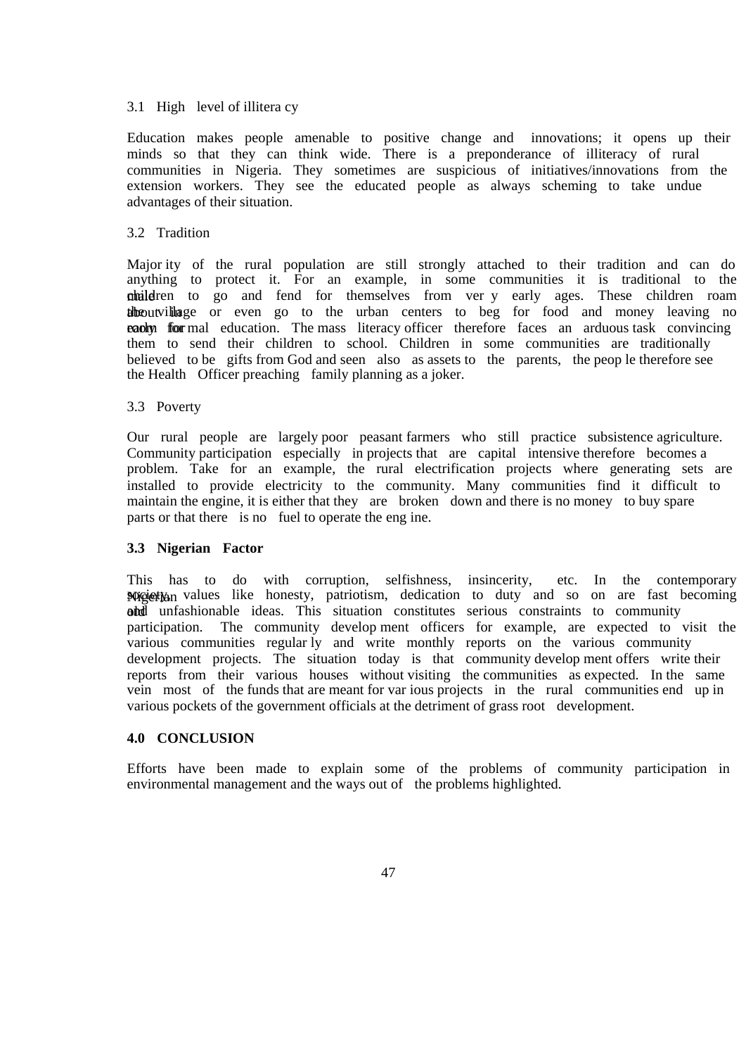3.1 High level of illiteracy

Education makes people amenable to positive change and innovations; it opens up their minds so that they can think wide. There is a preponderance of illiteracy of rural communities in Nigeria. They sometimes are suspicious of initiatives/innovations from the extension workers. They see the educated people as always scheming to take undue advantages of their situation.

3.2 Tradition

Majority of the rural population are still strongly attached to their tradition and can do anything to protect it. For an example, in some communities it is traditional to the male children to go and fend for themselves from very early ages. These children roam about the village or even go to the urban centers to beg for food and money leaving no room for early formal education. The mass literacy officer therefore faces an arduous task convincing them to send their children to school. Children in some communities are traditionally believed to be gifts from God and seen also as assets to the parents, the people therefore see the Health Officer preaching family planning as a joker.

3.3 Poverty

Our rural people are largely poor peasant farmers who still practice subsistence agriculture. Community participation especially in projects that are capital intensive therefore becomes a problem. Take for an example, the rural electrification projects where generating sets are installed to provide electricity to the community. Many communities find it difficult to maintain the engine, it is either that they are broken down and there is no money to buy spare parts or that there is no fuel to operate the engine.

**3.3 Nigerian Factor**

This has to do with corruption, selfishness, insincerity, etc. In the contemporary Nigerian society, values like honesty, patriotism, dedication to duty and so on are fast becoming old and unfashionable ideas. This situation constitutes serious constraints to community participation. The community development officers for example, are expected to visit the various communities regularly and write monthly reports on the various community development projects. The situation today is that community development offers write their reports from their various houses without visiting the communities as expected. In the same vein most of the funds that are meant for various projects in the rural communities end up in various pockets of the government officials at the detriment of grass root development.

## 4.0 CONCLUSION

Efforts have been made to explain some of the problems of community participation in environmental management and the ways out of the problems highlighted.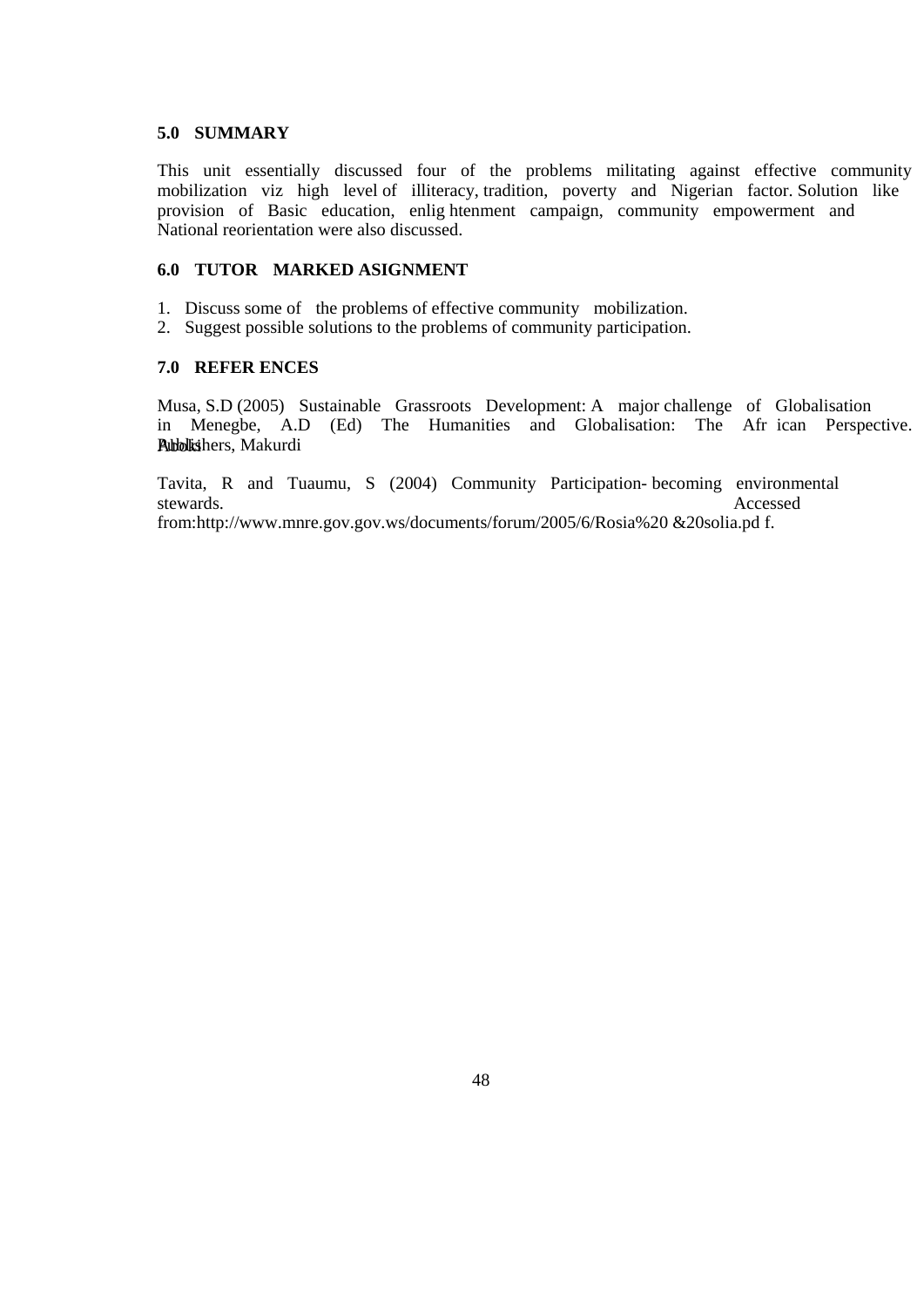## 5.0 SUMMARY

This unit essentially discussed four of the problems militating against effective community mobilization viz high level of illiteracy, tradition, poverty and Nigerian factor. Solution like provision of Basic education, enlig htenment campaign, community empowerment and National reorientation were also discussed.

## 6.0 TUTOR MARKED ASIGNMENT

1. Discuss some of the problems of effective community mobilization.
2. Suggest possible solutions to the problems of community participation.

## 7.0 REFER ENCES

Musa, S.D (2005) Sustainable Grassroots Development: A major challenge of Globalisation in Menegbe, A.D (Ed) The Humanities and Globalisation: The Afr ican Perspective. Aboki Publishers, Makurdi

Tavita, R and Tuaumu, S (2004) Community Participation- becoming environmental stewards. Accessed from:http://www.mnre.gov.gov.ws/documents/forum/2005/6/Rosia%20 &20solia.pd f.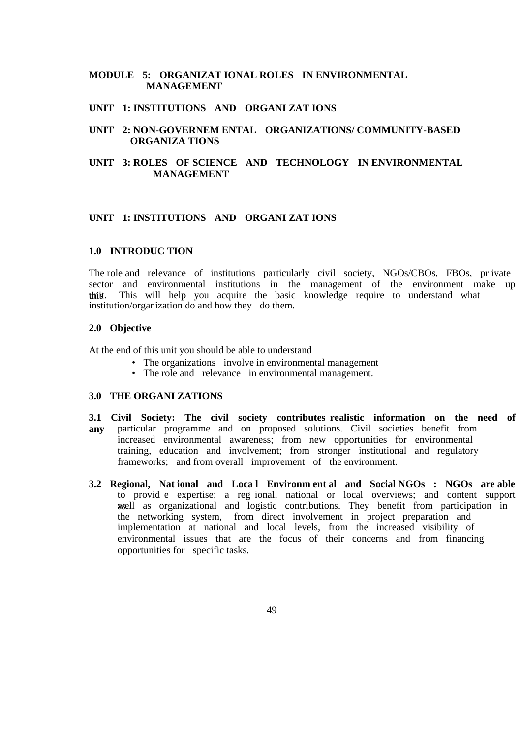# MODULE 5: ORGANIZATIONAL ROLES IN ENVIRONMENTAL MANAGEMENT

**UNIT 1: INSTITUTIONS AND ORGANIZATIONS**

**UNIT 2: NON-GOVERNEMENTAL ORGANIZATIONS/ COMMUNITY-BASED ORGANIZATIONS**

**UNIT 3: ROLES OF SCIENCE AND TECHNOLOGY IN ENVIRONMENTAL MANAGEMENT**

## UNIT 1: INSTITUTIONS AND ORGANIZATIONS

### 1.0 INTRODUCTION

The role and relevance of institutions particularly civil society, NGOs/CBOs, FBOs, private sector and environmental institutions in the management of the environment make up this unit. This will help you acquire the basic knowledge require to understand what institution/organization do and how they do them.

### 2.0 Objective

At the end of this unit you should be able to understand

- The organizations involve in environmental management
- The role and relevance in environmental management.

### 3.0 THE ORGANIZATIONS

**3.1 Civil Society: The civil society contributes realistic information on the need of any** particular programme and on proposed solutions. Civil societies benefit from increased environmental awareness; from new opportunities for environmental training, education and involvement; from stronger institutional and regulatory frameworks; and from overall improvement of the environment.

**3.2 Regional, National and Local Environmental and Social NGOs : NGOs are able** to provide expertise; a regional, national or local overviews; and content support as well as organizational and logistic contributions. They benefit from participation in the networking system, from direct involvement in project preparation and implementation at national and local levels, from the increased visibility of environmental issues that are the focus of their concerns and from financing opportunities for specific tasks.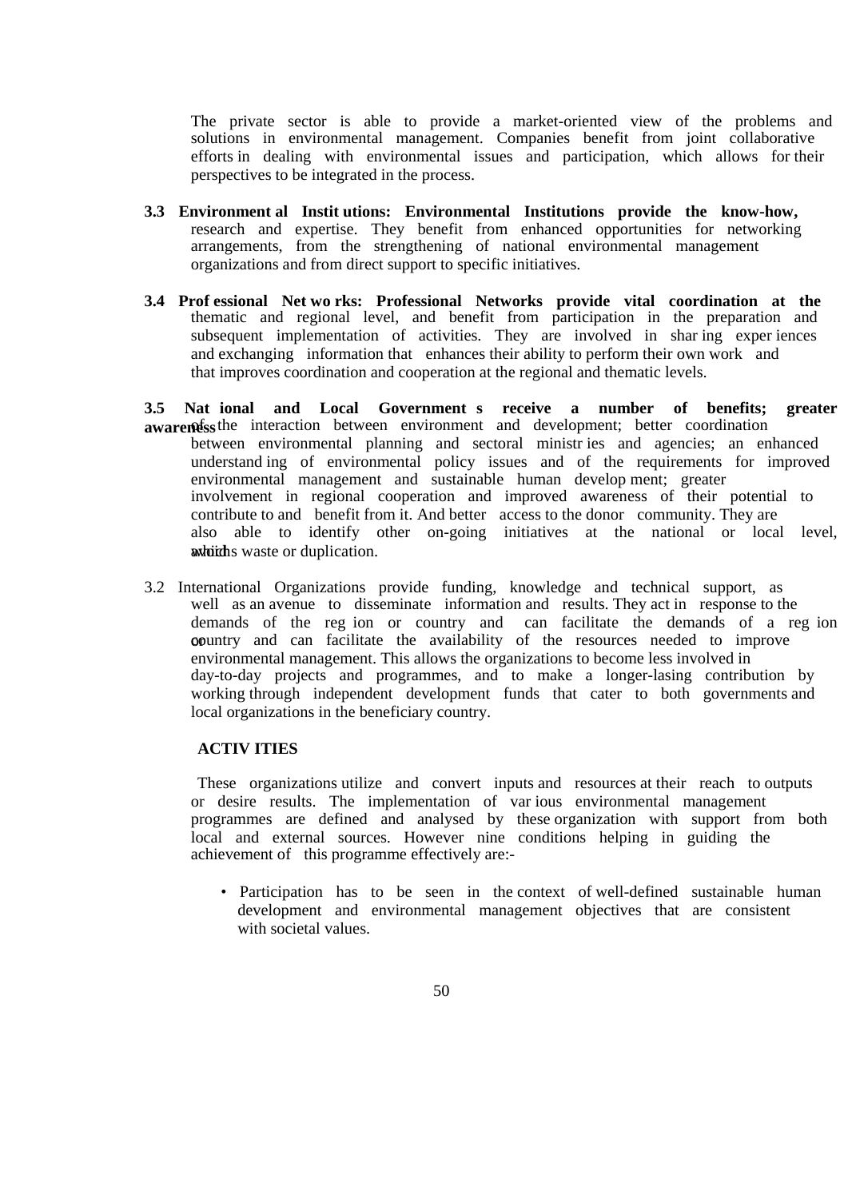The private sector is able to provide a market-oriented view of the problems and solutions in environmental management. Companies benefit from joint collaborative efforts in dealing with environmental issues and participation, which allows for their perspectives to be integrated in the process.

**3.3 Environmental Institutions: Environmental Institutions provide the know-how,** research and expertise. They benefit from enhanced opportunities for networking arrangements, from the strengthening of national environmental management organizations and from direct support to specific initiatives.

**3.4 Professional Networks: Professional Networks provide vital coordination at the** thematic and regional level, and benefit from participation in the preparation and subsequent implementation of activities. They are involved in sharing experiences and exchanging information that enhances their ability to perform their own work and that improves coordination and cooperation at the regional and thematic levels.

**3.5 National and Local Governments receive a number of benefits; greater awareness** of the interaction between environment and development; better coordination between environmental planning and sectoral ministries and agencies; an enhanced understanding of environmental policy issues and of the requirements for improved environmental management and sustainable human development; greater involvement in regional cooperation and improved awareness of their potential to contribute to and benefit from it. And better access to the donor community. They are also able to identify other on-going initiatives at the national or local level, which avoids waste or duplication.

3.2 International Organizations provide funding, knowledge and technical support, as well as an avenue to disseminate information and results. They act in response to the demands of the region or country and can facilitate the demands of a region or country and can facilitate the availability of the resources needed to improve environmental management. This allows the organizations to become less involved in day-to-day projects and programmes, and to make a longer-lasing contribution by working through independent development funds that cater to both governments and local organizations in the beneficiary country.

**ACTIVITIES**

These organizations utilize and convert inputs and resources at their reach to outputs or desire results. The implementation of various environmental management programmes are defined and analysed by these organization with support from both local and external sources. However nine conditions helping in guiding the achievement of this programme effectively are:-

- Participation has to be seen in the context of well-defined sustainable human development and environmental management objectives that are consistent with societal values.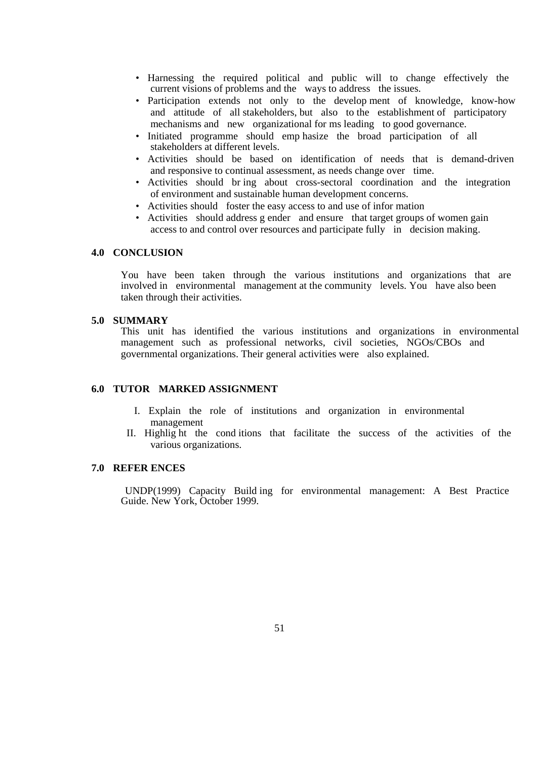- Harnessing the required political and public will to change effectively the current visions of problems and the ways to address the issues.
- Participation extends not only to the development of knowledge, know-how and attitude of all stakeholders, but also to the establishment of participatory mechanisms and new organizational forms leading to good governance.
- Initiated programme should emphasize the broad participation of all stakeholders at different levels.
- Activities should be based on identification of needs that is demand-driven and responsive to continual assessment, as needs change over time.
- Activities should bring about cross-sectoral coordination and the integration of environment and sustainable human development concerns.
- Activities should foster the easy access to and use of information
- Activities should address gender and ensure that target groups of women gain access to and control over resources and participate fully in decision making.

## 4.0 CONCLUSION

You have been taken through the various institutions and organizations that are involved in environmental management at the community levels. You have also been taken through their activities.

## 5.0 SUMMARY

This unit has identified the various institutions and organizations in environmental management such as professional networks, civil societies, NGOs/CBOs and governmental organizations. Their general activities were also explained.

## 6.0 TUTOR MARKED ASSIGNMENT

I. Explain the role of institutions and organization in environmental management

II. Highlight the conditions that facilitate the success of the activities of the various organizations.

## 7.0 REFERENCES

UNDP(1999) Capacity Building for environmental management: A Best Practice Guide. New York, October 1999.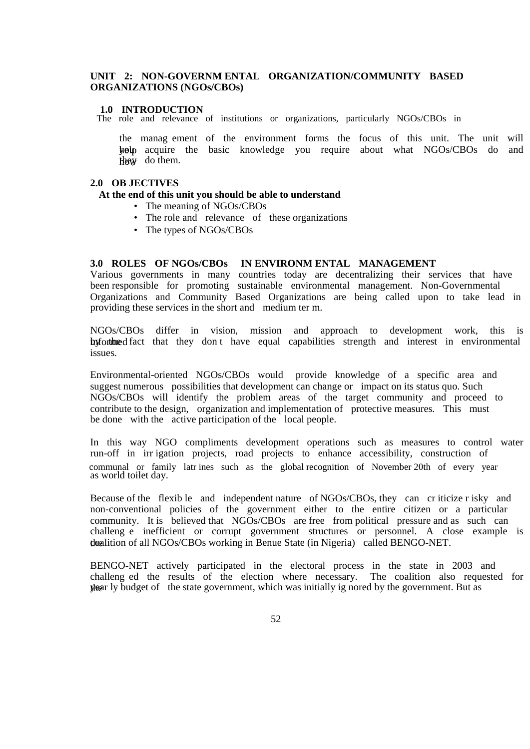## UNIT 2: NON-GOVERNMENTAL ORGANIZATION/COMMUNITY BASED ORGANIZATIONS (NGOs/CBOs)

### 1.0 INTRODUCTION

The role and relevance of institutions or organizations, particularly NGOs/CBOs in the management of the environment forms the focus of this unit. The unit will help you acquire the basic knowledge you require about what NGOs/CBOs do and how they do them.

### 2.0 OBJECTIVES

**At the end of this unit you should be able to understand**

- The meaning of NGOs/CBOs
- The role and relevance of these organizations
- The types of NGOs/CBOs

### 3.0 ROLES OF NGOs/CBOs IN ENVIRONMENTAL MANAGEMENT

Various governments in many countries today are decentralizing their services that have been responsible for promoting sustainable environmental management. Non-Governmental Organizations and Community Based Organizations are being called upon to take lead in providing these services in the short and medium term.

NGOs/CBOs differ in vision, mission and approach to development work, this is informed by the fact that they don t have equal capabilities strength and interest in environmental issues.

Environmental-oriented NGOs/CBOs would provide knowledge of a specific area and suggest numerous possibilities that development can change or impact on its status quo. Such NGOs/CBOs will identify the problem areas of the target community and proceed to contribute to the design, organization and implementation of protective measures. This must be done with the active participation of the local people.

In this way NGO compliments development operations such as measures to control water run-off in irrigation projects, road projects to enhance accessibility, construction of communal or family latrines such as the global recognition of November 20th of every year as world toilet day.

Because of the flexible and independent nature of NGOs/CBOs, they can criticize risky and non-conventional policies of the government either to the entire citizen or a particular community. It is believed that NGOs/CBOs are free from political pressure and as such can challenge inefficient or corrupt government structures or personnel. A close example is the coalition of all NGOs/CBOs working in Benue State (in Nigeria) called BENGO-NET.

BENGO-NET actively participated in the electoral process in the state in 2003 and challenged the results of the election where necessary. The coalition also requested for the yearly budget of the state government, which was initially ignored by the government. But as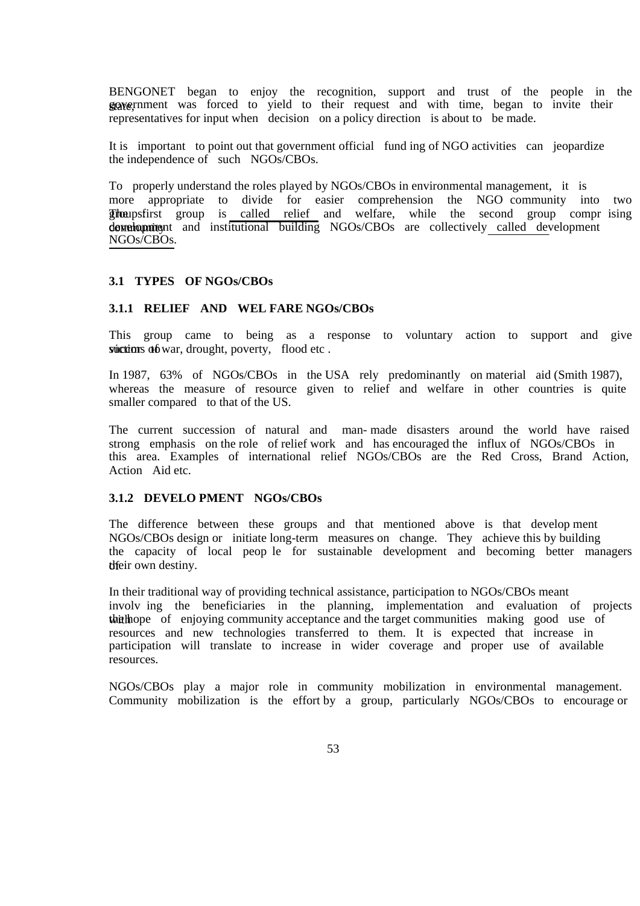BENGONET began to enjoy the recognition, support and trust of the people in the state, government was forced to yield to their request and with time, began to invite their representatives for input when decision on a policy direction is about to be made.

It is important to point out that government official funding of NGO activities can jeopardize the independence of such NGOs/CBOs.

To properly understand the roles played by NGOs/CBOs in environmental management, it is more appropriate to divide for easier comprehension the NGO community into two groups. The first group is called relief and welfare, while the second group comprising community development and institutional building NGOs/CBOs are collectively called development NGOs/CBOs.

### 3.1 TYPES OF NGOs/CBOs

#### 3.1.1 RELIEF AND WELFARE NGOs/CBOs

This group came to being as a response to voluntary action to support and give succor to victims of war, drought, poverty, flood etc .

In 1987, 63% of NGOs/CBOs in the USA rely predominantly on material aid (Smith 1987), whereas the measure of resource given to relief and welfare in other countries is quite smaller compared to that of the US.

The current succession of natural and man-made disasters around the world have raised strong emphasis on the role of relief work and has encouraged the influx of NGOs/CBOs in this area. Examples of international relief NGOs/CBOs are the Red Cross, Brand Action, Action Aid etc.

#### 3.1.2 DEVELOPMENT NGOs/CBOs

The difference between these groups and that mentioned above is that development NGOs/CBOs design or initiate long-term measures on change. They achieve this by building the capacity of local people for sustainable development and becoming better managers of their own destiny.

In their traditional way of providing technical assistance, participation to NGOs/CBOs meant involving the beneficiaries in the planning, implementation and evaluation of projects with the hope of enjoying community acceptance and the target communities making good use of resources and new technologies transferred to them. It is expected that increase in participation will translate to increase in wider coverage and proper use of available resources.

NGOs/CBOs play a major role in community mobilization in environmental management. Community mobilization is the effort by a group, particularly NGOs/CBOs to encourage or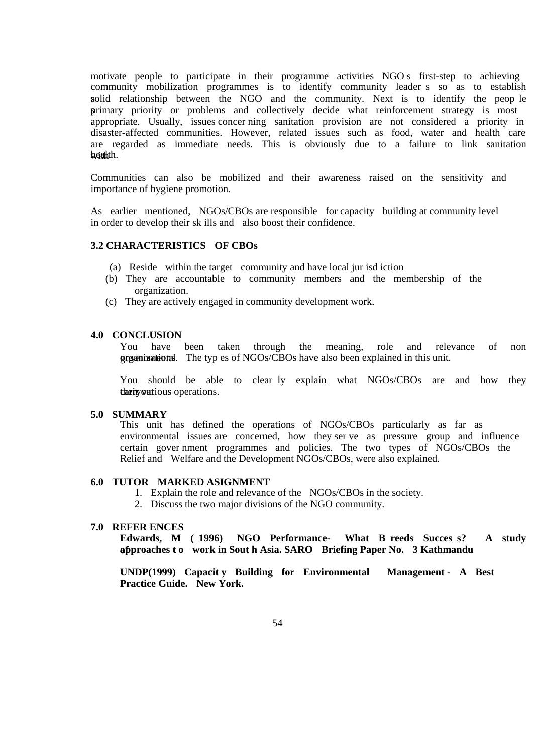motivate people to participate in their programme activities NGOs first-step to achieving community mobilization programmes is to identify community leaders so as to establish a solid relationship between the NGO and the community. Next is to identify the peoples primary priority or problems and collectively decide what reinforcement strategy is most appropriate. Usually, issues concerning sanitation provision are not considered a priority in disaster-affected communities. However, related issues such as food, water and health care are regarded as immediate needs. This is obviously due to a failure to link sanitation with health.

Communities can also be mobilized and their awareness raised on the sensitivity and importance of hygiene promotion.

As earlier mentioned, NGOs/CBOs are responsible for capacity building at community level in order to develop their skills and also boost their confidence.

### 3.2 CHARACTERISTICS OF CBOs

(a) Reside within the target community and have local jurisdiction
(b) They are accountable to community members and the membership of the organization.
(c) They are actively engaged in community development work.

## 4.0 CONCLUSION

You have been taken through the meaning, role and relevance of non governmental organizations. The types of NGOs/CBOs have also been explained in this unit.

You should be able to clearly explain what NGOs/CBOs are and how they carry out their various operations.

## 5.0 SUMMARY

This unit has defined the operations of NGOs/CBOs particularly as far as environmental issues are concerned, how they serve as pressure group and influence certain government programmes and policies. The two types of NGOs/CBOs the Relief and Welfare and the Development NGOs/CBOs, were also explained.

## 6.0 TUTOR MARKED ASIGNMENT

1. Explain the role and relevance of the NGOs/CBOs in the society.
2. Discuss the two major divisions of the NGO community.

## 7.0 REFERENCES

**Edwards, M (1996) NGO Performance- What Breeds Success? A study of approaches to work in South Asia. SARO Briefing Paper No. 3 Kathmandu**

**UNDP(1999) Capacity Building for Environmental Management - A Best Practice Guide. New York.**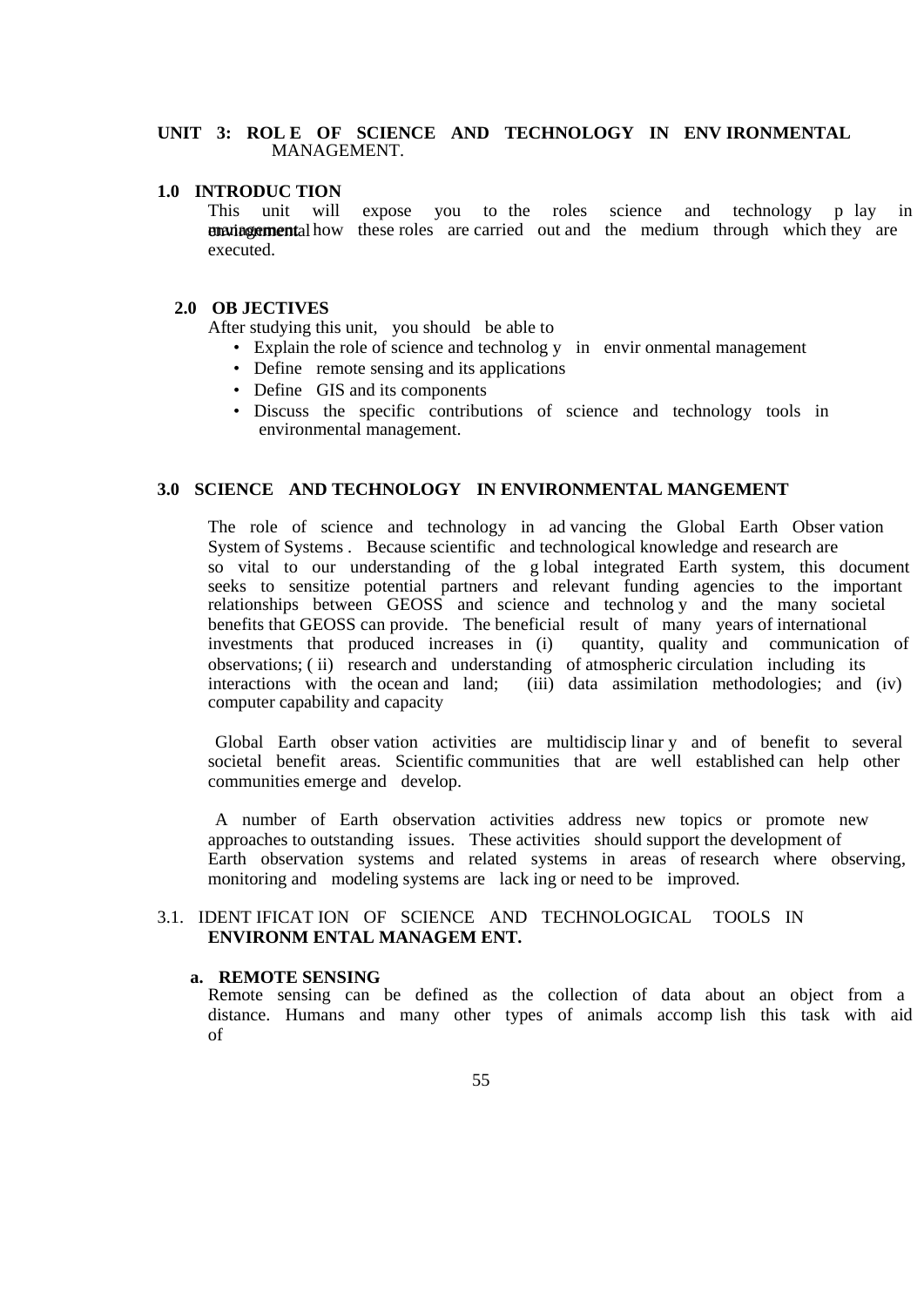## UNIT 3: ROLE OF SCIENCE AND TECHNOLOGY IN ENVIRONMENTAL MANAGEMENT.

### 1.0 INTRODUCTION

This unit will expose you to the roles science and technology play in environmental management, how these roles are carried out and the medium through which they are executed.

### 2.0 OBJECTIVES

After studying this unit, you should be able to

- Explain the role of science and technology in environmental management
- Define remote sensing and its applications
- Define GIS and its components
- Discuss the specific contributions of science and technology tools in environmental management.

### 3.0 SCIENCE AND TECHNOLOGY IN ENVIRONMENTAL MANGEMENT

The role of science and technology in advancing the Global Earth Observation System of Systems. Because scientific and technological knowledge and research are so vital to our understanding of the global integrated Earth system, this document seeks to sensitize potential partners and relevant funding agencies to the important relationships between GEOSS and science and technology and the many societal benefits that GEOSS can provide. The beneficial result of many years of international investments that produced increases in (i) quantity, quality and communication of observations; (ii) research and understanding of atmospheric circulation including its interactions with the ocean and land; (iii) data assimilation methodologies; and (iv) computer capability and capacity

Global Earth observation activities are multidisciplinary and of benefit to several societal benefit areas. Scientific communities that are well established can help other communities emerge and develop.

A number of Earth observation activities address new topics or promote new approaches to outstanding issues. These activities should support the development of Earth observation systems and related systems in areas of research where observing, monitoring and modeling systems are lacking or need to be improved.

### 3.1. IDENTIFICATION OF SCIENCE AND TECHNOLOGICAL TOOLS IN ENVIRONMENTAL MANAGEMENT.

#### a. REMOTE SENSING

Remote sensing can be defined as the collection of data about an object from a distance. Humans and many other types of animals accomplish this task with aid of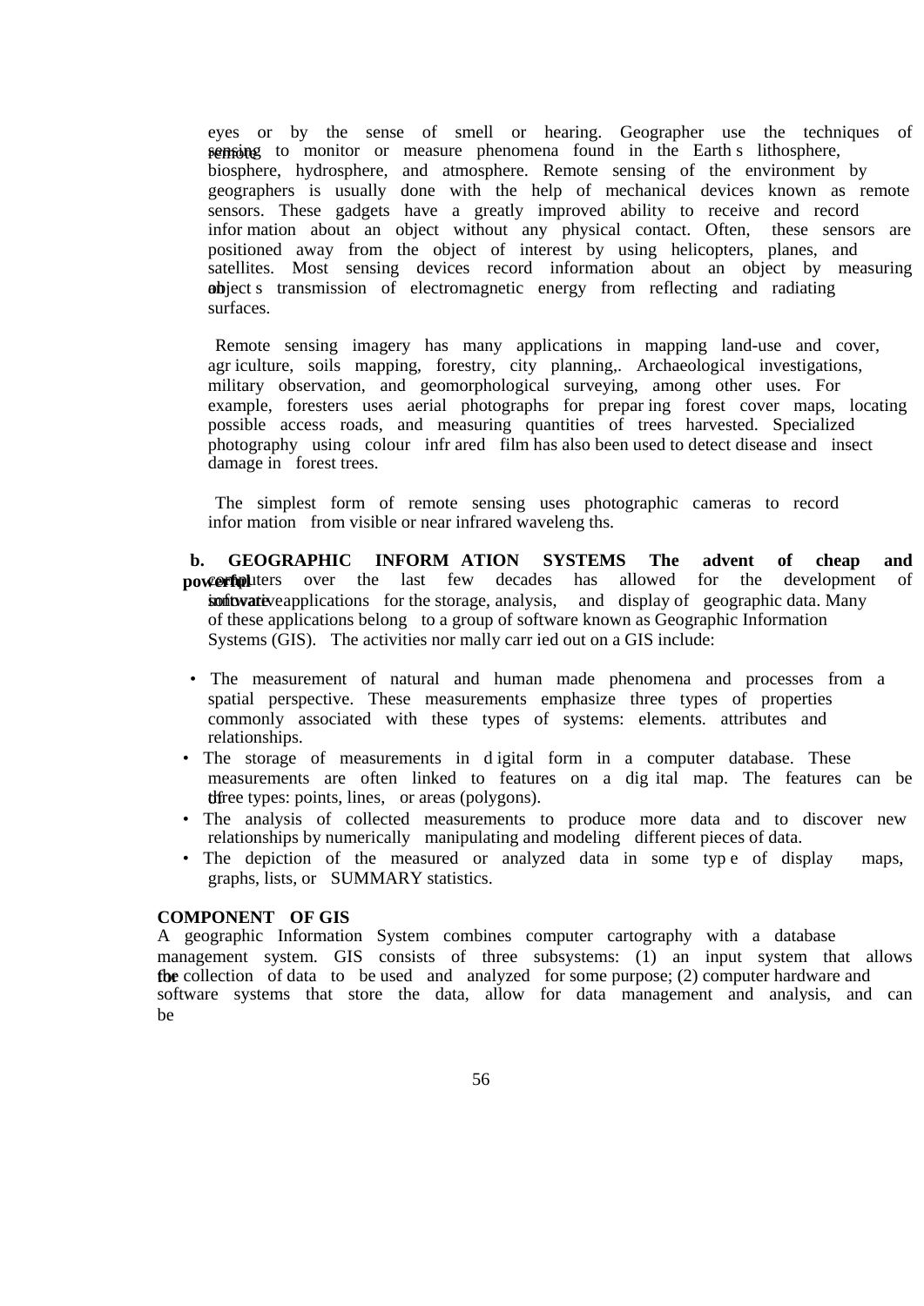eyes or by the sense of smell or hearing. Geographer use the techniques of remote sensing to monitor or measure phenomena found in the Earth s lithosphere, biosphere, hydrosphere, and atmosphere. Remote sensing of the environment by geographers is usually done with the help of mechanical devices known as remote sensors. These gadgets have a greatly improved ability to receive and record infor mation about an object without any physical contact. Often, these sensors are positioned away from the object of interest by using helicopters, planes, and satellites. Most sensing devices record information about an object by measuring an object s transmission of electromagnetic energy from reflecting and radiating surfaces.

Remote sensing imagery has many applications in mapping land-use and cover, agr iculture, soils mapping, forestry, city planning,. Archaeological investigations, military observation, and geomorphological surveying, among other uses. For example, foresters uses aerial photographs for prepar ing forest cover maps, locating possible access roads, and measuring quantities of trees harvested. Specialized photography using colour infr ared film has also been used to detect disease and insect damage in forest trees.

The simplest form of remote sensing uses photographic cameras to record infor mation from visible or near infrared waveleng ths.

**b. GEOGRAPHIC INFORM ATION SYSTEMS** The advent of cheap and **powerful** computers over the last few decades has allowed for the development of innovative software applications for the storage, analysis, and display of geographic data. Many of these applications belong to a group of software known as Geographic Information Systems (GIS). The activities nor mally carr ied out on a GIS include:

- The measurement of natural and human made phenomena and processes from a spatial perspective. These measurements emphasize three types of properties commonly associated with these types of systems: elements. attributes and relationships.
- The storage of measurements in d igital form in a computer database. These measurements are often linked to features on a dig ital map. The features can be of three types: points, lines, or areas (polygons).
- The analysis of collected measurements to produce more data and to discover new relationships by numerically manipulating and modeling different pieces of data.
- The depiction of the measured or analyzed data in some typ e of display maps, graphs, lists, or SUMMARY statistics.

**COMPONENT OF GIS**

A geographic Information System combines computer cartography with a database management system. GIS consists of three subsystems: (1) an input system that allows for the collection of data to be used and analyzed for some purpose; (2) computer hardware and software systems that store the data, allow for data management and analysis, and can be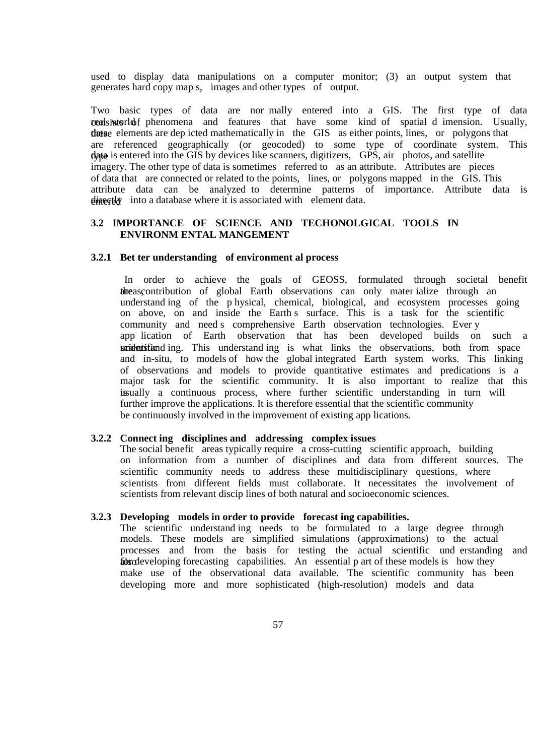used to display data manipulations on a computer monitor; (3) an output system that generates hard copy maps, images and other types of output.

Two basic types of data are normally entered into a GIS. The first type of data consists of real world phenomena and features that have some kind of spatial dimension. Usually, these data elements are depicted mathematically in the GIS as either points, lines, or polygons that are referenced geographically (or geocoded) to some type of coordinate system. This type data is entered into the GIS by devices like scanners, digitizers, GPS, air photos, and satellite imagery. The other type of data is sometimes referred to as an attribute. Attributes are pieces of data that are connected or related to the points, lines, or polygons mapped in the GIS. This attribute data can be analyzed to determine patterns of importance. Attribute data is entered directly into a database where it is associated with element data.

## 3.2 IMPORTANCE OF SCIENCE AND TECHONOLGICAL TOOLS IN ENVIRONMENTAL MANGEMENT

### 3.2.1 Better understanding of environmental process

In order to achieve the goals of GEOSS, formulated through societal benefit areas, the contribution of global Earth observations can only materialize through an understanding of the physical, chemical, biological, and ecosystem processes going on above, on and inside the Earth s surface. This is a task for the scientific community and needs comprehensive Earth observation technologies. Every application of Earth observation that has been developed builds on such a scientific understanding. This understanding is what links the observations, both from space and in-situ, to models of how the global integrated Earth system works. This linking of observations and models to provide quantitative estimates and predications is a major task for the scientific community. It is also important to realize that this is usually a continuous process, where further scientific understanding in turn will further improve the applications. It is therefore essential that the scientific community be continuously involved in the improvement of existing applications.

### 3.2.2 Connecting disciplines and addressing complex issues

The social benefit areas typically require a cross-cutting scientific approach, building on information from a number of disciplines and data from different sources. The scientific community needs to address these multidisciplinary questions, where scientists from different fields must collaborate. It necessitates the involvement of scientists from relevant disciplines of both natural and socioeconomic sciences.

### 3.2.3 Developing models in order to provide forecasting capabilities.

The scientific understanding needs to be formulated to a large degree through models. These models are simplified simulations (approximations) to the actual processes and from the basis for testing the actual scientific understanding and also for developing forecasting capabilities. An essential part of these models is how they make use of the observational data available. The scientific community has been developing more and more sophisticated (high-resolution) models and data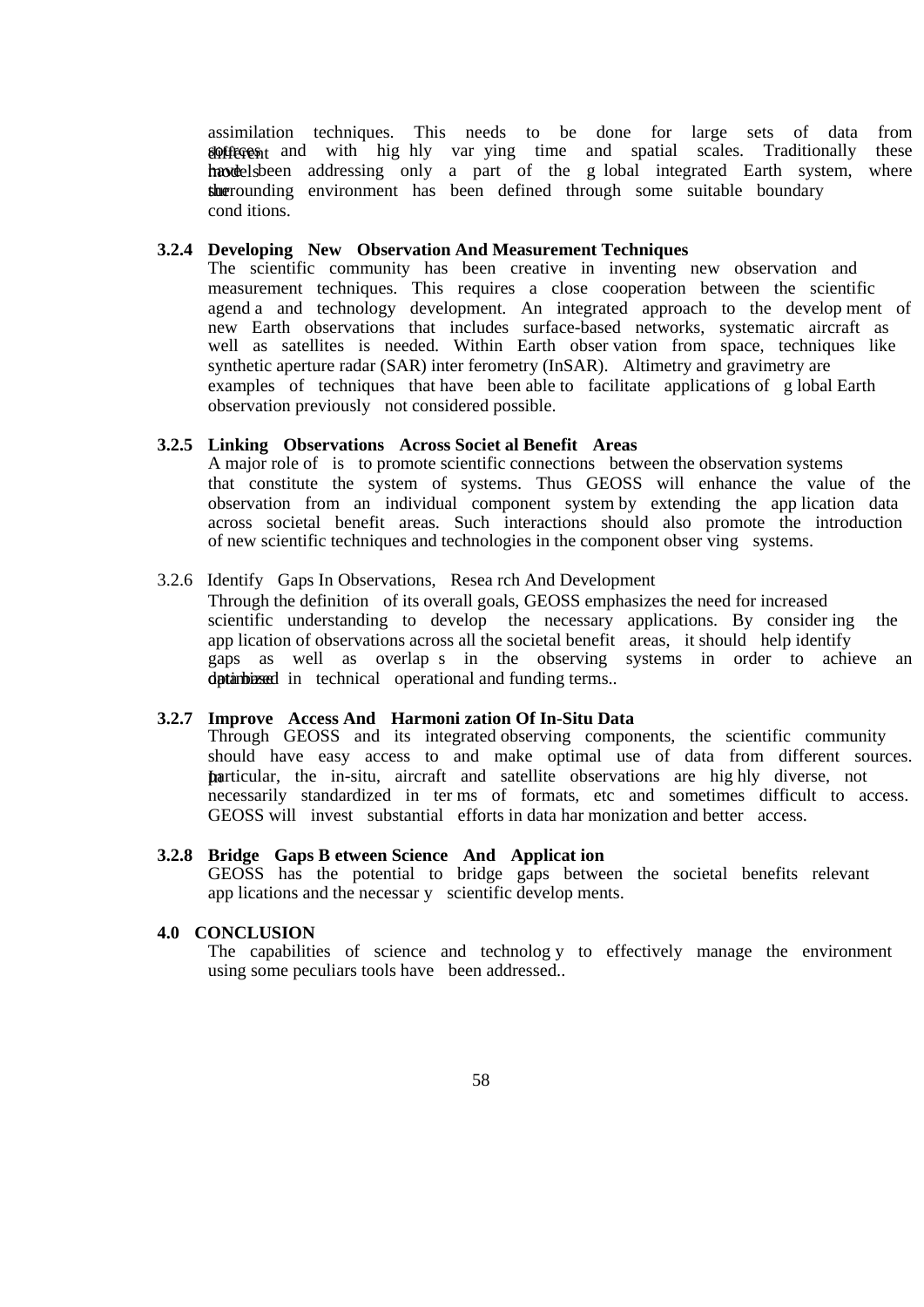assimilation techniques. This needs to be done for large sets of data from different sources and with highly varying time and spatial scales. Traditionally these models have been addressing only a part of the global integrated Earth system, where the surrounding environment has been defined through some suitable boundary conditions.

### 3.2.4 Developing New Observation And Measurement Techniques

The scientific community has been creative in inventing new observation and measurement techniques. This requires a close cooperation between the scientific agenda and technology development. An integrated approach to the development of new Earth observations that includes surface-based networks, systematic aircraft as well as satellites is needed. Within Earth observation from space, techniques like synthetic aperture radar (SAR) interferometry (InSAR). Altimetry and gravimetry are examples of techniques that have been able to facilitate applications of global Earth observation previously not considered possible.

### 3.2.5 Linking Observations Across Societal Benefit Areas

A major role of is to promote scientific connections between the observation systems that constitute the system of systems. Thus GEOSS will enhance the value of the observation from an individual component system by extending the application data across societal benefit areas. Such interactions should also promote the introduction of new scientific techniques and technologies in the component observing systems.

### 3.2.6 Identify Gaps In Observations, Research And Development

Through the definition of its overall goals, GEOSS emphasizes the need for increased scientific understanding to develop the necessary applications. By considering the application of observations across all the societal benefit areas, it should help identify gaps as well as overlaps in the observing systems in order to achieve an optimized database in technical operational and funding terms..

### 3.2.7 Improve Access And Harmonization Of In-Situ Data

Through GEOSS and its integrated observing components, the scientific community should have easy access to and make optimal use of data from different sources. In particular, the in-situ, aircraft and satellite observations are highly diverse, not necessarily standardized in terms of formats, etc and sometimes difficult to access. GEOSS will invest substantial efforts in data harmonization and better access.

### 3.2.8 Bridge Gaps Between Science And Application

GEOSS has the potential to bridge gaps between the societal benefits relevant applications and the necessary scientific developments.

## 4.0 CONCLUSION

The capabilities of science and technology to effectively manage the environment using some peculiars tools have been addressed..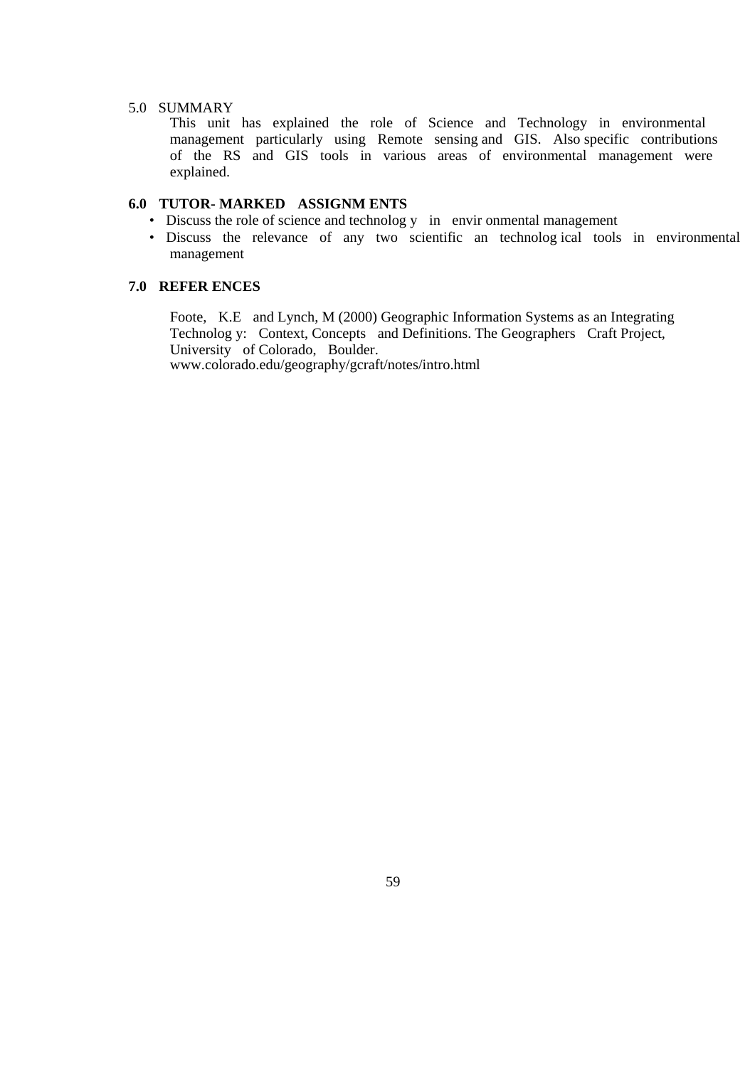## 5.0 SUMMARY

This unit has explained the role of Science and Technology in environmental management particularly using Remote sensing and GIS. Also specific contributions of the RS and GIS tools in various areas of environmental management were explained.

## 6.0 TUTOR- MARKED ASSIGNMENTS

- Discuss the role of science and technology in environmental management
- Discuss the relevance of any two scientific an technological tools in environmental management

## 7.0 REFERENCES

Foote, K.E and Lynch, M (2000) Geographic Information Systems as an Integrating Technology: Context, Concepts and Definitions. The Geographers Craft Project, University of Colorado, Boulder.
www.colorado.edu/geography/gcraft/notes/intro.html